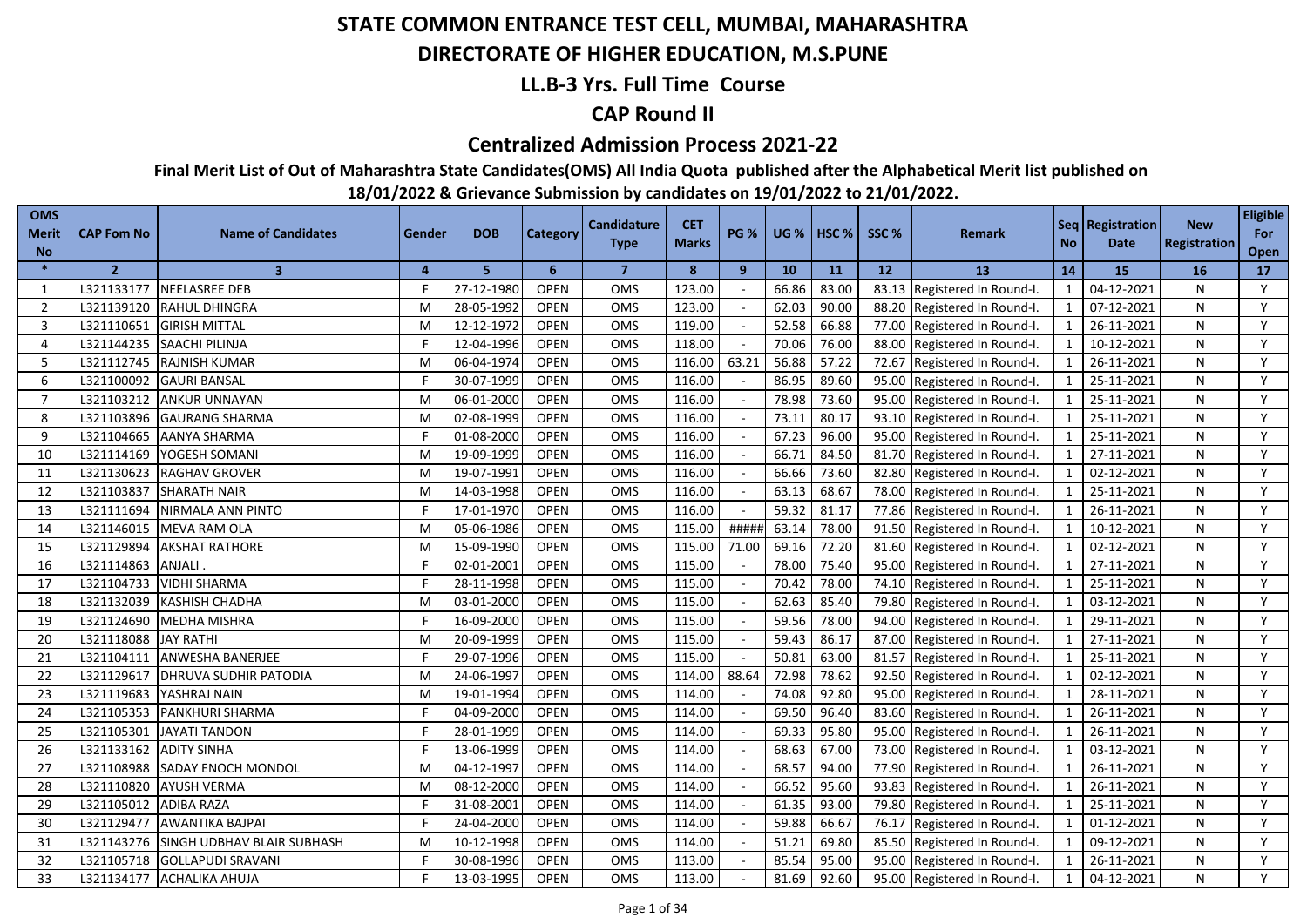# STATE COMMON ENTRANCE TEST CELL, MUMBAI, MAHARASHTRA

## DIRECTORATE OF HIGHER EDUCATION, M.S.PUNE

## LL.B-3 Yrs. Full Time Course

## CAP Round II

## Centralized Admission Process 2021-22

**Final Merit List of Out of Maharashtra State Candidates(OMS) All India Quota published after the Alphabetical Merit list published on 18/01/2022 & Grievance Submission by candidates on 19/01/2022 to 21/01/2022.**

| OMS Merit No | CAP Fom No | Name of Candidates | Gender | DOB | Category | Candidature Type | CET Marks | PG % | UG % | HSC % | SSC % | Remark | Seq No | Registration Date | New Registration | Eligible For Open |
|---|---|---|---|---|---|---|---|---|---|---|---|---|---|---|---|---|
| * | 2 | 3 | 4 | 5 | 6 | 7 | 8 | 9 | 10 | 11 | 12 | 13 | 14 | 15 | 16 | 17 |
| 1 | L321133177 | NEELASREE DEB | F | 27-12-1980 | OPEN | OMS | 123.00 | - | 66.86 | 83.00 | 83.13 | Registered In Round-I. | 1 | 04-12-2021 | N | Y |
| 2 | L321139120 | RAHUL DHINGRA | M | 28-05-1992 | OPEN | OMS | 123.00 | - | 62.03 | 90.00 | 88.20 | Registered In Round-I. | 1 | 07-12-2021 | N | Y |
| 3 | L321110651 | GIRISH MITTAL | M | 12-12-1972 | OPEN | OMS | 119.00 | - | 52.58 | 66.88 | 77.00 | Registered In Round-I. | 1 | 26-11-2021 | N | Y |
| 4 | L321144235 | SAACHI PILINJA | F | 12-04-1996 | OPEN | OMS | 118.00 | - | 70.06 | 76.00 | 88.00 | Registered In Round-I. | 1 | 10-12-2021 | N | Y |
| 5 | L321112745 | RAJNISH KUMAR | M | 06-04-1974 | OPEN | OMS | 116.00 | 63.21 | 56.88 | 57.22 | 72.67 | Registered In Round-I. | 1 | 26-11-2021 | N | Y |
| 6 | L321100092 | GAURI BANSAL | F | 30-07-1999 | OPEN | OMS | 116.00 | - | 86.95 | 89.60 | 95.00 | Registered In Round-I. | 1 | 25-11-2021 | N | Y |
| 7 | L321103212 | ANKUR UNNAYAN | M | 06-01-2000 | OPEN | OMS | 116.00 | - | 78.98 | 73.60 | 95.00 | Registered In Round-I. | 1 | 25-11-2021 | N | Y |
| 8 | L321103896 | GAURANG SHARMA | M | 02-08-1999 | OPEN | OMS | 116.00 | - | 73.11 | 80.17 | 93.10 | Registered In Round-I. | 1 | 25-11-2021 | N | Y |
| 9 | L321104665 | AANYA SHARMA | F | 01-08-2000 | OPEN | OMS | 116.00 | - | 67.23 | 96.00 | 95.00 | Registered In Round-I. | 1 | 25-11-2021 | N | Y |
| 10 | L321114169 | YOGESH SOMANI | M | 19-09-1999 | OPEN | OMS | 116.00 | - | 66.71 | 84.50 | 81.70 | Registered In Round-I. | 1 | 27-11-2021 | N | Y |
| 11 | L321130623 | RAGHAV GROVER | M | 19-07-1991 | OPEN | OMS | 116.00 | - | 66.66 | 73.60 | 82.80 | Registered In Round-I. | 1 | 02-12-2021 | N | Y |
| 12 | L321103837 | SHARATH NAIR | M | 14-03-1998 | OPEN | OMS | 116.00 | - | 63.13 | 68.67 | 78.00 | Registered In Round-I. | 1 | 25-11-2021 | N | Y |
| 13 | L321111694 | NIRMALA ANN PINTO | F | 17-01-1970 | OPEN | OMS | 116.00 | - | 59.32 | 81.17 | 77.86 | Registered In Round-I. | 1 | 26-11-2021 | N | Y |
| 14 | L321146015 | MEVA RAM OLA | M | 05-06-1986 | OPEN | OMS | 115.00 | ##### | 63.14 | 78.00 | 91.50 | Registered In Round-I. | 1 | 10-12-2021 | N | Y |
| 15 | L321129894 | AKSHAT RATHORE | M | 15-09-1990 | OPEN | OMS | 115.00 | 71.00 | 69.16 | 72.20 | 81.60 | Registered In Round-I. | 1 | 02-12-2021 | N | Y |
| 16 | L321114863 | ANJALI . | F | 02-01-2001 | OPEN | OMS | 115.00 | - | 78.00 | 75.40 | 95.00 | Registered In Round-I. | 1 | 27-11-2021 | N | Y |
| 17 | L321104733 | VIDHI SHARMA | F | 28-11-1998 | OPEN | OMS | 115.00 | - | 70.42 | 78.00 | 74.10 | Registered In Round-I. | 1 | 25-11-2021 | N | Y |
| 18 | L321132039 | KASHISH CHADHA | M | 03-01-2000 | OPEN | OMS | 115.00 | - | 62.63 | 85.40 | 79.80 | Registered In Round-I. | 1 | 03-12-2021 | N | Y |
| 19 | L321124690 | MEDHA MISHRA | F | 16-09-2000 | OPEN | OMS | 115.00 | - | 59.56 | 78.00 | 94.00 | Registered In Round-I. | 1 | 29-11-2021 | N | Y |
| 20 | L321118088 | JAY RATHI | M | 20-09-1999 | OPEN | OMS | 115.00 | - | 59.43 | 86.17 | 87.00 | Registered In Round-I. | 1 | 27-11-2021 | N | Y |
| 21 | L321104111 | ANWESHA BANERJEE | F | 29-07-1996 | OPEN | OMS | 115.00 | - | 50.81 | 63.00 | 81.57 | Registered In Round-I. | 1 | 25-11-2021 | N | Y |
| 22 | L321129617 | DHRUVA SUDHIR PATODIA | M | 24-06-1997 | OPEN | OMS | 114.00 | 88.64 | 72.98 | 78.62 | 92.50 | Registered In Round-I. | 1 | 02-12-2021 | N | Y |
| 23 | L321119683 | YASHRAJ NAIN | M | 19-01-1994 | OPEN | OMS | 114.00 | - | 74.08 | 92.80 | 95.00 | Registered In Round-I. | 1 | 28-11-2021 | N | Y |
| 24 | L321105353 | PANKHURI SHARMA | F | 04-09-2000 | OPEN | OMS | 114.00 | - | 69.50 | 96.40 | 83.60 | Registered In Round-I. | 1 | 26-11-2021 | N | Y |
| 25 | L321105301 | JAYATI TANDON | F | 28-01-1999 | OPEN | OMS | 114.00 | - | 69.33 | 95.80 | 95.00 | Registered In Round-I. | 1 | 26-11-2021 | N | Y |
| 26 | L321133162 | ADITY SINHA | F | 13-06-1999 | OPEN | OMS | 114.00 | - | 68.63 | 67.00 | 73.00 | Registered In Round-I. | 1 | 03-12-2021 | N | Y |
| 27 | L321108988 | SADAY ENOCH MONDOL | M | 04-12-1997 | OPEN | OMS | 114.00 | - | 68.57 | 94.00 | 77.90 | Registered In Round-I. | 1 | 26-11-2021 | N | Y |
| 28 | L321110820 | AYUSH VERMA | M | 08-12-2000 | OPEN | OMS | 114.00 | - | 66.52 | 95.60 | 93.83 | Registered In Round-I. | 1 | 26-11-2021 | N | Y |
| 29 | L321105012 | ADIBA RAZA | F | 31-08-2001 | OPEN | OMS | 114.00 | - | 61.35 | 93.00 | 79.80 | Registered In Round-I. | 1 | 25-11-2021 | N | Y |
| 30 | L321129477 | AWANTIKA BAJPAI | F | 24-04-2000 | OPEN | OMS | 114.00 | - | 59.88 | 66.67 | 76.17 | Registered In Round-I. | 1 | 01-12-2021 | N | Y |
| 31 | L321143276 | SINGH UDBHAV BLAIR SUBHASH | M | 10-12-1998 | OPEN | OMS | 114.00 | - | 51.21 | 69.80 | 85.50 | Registered In Round-I. | 1 | 09-12-2021 | N | Y |
| 32 | L321105718 | GOLLAPUDI SRAVANI | F | 30-08-1996 | OPEN | OMS | 113.00 | - | 85.54 | 95.00 | 95.00 | Registered In Round-I. | 1 | 26-11-2021 | N | Y |
| 33 | L321134177 | ACHALIKA AHUJA | F | 13-03-1995 | OPEN | OMS | 113.00 | - | 81.69 | 92.60 | 95.00 | Registered In Round-I. | 1 | 04-12-2021 | N | Y |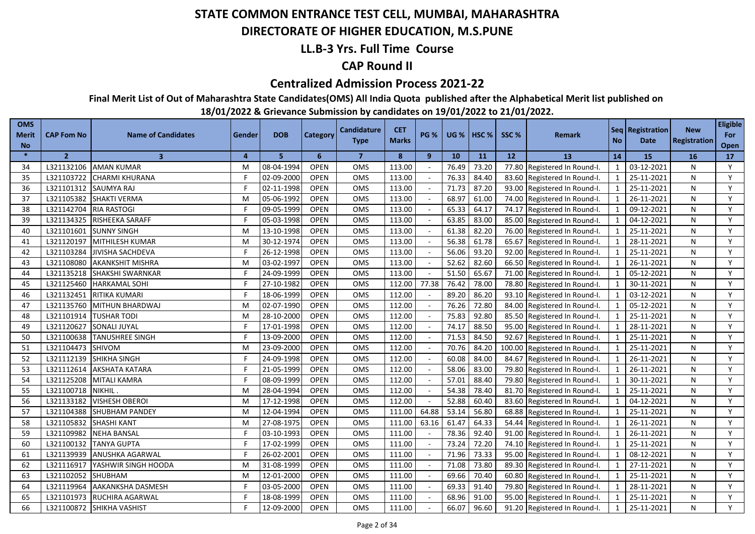# STATE COMMON ENTRANCE TEST CELL, MUMBAI, MAHARASHTRA

## DIRECTORATE OF HIGHER EDUCATION, M.S.PUNE

### LL.B-3 Yrs. Full Time Course

### CAP Round II

### Centralized Admission Process 2021-22

**Final Merit List of Out of Maharashtra State Candidates(OMS) All India Quota published after the Alphabetical Merit list published on 18/01/2022 & Grievance Submission by candidates on 19/01/2022 to 21/01/2022.**

| OMS Merit No | CAP Fom No | Name of Candidates | Gender | DOB | Category | Candidature Type | CET Marks | PG % | UG % | HSC % | SSC % | Remark | Seq No | Registration Date | New Registration | Eligible For Open |
|---|---|---|---|---|---|---|---|---|---|---|---|---|---|---|---|---|
| * | 2 | 3 | 4 | 5 | 6 | 7 | 8 | 9 | 10 | 11 | 12 | 13 | 14 | 15 | 16 | 17 |
| 34 | L321132106 | AMAN KUMAR | M | 08-04-1994 | OPEN | OMS | 113.00 | - | 76.49 | 73.20 | 77.80 | Registered In Round-I. | 1 | 03-12-2021 | N | Y |
| 35 | L321103722 | CHARMI KHURANA | F | 02-09-2000 | OPEN | OMS | 113.00 | - | 76.33 | 84.40 | 83.60 | Registered In Round-I. | 1 | 25-11-2021 | N | Y |
| 36 | L321101312 | SAUMYA RAJ | F | 02-11-1998 | OPEN | OMS | 113.00 | - | 71.73 | 87.20 | 93.00 | Registered In Round-I. | 1 | 25-11-2021 | N | Y |
| 37 | L321105382 | SHAKTI VERMA | M | 05-06-1992 | OPEN | OMS | 113.00 | - | 68.97 | 61.00 | 74.00 | Registered In Round-I. | 1 | 26-11-2021 | N | Y |
| 38 | L321142704 | RIA RASTOGI | F | 09-05-1999 | OPEN | OMS | 113.00 | - | 65.33 | 64.17 | 74.17 | Registered In Round-I. | 1 | 09-12-2021 | N | Y |
| 39 | L321134325 | RISHEEKA SARAFF | F | 05-03-1998 | OPEN | OMS | 113.00 | - | 63.85 | 83.00 | 85.00 | Registered In Round-I. | 1 | 04-12-2021 | N | Y |
| 40 | L321101601 | SUNNY SINGH | M | 13-10-1998 | OPEN | OMS | 113.00 | - | 61.38 | 82.20 | 76.00 | Registered In Round-I. | 1 | 25-11-2021 | N | Y |
| 41 | L321120197 | MITHILESH KUMAR | M | 30-12-1974 | OPEN | OMS | 113.00 | - | 56.38 | 61.78 | 65.67 | Registered In Round-I. | 1 | 28-11-2021 | N | Y |
| 42 | L321103284 | JIVISHA SACHDEVA | F | 26-12-1998 | OPEN | OMS | 113.00 | - | 56.06 | 93.20 | 92.00 | Registered In Round-I. | 1 | 25-11-2021 | N | Y |
| 43 | L321108080 | AKANKSHIT MISHRA | M | 03-02-1997 | OPEN | OMS | 113.00 | - | 52.62 | 82.60 | 66.50 | Registered In Round-I. | 1 | 26-11-2021 | N | Y |
| 44 | L321135218 | SHAKSHI SWARNKAR | F | 24-09-1999 | OPEN | OMS | 113.00 | - | 51.50 | 65.67 | 71.00 | Registered In Round-I. | 1 | 05-12-2021 | N | Y |
| 45 | L321125460 | HARKAMAL SOHI | F | 27-10-1982 | OPEN | OMS | 112.00 | 77.38 | 76.42 | 78.00 | 78.80 | Registered In Round-I. | 1 | 30-11-2021 | N | Y |
| 46 | L321132451 | RITIKA KUMARI | F | 18-06-1999 | OPEN | OMS | 112.00 | - | 89.20 | 86.20 | 93.10 | Registered In Round-I. | 1 | 03-12-2021 | N | Y |
| 47 | L321135760 | MITHUN BHARDWAJ | M | 02-07-1990 | OPEN | OMS | 112.00 | - | 76.26 | 72.80 | 84.00 | Registered In Round-I. | 1 | 05-12-2021 | N | Y |
| 48 | L321101914 | TUSHAR TODI | M | 28-10-2000 | OPEN | OMS | 112.00 | - | 75.83 | 92.80 | 85.50 | Registered In Round-I. | 1 | 25-11-2021 | N | Y |
| 49 | L321120627 | SONALI JUYAL | F | 17-01-1998 | OPEN | OMS | 112.00 | - | 74.17 | 88.50 | 95.00 | Registered In Round-I. | 1 | 28-11-2021 | N | Y |
| 50 | L321100638 | TANUSHREE SINGH | F | 13-09-2000 | OPEN | OMS | 112.00 | - | 71.53 | 84.50 | 92.67 | Registered In Round-I. | 1 | 25-11-2021 | N | Y |
| 51 | L321104473 | SHIVOM | M | 23-09-2000 | OPEN | OMS | 112.00 | - | 70.76 | 84.20 | 100.00 | Registered In Round-I. | 1 | 25-11-2021 | N | Y |
| 52 | L321112139 | SHIKHA SINGH | F | 24-09-1998 | OPEN | OMS | 112.00 | - | 60.08 | 84.00 | 84.67 | Registered In Round-I. | 1 | 26-11-2021 | N | Y |
| 53 | L321112614 | AKSHATA KATARA | F | 21-05-1999 | OPEN | OMS | 112.00 | - | 58.06 | 83.00 | 79.80 | Registered In Round-I. | 1 | 26-11-2021 | N | Y |
| 54 | L321125208 | MITALI KAMRA | F | 08-09-1999 | OPEN | OMS | 112.00 | - | 57.01 | 88.40 | 79.80 | Registered In Round-I. | 1 | 30-11-2021 | N | Y |
| 55 | L321100718 | NIKHIL . | M | 28-04-1994 | OPEN | OMS | 112.00 | - | 54.38 | 78.40 | 81.70 | Registered In Round-I. | 1 | 25-11-2021 | N | Y |
| 56 | L321133182 | VISHESH OBEROI | M | 17-12-1998 | OPEN | OMS | 112.00 | - | 52.88 | 60.40 | 83.60 | Registered In Round-I. | 1 | 04-12-2021 | N | Y |
| 57 | L321104388 | SHUBHAM PANDEY | M | 12-04-1994 | OPEN | OMS | 111.00 | 64.88 | 53.14 | 56.80 | 68.88 | Registered In Round-I. | 1 | 25-11-2021 | N | Y |
| 58 | L321105832 | SHASHI KANT | M | 27-08-1975 | OPEN | OMS | 111.00 | 63.16 | 61.47 | 64.33 | 54.44 | Registered In Round-I. | 1 | 26-11-2021 | N | Y |
| 59 | L321109982 | NEHA BANSAL | F | 03-10-1993 | OPEN | OMS | 111.00 | - | 78.36 | 92.40 | 91.00 | Registered In Round-I. | 1 | 26-11-2021 | N | Y |
| 60 | L321100132 | TANYA GUPTA | F | 17-02-1999 | OPEN | OMS | 111.00 | - | 73.24 | 72.20 | 74.10 | Registered In Round-I. | 1 | 25-11-2021 | N | Y |
| 61 | L321139939 | ANUSHKA AGARWAL | F | 26-02-2001 | OPEN | OMS | 111.00 | - | 71.96 | 73.33 | 95.00 | Registered In Round-I. | 1 | 08-12-2021 | N | Y |
| 62 | L321116917 | YASHWIR SINGH HOODA | M | 31-08-1999 | OPEN | OMS | 111.00 | - | 71.08 | 73.80 | 89.30 | Registered In Round-I. | 1 | 27-11-2021 | N | Y |
| 63 | L321102052 | SHUBHAM | M | 12-01-2000 | OPEN | OMS | 111.00 | - | 69.66 | 70.40 | 60.80 | Registered In Round-I. | 1 | 25-11-2021 | N | Y |
| 64 | L321119964 | AAKANKSHA DASMESH | F | 03-05-2000 | OPEN | OMS | 111.00 | - | 69.33 | 91.40 | 79.80 | Registered In Round-I. | 1 | 28-11-2021 | N | Y |
| 65 | L321101973 | RUCHIRA AGARWAL | F | 18-08-1999 | OPEN | OMS | 111.00 | - | 68.96 | 91.00 | 95.00 | Registered In Round-I. | 1 | 25-11-2021 | N | Y |
| 66 | L321100872 | SHIKHA VASHIST | F | 12-09-2000 | OPEN | OMS | 111.00 | - | 66.07 | 96.60 | 91.20 | Registered In Round-I. | 1 | 25-11-2021 | N | Y |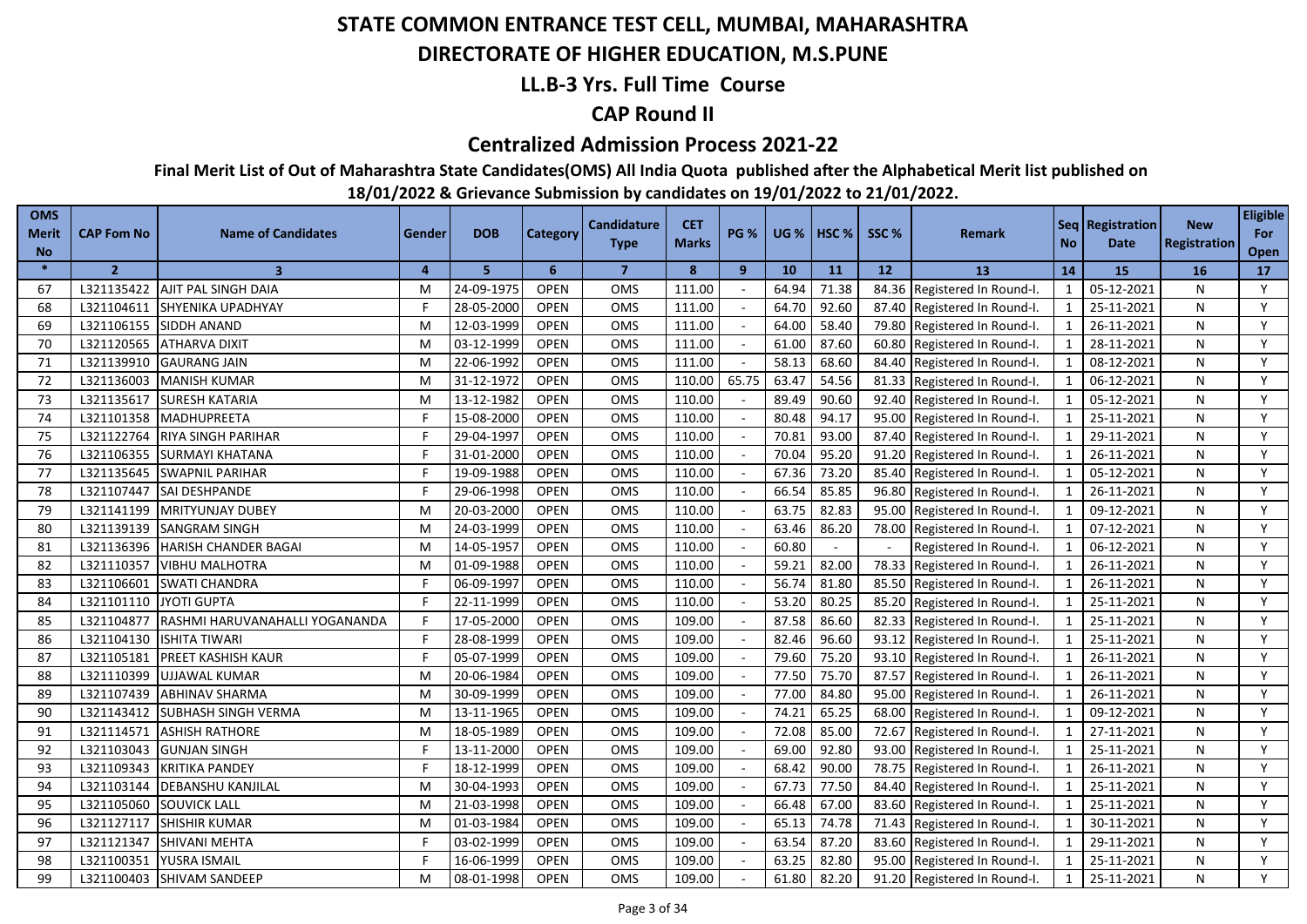# STATE COMMON ENTRANCE TEST CELL, MUMBAI, MAHARASHTRA

## DIRECTORATE OF HIGHER EDUCATION, M.S.PUNE

### LL.B-3 Yrs. Full Time Course

### CAP Round II

### Centralized Admission Process 2021-22

**Final Merit List of Out of Maharashtra State Candidates(OMS) All India Quota published after the Alphabetical Merit list published on 18/01/2022 & Grievance Submission by candidates on 19/01/2022 to 21/01/2022.**

| OMS Merit No | CAP Fom No | Name of Candidates | Gender | DOB | Category | Candidature Type | CET Marks | PG % | UG % | HSC % | SSC % | Remark | Seq No | Registration Date | New Registration | Eligible For Open |
|---|---|---|---|---|---|---|---|---|---|---|---|---|---|---|---|---|
| * | 2 | 3 | 4 | 5 | 6 | 7 | 8 | 9 | 10 | 11 | 12 | 13 | 14 | 15 | 16 | 17 |
| 67 | L321135422 | AJIT PAL SINGH DAIA | M | 24-09-1975 | OPEN | OMS | 111.00 | - | 64.94 | 71.38 | 84.36 | Registered In Round-I. | 1 | 05-12-2021 | N | Y |
| 68 | L321104611 | SHYENIKA UPADHYAY | F | 28-05-2000 | OPEN | OMS | 111.00 | - | 64.70 | 92.60 | 87.40 | Registered In Round-I. | 1 | 25-11-2021 | N | Y |
| 69 | L321106155 | SIDDH ANAND | M | 12-03-1999 | OPEN | OMS | 111.00 | - | 64.00 | 58.40 | 79.80 | Registered In Round-I. | 1 | 26-11-2021 | N | Y |
| 70 | L321120565 | ATHARVA DIXIT | M | 03-12-1999 | OPEN | OMS | 111.00 | - | 61.00 | 87.60 | 60.80 | Registered In Round-I. | 1 | 28-11-2021 | N | Y |
| 71 | L321139910 | GAURANG JAIN | M | 22-06-1992 | OPEN | OMS | 111.00 | - | 58.13 | 68.60 | 84.40 | Registered In Round-I. | 1 | 08-12-2021 | N | Y |
| 72 | L321136003 | MANISH KUMAR | M | 31-12-1972 | OPEN | OMS | 110.00 | 65.75 | 63.47 | 54.56 | 81.33 | Registered In Round-I. | 1 | 06-12-2021 | N | Y |
| 73 | L321135617 | SURESH KATARIA | M | 13-12-1982 | OPEN | OMS | 110.00 | - | 89.49 | 90.60 | 92.40 | Registered In Round-I. | 1 | 05-12-2021 | N | Y |
| 74 | L321101358 | MADHUPREETA | F | 15-08-2000 | OPEN | OMS | 110.00 | - | 80.48 | 94.17 | 95.00 | Registered In Round-I. | 1 | 25-11-2021 | N | Y |
| 75 | L321122764 | RIYA SINGH PARIHAR | F | 29-04-1997 | OPEN | OMS | 110.00 | - | 70.81 | 93.00 | 87.40 | Registered In Round-I. | 1 | 29-11-2021 | N | Y |
| 76 | L321106355 | SURMAYI KHATANA | F | 31-01-2000 | OPEN | OMS | 110.00 | - | 70.04 | 95.20 | 91.20 | Registered In Round-I. | 1 | 26-11-2021 | N | Y |
| 77 | L321135645 | SWAPNIL PARIHAR | F | 19-09-1988 | OPEN | OMS | 110.00 | - | 67.36 | 73.20 | 85.40 | Registered In Round-I. | 1 | 05-12-2021 | N | Y |
| 78 | L321107447 | SAI DESHPANDE | F | 29-06-1998 | OPEN | OMS | 110.00 | - | 66.54 | 85.85 | 96.80 | Registered In Round-I. | 1 | 26-11-2021 | N | Y |
| 79 | L321141199 | MRITYUNJAY DUBEY | M | 20-03-2000 | OPEN | OMS | 110.00 | - | 63.75 | 82.83 | 95.00 | Registered In Round-I. | 1 | 09-12-2021 | N | Y |
| 80 | L321139139 | SANGRAM SINGH | M | 24-03-1999 | OPEN | OMS | 110.00 | - | 63.46 | 86.20 | 78.00 | Registered In Round-I. | 1 | 07-12-2021 | N | Y |
| 81 | L321136396 | HARISH CHANDER BAGAI | M | 14-05-1957 | OPEN | OMS | 110.00 | - | 60.80 | - | - | Registered In Round-I. | 1 | 06-12-2021 | N | Y |
| 82 | L321110357 | VIBHU MALHOTRA | M | 01-09-1998 | OPEN | OMS | 110.00 | - | 59.21 | 82.00 | 78.33 | Registered In Round-I. | 1 | 26-11-2021 | N | Y |
| 83 | L321106601 | SWATI CHANDRA | F | 06-09-1997 | OPEN | OMS | 110.00 | - | 56.74 | 81.80 | 85.50 | Registered In Round-I. | 1 | 26-11-2021 | N | Y |
| 84 | L321101110 | JYOTI GUPTA | F | 22-11-1999 | OPEN | OMS | 110.00 | - | 53.20 | 80.25 | 85.20 | Registered In Round-I. | 1 | 25-11-2021 | N | Y |
| 85 | L321104877 | RASHMI HARUVANAHALLI YOGANANDA | F | 17-05-2000 | OPEN | OMS | 109.00 | - | 87.58 | 86.60 | 82.33 | Registered In Round-I. | 1 | 25-11-2021 | N | Y |
| 86 | L321104130 | ISHITA TIWARI | F | 28-08-1999 | OPEN | OMS | 109.00 | - | 82.46 | 96.60 | 93.12 | Registered In Round-I. | 1 | 25-11-2021 | N | Y |
| 87 | L321105181 | PREET KASHISH KAUR | F | 05-07-1999 | OPEN | OMS | 109.00 | - | 79.60 | 75.20 | 93.10 | Registered In Round-I. | 1 | 26-11-2021 | N | Y |
| 88 | L321110399 | UJJAWAL KUMAR | M | 20-06-1984 | OPEN | OMS | 109.00 | - | 77.50 | 75.70 | 87.57 | Registered In Round-I. | 1 | 26-11-2021 | N | Y |
| 89 | L321107439 | ABHINAV SHARMA | M | 30-09-1999 | OPEN | OMS | 109.00 | - | 77.00 | 84.80 | 95.00 | Registered In Round-I. | 1 | 26-11-2021 | N | Y |
| 90 | L321143412 | SUBHASH SINGH VERMA | M | 13-11-1965 | OPEN | OMS | 109.00 | - | 74.21 | 65.25 | 68.00 | Registered In Round-I. | 1 | 09-12-2021 | N | Y |
| 91 | L321114571 | ASHISH RATHORE | M | 18-05-1989 | OPEN | OMS | 109.00 | - | 72.08 | 85.00 | 72.67 | Registered In Round-I. | 1 | 27-11-2021 | N | Y |
| 92 | L321103043 | GUNJAN SINGH | F | 13-11-2000 | OPEN | OMS | 109.00 | - | 69.00 | 92.80 | 93.00 | Registered In Round-I. | 1 | 25-11-2021 | N | Y |
| 93 | L321109343 | KRITIKA PANDEY | F | 18-12-1999 | OPEN | OMS | 109.00 | - | 68.42 | 90.00 | 78.75 | Registered In Round-I. | 1 | 26-11-2021 | N | Y |
| 94 | L321103144 | DEBANSHU KANJILAL | M | 30-04-1993 | OPEN | OMS | 109.00 | - | 67.73 | 77.50 | 84.40 | Registered In Round-I. | 1 | 25-11-2021 | N | Y |
| 95 | L321105060 | SOUVICK LALL | M | 21-03-1998 | OPEN | OMS | 109.00 | - | 66.48 | 67.00 | 83.60 | Registered In Round-I. | 1 | 25-11-2021 | N | Y |
| 96 | L321127117 | SHISHIR KUMAR | M | 01-03-1984 | OPEN | OMS | 109.00 | - | 65.13 | 74.78 | 71.43 | Registered In Round-I. | 1 | 30-11-2021 | N | Y |
| 97 | L321121347 | SHIVANI MEHTA | F | 03-02-1999 | OPEN | OMS | 109.00 | - | 63.54 | 87.20 | 83.60 | Registered In Round-I. | 1 | 29-11-2021 | N | Y |
| 98 | L321100351 | YUSRA ISMAIL | F | 16-06-1999 | OPEN | OMS | 109.00 | - | 63.25 | 82.80 | 95.00 | Registered In Round-I. | 1 | 25-11-2021 | N | Y |
| 99 | L321100403 | SHIVAM SANDEEP | M | 08-01-1998 | OPEN | OMS | 109.00 | - | 61.80 | 82.20 | 91.20 | Registered In Round-I. | 1 | 25-11-2021 | N | Y |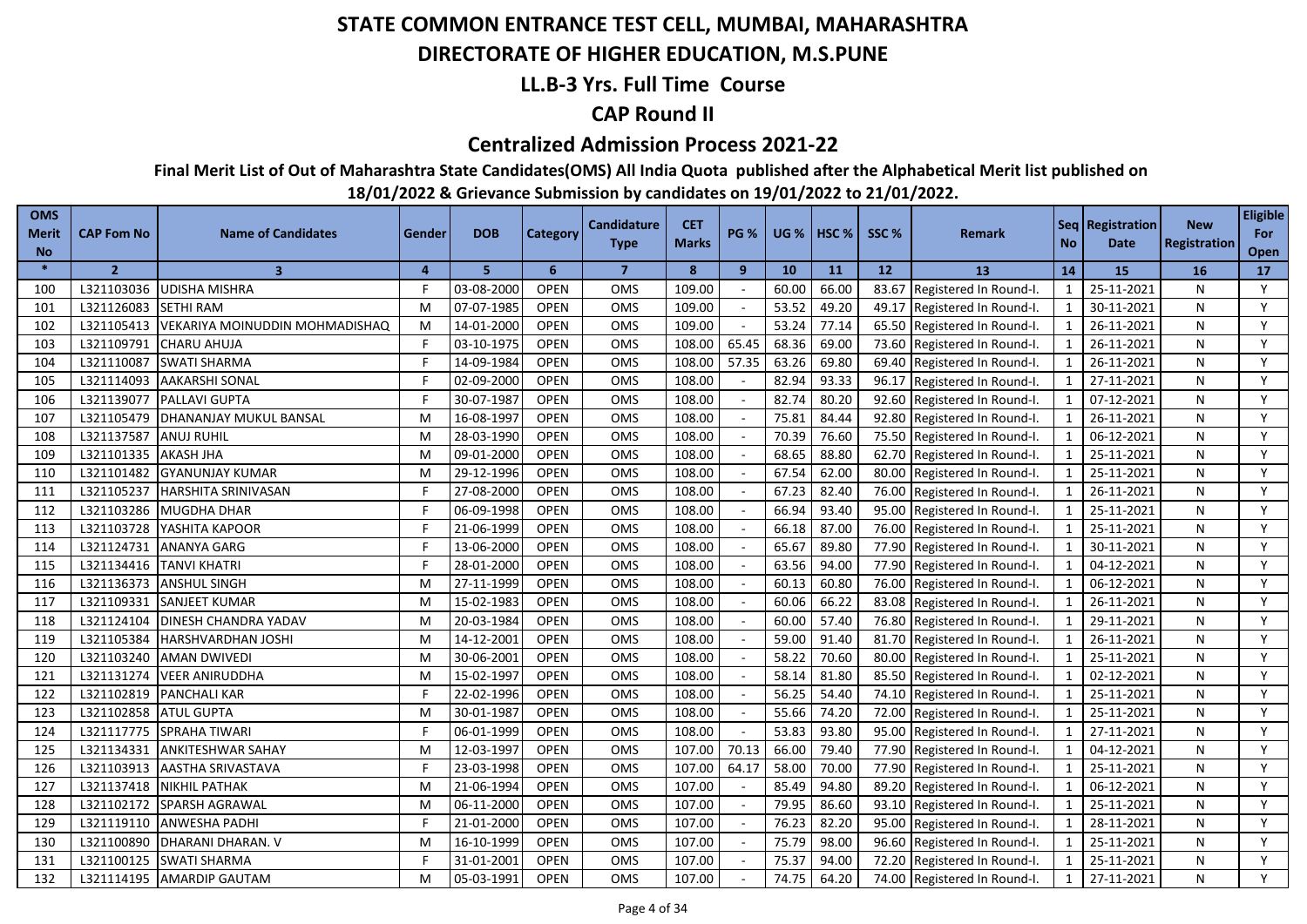# STATE COMMON ENTRANCE TEST CELL, MUMBAI, MAHARASHTRA

## DIRECTORATE OF HIGHER EDUCATION, M.S.PUNE

## LL.B-3 Yrs. Full Time Course

## CAP Round II

## Centralized Admission Process 2021-22

**Final Merit List of Out of Maharashtra State Candidates(OMS) All India Quota published after the Alphabetical Merit list published on 18/01/2022 & Grievance Submission by candidates on 19/01/2022 to 21/01/2022.**

| OMS Merit No | CAP Fom No | Name of Candidates | Gender | DOB | Category | Candidature Type | CET Marks | PG % | UG % | HSC % | SSC % | Remark | Seq No | Registration Date | New Registration | Eligible For Open |
|---|---|---|---|---|---|---|---|---|---|---|---|---|---|---|---|---|
| * | 2 | 3 | 4 | 5 | 6 | 7 | 8 | 9 | 10 | 11 | 12 | 13 | 14 | 15 | 16 | 17 |
| 100 | L321103036 | UDISHA MISHRA | F | 03-08-2000 | OPEN | OMS | 109.00 | - | 60.00 | 66.00 | 83.67 | Registered In Round-I. | 1 | 25-11-2021 | N | Y |
| 101 | L321126083 | SETHI RAM | M | 07-07-1985 | OPEN | OMS | 109.00 | - | 53.52 | 49.20 | 49.17 | Registered In Round-I. | 1 | 30-11-2021 | N | Y |
| 102 | L321105413 | VEKARIYA MOINUDDIN MOHMADISHAQ | M | 14-01-2000 | OPEN | OMS | 109.00 | - | 53.24 | 77.14 | 65.50 | Registered In Round-I. | 1 | 26-11-2021 | N | Y |
| 103 | L321109791 | CHARU AHUJA | F | 03-10-1975 | OPEN | OMS | 108.00 | 65.45 | 68.36 | 69.00 | 73.60 | Registered In Round-I. | 1 | 26-11-2021 | N | Y |
| 104 | L321110087 | SWATI SHARMA | F | 14-09-1984 | OPEN | OMS | 108.00 | 57.35 | 63.26 | 69.80 | 69.40 | Registered In Round-I. | 1 | 26-11-2021 | N | Y |
| 105 | L321114093 | AAKARSHI SONAL | F | 02-09-2000 | OPEN | OMS | 108.00 | - | 82.94 | 93.33 | 96.17 | Registered In Round-I. | 1 | 27-11-2021 | N | Y |
| 106 | L321139077 | PALLAVI GUPTA | F | 30-07-1987 | OPEN | OMS | 108.00 | - | 82.74 | 80.20 | 92.60 | Registered In Round-I. | 1 | 07-12-2021 | N | Y |
| 107 | L321105479 | DHANANJAY MUKUL BANSAL | M | 16-08-1997 | OPEN | OMS | 108.00 | - | 75.81 | 84.44 | 92.80 | Registered In Round-I. | 1 | 26-11-2021 | N | Y |
| 108 | L321137587 | ANUJ RUHIL | M | 28-03-1990 | OPEN | OMS | 108.00 | - | 70.39 | 76.60 | 75.50 | Registered In Round-I. | 1 | 06-12-2021 | N | Y |
| 109 | L321101335 | AKASH JHA | M | 09-01-2000 | OPEN | OMS | 108.00 | - | 68.65 | 88.80 | 62.70 | Registered In Round-I. | 1 | 25-11-2021 | N | Y |
| 110 | L321101482 | GYANUNJAY KUMAR | M | 29-12-1996 | OPEN | OMS | 108.00 | - | 67.54 | 62.00 | 80.00 | Registered In Round-I. | 1 | 25-11-2021 | N | Y |
| 111 | L321105237 | HARSHITA SRINIVASAN | F | 27-08-2000 | OPEN | OMS | 108.00 | - | 67.23 | 82.40 | 76.00 | Registered In Round-I. | 1 | 26-11-2021 | N | Y |
| 112 | L321103286 | MUGDHA DHAR | F | 06-09-1998 | OPEN | OMS | 108.00 | - | 66.94 | 93.40 | 95.00 | Registered In Round-I. | 1 | 25-11-2021 | N | Y |
| 113 | L321103728 | YASHITA KAPOOR | F | 21-06-1999 | OPEN | OMS | 108.00 | - | 66.18 | 87.00 | 76.00 | Registered In Round-I. | 1 | 25-11-2021 | N | Y |
| 114 | L321124731 | ANANYA GARG | F | 13-06-2000 | OPEN | OMS | 108.00 | - | 65.67 | 89.80 | 77.90 | Registered In Round-I. | 1 | 30-11-2021 | N | Y |
| 115 | L321134416 | TANVI KHATRI | F | 28-01-2000 | OPEN | OMS | 108.00 | - | 63.56 | 94.00 | 77.90 | Registered In Round-I. | 1 | 04-12-2021 | N | Y |
| 116 | L321136373 | ANSHUL SINGH | M | 27-11-1999 | OPEN | OMS | 108.00 | - | 60.13 | 60.80 | 76.00 | Registered In Round-I. | 1 | 06-12-2021 | N | Y |
| 117 | L321109331 | SANJEET KUMAR | M | 15-02-1983 | OPEN | OMS | 108.00 | - | 60.06 | 66.22 | 83.08 | Registered In Round-I. | 1 | 26-11-2021 | N | Y |
| 118 | L321124104 | DINESH CHANDRA YADAV | M | 20-03-1984 | OPEN | OMS | 108.00 | - | 60.00 | 57.40 | 76.80 | Registered In Round-I. | 1 | 29-11-2021 | N | Y |
| 119 | L321105384 | HARSHVARDHAN JOSHI | M | 14-12-2001 | OPEN | OMS | 108.00 | - | 59.00 | 91.40 | 81.70 | Registered In Round-I. | 1 | 26-11-2021 | N | Y |
| 120 | L321103240 | AMAN DWIVEDI | M | 30-06-2001 | OPEN | OMS | 108.00 | - | 58.22 | 70.60 | 80.00 | Registered In Round-I. | 1 | 25-11-2021 | N | Y |
| 121 | L321131274 | VEER ANIRUDDHA | M | 15-02-1997 | OPEN | OMS | 108.00 | - | 58.14 | 81.80 | 85.50 | Registered In Round-I. | 1 | 02-12-2021 | N | Y |
| 122 | L321102819 | PANCHALI KAR | F | 22-02-1996 | OPEN | OMS | 108.00 | - | 56.25 | 54.40 | 74.10 | Registered In Round-I. | 1 | 25-11-2021 | N | Y |
| 123 | L321102858 | ATUL GUPTA | M | 30-01-1987 | OPEN | OMS | 108.00 | - | 55.66 | 74.20 | 72.00 | Registered In Round-I. | 1 | 25-11-2021 | N | Y |
| 124 | L321117775 | SPRAHA TIWARI | F | 06-01-1999 | OPEN | OMS | 108.00 | - | 53.83 | 93.80 | 95.00 | Registered In Round-I. | 1 | 27-11-2021 | N | Y |
| 125 | L321134331 | ANKITESHWAR SAHAY | M | 12-03-1997 | OPEN | OMS | 107.00 | 70.13 | 66.00 | 79.40 | 77.90 | Registered In Round-I. | 1 | 04-12-2021 | N | Y |
| 126 | L321103913 | AASTHA SRIVASTAVA | F | 23-03-1998 | OPEN | OMS | 107.00 | 64.17 | 58.00 | 70.00 | 77.90 | Registered In Round-I. | 1 | 25-11-2021 | N | Y |
| 127 | L321137418 | NIKHIL PATHAK | M | 21-06-1994 | OPEN | OMS | 107.00 | - | 85.49 | 94.80 | 89.20 | Registered In Round-I. | 1 | 06-12-2021 | N | Y |
| 128 | L321102172 | SPARSH AGRAWAL | M | 06-11-2000 | OPEN | OMS | 107.00 | - | 79.95 | 86.60 | 93.10 | Registered In Round-I. | 1 | 25-11-2021 | N | Y |
| 129 | L321119110 | ANWESHA PADHI | F | 21-01-2000 | OPEN | OMS | 107.00 | - | 76.23 | 82.20 | 95.00 | Registered In Round-I. | 1 | 28-11-2021 | N | Y |
| 130 | L321100890 | DHARANI DHARAN. V | M | 16-10-1999 | OPEN | OMS | 107.00 | - | 75.79 | 98.00 | 96.60 | Registered In Round-I. | 1 | 25-11-2021 | N | Y |
| 131 | L321100125 | SWATI SHARMA | F | 31-01-2001 | OPEN | OMS | 107.00 | - | 75.37 | 94.00 | 72.20 | Registered In Round-I. | 1 | 25-11-2021 | N | Y |
| 132 | L321114195 | AMARDIP GAUTAM | M | 05-03-1991 | OPEN | OMS | 107.00 | - | 74.75 | 64.20 | 74.00 | Registered In Round-I. | 1 | 27-11-2021 | N | Y |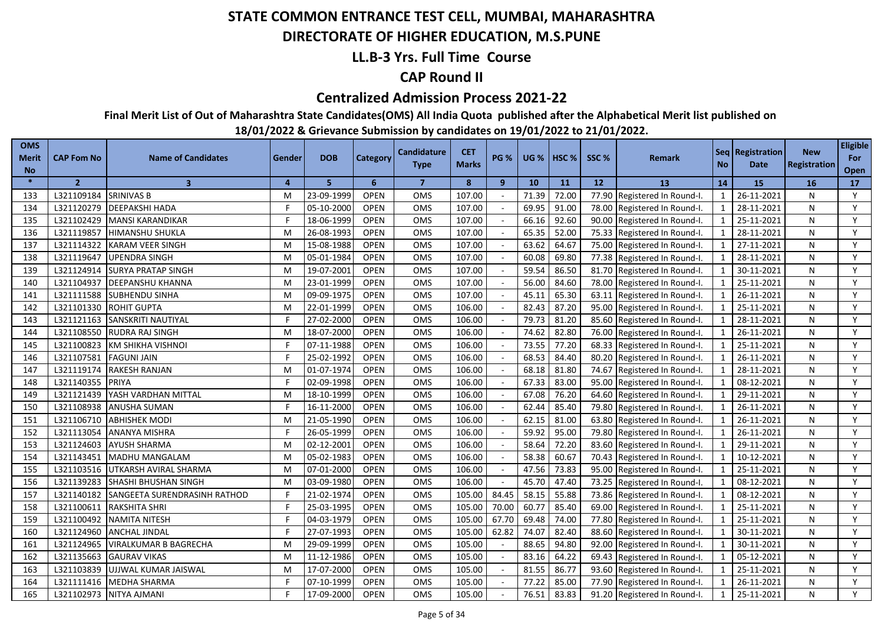# STATE COMMON ENTRANCE TEST CELL, MUMBAI, MAHARASHTRA

## DIRECTORATE OF HIGHER EDUCATION, M.S.PUNE

### LL.B-3 Yrs. Full Time Course

### CAP Round II

### Centralized Admission Process 2021-22

**Final Merit List of Out of Maharashtra State Candidates(OMS) All India Quota published after the Alphabetical Merit list published on 18/01/2022 & Grievance Submission by candidates on 19/01/2022 to 21/01/2022.**

| OMS Merit No | CAP Fom No | Name of Candidates | Gender | DOB | Category | Candidature Type | CET Marks | PG % | UG % | HSC % | SSC % | Remark | Seq No | Registration Date | New Registration | Eligible For Open |
|---|---|---|---|---|---|---|---|---|---|---|---|---|---|---|---|---|
| * | 2 | 3 | 4 | 5 | 6 | 7 | 8 | 9 | 10 | 11 | 12 | 13 | 14 | 15 | 16 | 17 |
| 133 | L321109184 | SRINIVAS B | M | 23-09-1999 | OPEN | OMS | 107.00 | - | 71.39 | 72.00 | 77.90 | Registered In Round-I. | 1 | 26-11-2021 | N | Y |
| 134 | L321120279 | DEEPAKSHI HADA | F | 05-10-2000 | OPEN | OMS | 107.00 | - | 69.95 | 91.00 | 78.00 | Registered In Round-I. | 1 | 28-11-2021 | N | Y |
| 135 | L321102429 | MANSI KARANDIKAR | F | 18-06-1999 | OPEN | OMS | 107.00 | - | 66.16 | 92.60 | 90.00 | Registered In Round-I. | 1 | 25-11-2021 | N | Y |
| 136 | L321119857 | HIMANSHU SHUKLA | M | 26-08-1993 | OPEN | OMS | 107.00 | - | 65.35 | 52.00 | 75.33 | Registered In Round-I. | 1 | 28-11-2021 | N | Y |
| 137 | L321114322 | KARAM VEER SINGH | M | 15-08-1988 | OPEN | OMS | 107.00 | - | 63.62 | 64.67 | 75.00 | Registered In Round-I. | 1 | 27-11-2021 | N | Y |
| 138 | L321119647 | UPENDRA SINGH | M | 05-01-1984 | OPEN | OMS | 107.00 | - | 60.08 | 69.80 | 77.38 | Registered In Round-I. | 1 | 28-11-2021 | N | Y |
| 139 | L321124914 | SURYA PRATAP SINGH | M | 19-07-2001 | OPEN | OMS | 107.00 | - | 59.54 | 86.50 | 81.70 | Registered In Round-I. | 1 | 30-11-2021 | N | Y |
| 140 | L321104937 | DEEPANSHU KHANNA | M | 23-01-1999 | OPEN | OMS | 107.00 | - | 56.00 | 84.60 | 78.00 | Registered In Round-I. | 1 | 25-11-2021 | N | Y |
| 141 | L321111588 | SUBHENDU SINHA | M | 09-09-1975 | OPEN | OMS | 107.00 | - | 45.11 | 65.30 | 63.11 | Registered In Round-I. | 1 | 26-11-2021 | N | Y |
| 142 | L321101330 | ROHIT GUPTA | M | 22-01-1999 | OPEN | OMS | 106.00 | - | 82.43 | 87.20 | 95.00 | Registered In Round-I. | 1 | 25-11-2021 | N | Y |
| 143 | L321121163 | SANSKRITI NAUTIYAL | F | 27-02-2000 | OPEN | OMS | 106.00 | - | 79.73 | 81.20 | 85.60 | Registered In Round-I. | 1 | 28-11-2021 | N | Y |
| 144 | L321108550 | RUDRA RAJ SINGH | M | 18-07-2000 | OPEN | OMS | 106.00 | - | 74.62 | 82.80 | 76.00 | Registered In Round-I. | 1 | 26-11-2021 | N | Y |
| 145 | L321100823 | KM SHIKHA VISHNOI | F | 07-11-1988 | OPEN | OMS | 106.00 | - | 73.55 | 77.20 | 68.33 | Registered In Round-I. | 1 | 25-11-2021 | N | Y |
| 146 | L321107581 | FAGUNI JAIN | F | 25-02-1992 | OPEN | OMS | 106.00 | - | 68.53 | 84.40 | 80.20 | Registered In Round-I. | 1 | 26-11-2021 | N | Y |
| 147 | L321119174 | RAKESH RANJAN | M | 01-07-1974 | OPEN | OMS | 106.00 | - | 68.18 | 81.80 | 74.67 | Registered In Round-I. | 1 | 28-11-2021 | N | Y |
| 148 | L321140355 | PRIYA | F | 02-09-1998 | OPEN | OMS | 106.00 | - | 67.33 | 83.00 | 95.00 | Registered In Round-I. | 1 | 08-12-2021 | N | Y |
| 149 | L321121439 | YASH VARDHAN MITTAL | M | 18-10-1999 | OPEN | OMS | 106.00 | - | 67.08 | 76.20 | 64.60 | Registered In Round-I. | 1 | 29-11-2021 | N | Y |
| 150 | L321108938 | ANUSHA SUMAN | F | 16-11-2000 | OPEN | OMS | 106.00 | - | 62.44 | 85.40 | 79.80 | Registered In Round-I. | 1 | 26-11-2021 | N | Y |
| 151 | L321106710 | ABHISHEK MODI | M | 21-05-1990 | OPEN | OMS | 106.00 | - | 62.15 | 81.00 | 63.80 | Registered In Round-I. | 1 | 26-11-2021 | N | Y |
| 152 | L321113054 | ANANYA MISHRA | F | 26-05-1999 | OPEN | OMS | 106.00 | - | 59.92 | 95.00 | 79.80 | Registered In Round-I. | 1 | 26-11-2021 | N | Y |
| 153 | L321124603 | AYUSH SHARMA | M | 02-12-2001 | OPEN | OMS | 106.00 | - | 58.64 | 72.20 | 83.60 | Registered In Round-I. | 1 | 29-11-2021 | N | Y |
| 154 | L321143451 | MADHU MANGALAM | M | 05-02-1983 | OPEN | OMS | 106.00 | - | 58.38 | 60.67 | 70.43 | Registered In Round-I. | 1 | 10-12-2021 | N | Y |
| 155 | L321103516 | UTKARSH AVIRAL SHARMA | M | 07-01-2000 | OPEN | OMS | 106.00 | - | 47.56 | 73.83 | 95.00 | Registered In Round-I. | 1 | 25-11-2021 | N | Y |
| 156 | L321139283 | SHASHI BHUSHAN SINGH | M | 03-09-1980 | OPEN | OMS | 106.00 | - | 45.70 | 47.40 | 73.25 | Registered In Round-I. | 1 | 08-12-2021 | N | Y |
| 157 | L321140182 | SANGEETA SURENDRASINH RATHOD | F | 21-02-1974 | OPEN | OMS | 105.00 | 84.45 | 58.15 | 55.88 | 73.86 | Registered In Round-I. | 1 | 08-12-2021 | N | Y |
| 158 | L321100611 | RAKSHITA SHRI | F | 25-03-1995 | OPEN | OMS | 105.00 | 70.00 | 60.77 | 85.40 | 69.00 | Registered In Round-I. | 1 | 25-11-2021 | N | Y |
| 159 | L321100492 | NAMITA NITESH | F | 04-03-1979 | OPEN | OMS | 105.00 | 67.70 | 69.48 | 74.00 | 77.80 | Registered In Round-I. | 1 | 25-11-2021 | N | Y |
| 160 | L321124960 | ANCHAL JINDAL | F | 27-07-1993 | OPEN | OMS | 105.00 | 62.82 | 74.07 | 82.40 | 88.60 | Registered In Round-I. | 1 | 30-11-2021 | N | Y |
| 161 | L321124965 | VIRALKUMAR B BAGRECHA | M | 29-09-1999 | OPEN | OMS | 105.00 | - | 88.65 | 94.80 | 92.00 | Registered In Round-I. | 1 | 30-11-2021 | N | Y |
| 162 | L321135663 | GAURAV VIKAS | M | 11-12-1986 | OPEN | OMS | 105.00 | - | 83.16 | 64.22 | 69.43 | Registered In Round-I. | 1 | 05-12-2021 | N | Y |
| 163 | L321103839 | UJJWAL KUMAR JAISWAL | M | 17-07-2000 | OPEN | OMS | 105.00 | - | 81.55 | 86.77 | 93.60 | Registered In Round-I. | 1 | 25-11-2021 | N | Y |
| 164 | L321111416 | MEDHA SHARMA | F | 07-10-1999 | OPEN | OMS | 105.00 | - | 77.22 | 85.00 | 77.90 | Registered In Round-I. | 1 | 26-11-2021 | N | Y |
| 165 | L321102973 | NITYA AJMANI | F | 17-09-2000 | OPEN | OMS | 105.00 | - | 76.51 | 83.83 | 91.20 | Registered In Round-I. | 1 | 25-11-2021 | N | Y |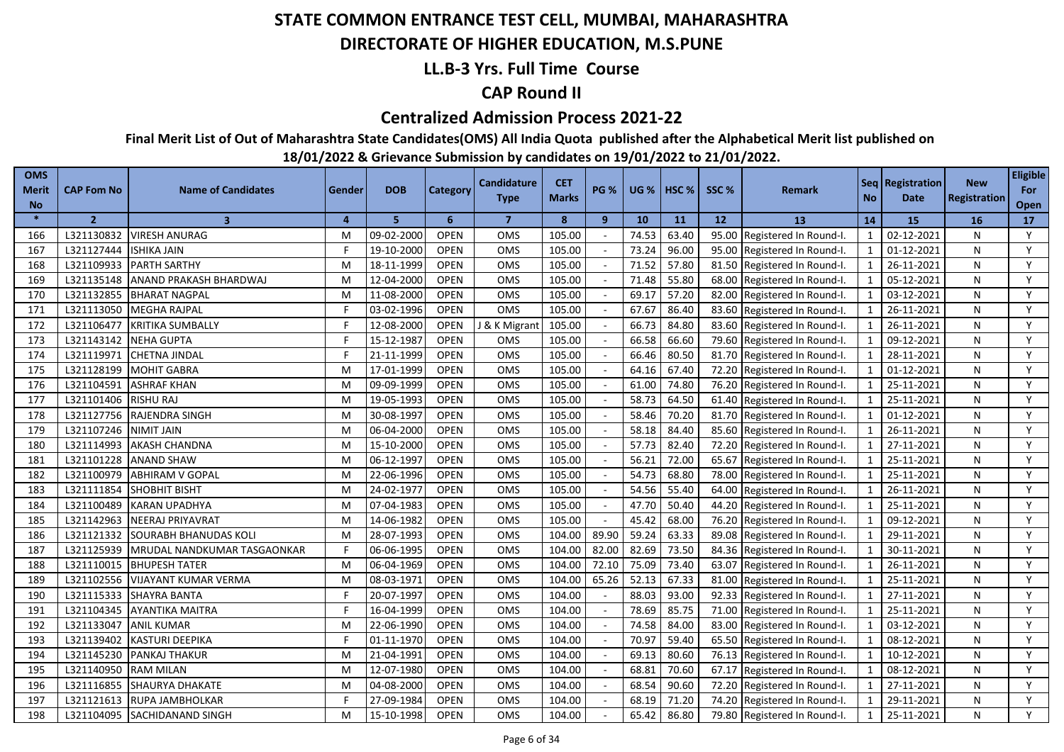# STATE COMMON ENTRANCE TEST CELL, MUMBAI, MAHARASHTRA

## DIRECTORATE OF HIGHER EDUCATION, M.S.PUNE

### LL.B-3 Yrs. Full Time Course

### CAP Round II

### Centralized Admission Process 2021-22

**Final Merit List of Out of Maharashtra State Candidates(OMS) All India Quota published after the Alphabetical Merit list published on 18/01/2022 & Grievance Submission by candidates on 19/01/2022 to 21/01/2022.**

| OMS Merit No | CAP Fom No | Name of Candidates | Gender | DOB | Category | Candidature Type | CET Marks | PG % | UG % | HSC % | SSC % | Remark | Seq No | Registration Date | New Registration | Eligible For Open |
|---|---|---|---|---|---|---|---|---|---|---|---|---|---|---|---|---|
| * | 2 | 3 | 4 | 5 | 6 | 7 | 8 | 9 | 10 | 11 | 12 | 13 | 14 | 15 | 16 | 17 |
| 166 | L321130832 | VIRESH ANURAG | M | 09-02-2000 | OPEN | OMS | 105.00 | - | 74.53 | 63.40 | 95.00 | Registered In Round-I. | 1 | 02-12-2021 | N | Y |
| 167 | L321127444 | ISHIKA JAIN | F | 19-10-2000 | OPEN | OMS | 105.00 | - | 73.24 | 96.00 | 95.00 | Registered In Round-I. | 1 | 01-12-2021 | N | Y |
| 168 | L321109933 | PARTH SARTHY | M | 18-11-1999 | OPEN | OMS | 105.00 | - | 71.52 | 57.80 | 81.50 | Registered In Round-I. | 1 | 26-11-2021 | N | Y |
| 169 | L321135148 | ANAND PRAKASH BHARDWAJ | M | 12-04-2000 | OPEN | OMS | 105.00 | - | 71.48 | 55.80 | 68.00 | Registered In Round-I. | 1 | 05-12-2021 | N | Y |
| 170 | L321132855 | BHARAT NAGPAL | M | 11-08-2000 | OPEN | OMS | 105.00 | - | 69.17 | 57.20 | 82.00 | Registered In Round-I. | 1 | 03-12-2021 | N | Y |
| 171 | L321113050 | MEGHA RAJPAL | F | 03-02-1996 | OPEN | OMS | 105.00 | - | 67.67 | 86.40 | 83.60 | Registered In Round-I. | 1 | 26-11-2021 | N | Y |
| 172 | L321106477 | KRITIKA SUMBALLY | F | 12-08-2000 | OPEN | J & K Migrant | 105.00 | - | 66.73 | 84.80 | 83.60 | Registered In Round-I. | 1 | 26-11-2021 | N | Y |
| 173 | L321143142 | NEHA GUPTA | F | 15-12-1987 | OPEN | OMS | 105.00 | - | 66.58 | 66.60 | 79.60 | Registered In Round-I. | 1 | 09-12-2021 | N | Y |
| 174 | L321119971 | CHETNA JINDAL | F | 21-11-1999 | OPEN | OMS | 105.00 | - | 66.46 | 80.50 | 81.70 | Registered In Round-I. | 1 | 28-11-2021 | N | Y |
| 175 | L321128199 | MOHIT GABRA | M | 17-01-1999 | OPEN | OMS | 105.00 | - | 64.16 | 67.40 | 72.20 | Registered In Round-I. | 1 | 01-12-2021 | N | Y |
| 176 | L321104591 | ASHRAF KHAN | M | 09-09-1999 | OPEN | OMS | 105.00 | - | 61.00 | 74.80 | 76.20 | Registered In Round-I. | 1 | 25-11-2021 | N | Y |
| 177 | L321101406 | RISHU RAJ | M | 19-05-1993 | OPEN | OMS | 105.00 | - | 58.73 | 64.50 | 61.40 | Registered In Round-I. | 1 | 25-11-2021 | N | Y |
| 178 | L321127756 | RAJENDRA SINGH | M | 30-08-1997 | OPEN | OMS | 105.00 | - | 58.46 | 70.20 | 81.70 | Registered In Round-I. | 1 | 01-12-2021 | N | Y |
| 179 | L321107246 | NIMIT JAIN | M | 06-04-2000 | OPEN | OMS | 105.00 | - | 58.18 | 84.40 | 85.60 | Registered In Round-I. | 1 | 26-11-2021 | N | Y |
| 180 | L321114993 | AKASH CHANDNA | M | 15-10-2000 | OPEN | OMS | 105.00 | - | 57.73 | 82.40 | 72.20 | Registered In Round-I. | 1 | 27-11-2021 | N | Y |
| 181 | L321101228 | ANAND SHAW | M | 06-12-1997 | OPEN | OMS | 105.00 | - | 56.21 | 72.00 | 65.67 | Registered In Round-I. | 1 | 25-11-2021 | N | Y |
| 182 | L321100979 | ABHIRAM V GOPAL | M | 22-06-1996 | OPEN | OMS | 105.00 | - | 54.73 | 68.80 | 78.00 | Registered In Round-I. | 1 | 25-11-2021 | N | Y |
| 183 | L321111854 | SHOBHIT BISHT | M | 24-02-1977 | OPEN | OMS | 105.00 | - | 54.56 | 55.40 | 64.00 | Registered In Round-I. | 1 | 26-11-2021 | N | Y |
| 184 | L321100489 | KARAN UPADHYA | M | 07-04-1983 | OPEN | OMS | 105.00 | - | 47.70 | 50.40 | 44.20 | Registered In Round-I. | 1 | 25-11-2021 | N | Y |
| 185 | L321142963 | NEERAJ PRIYAVRAT | M | 14-06-1982 | OPEN | OMS | 105.00 | - | 45.42 | 68.00 | 76.20 | Registered In Round-I. | 1 | 09-12-2021 | N | Y |
| 186 | L321121332 | SOURABH BHANUDAS KOLI | M | 28-07-1993 | OPEN | OMS | 104.00 | 89.90 | 59.24 | 63.33 | 89.08 | Registered In Round-I. | 1 | 29-11-2021 | N | Y |
| 187 | L321125939 | MRUDAL NANDKUMAR TASGAONKAR | F | 06-06-1995 | OPEN | OMS | 104.00 | 82.00 | 82.69 | 73.50 | 84.36 | Registered In Round-I. | 1 | 30-11-2021 | N | Y |
| 188 | L321110015 | BHUPESH TATER | M | 06-04-1969 | OPEN | OMS | 104.00 | 72.10 | 75.09 | 73.40 | 63.07 | Registered In Round-I. | 1 | 26-11-2021 | N | Y |
| 189 | L321102556 | VIJAYANT KUMAR VERMA | M | 08-03-1971 | OPEN | OMS | 104.00 | 65.26 | 52.13 | 67.33 | 81.00 | Registered In Round-I. | 1 | 25-11-2021 | N | Y |
| 190 | L321115333 | SHAYRA BANTA | F | 20-07-1997 | OPEN | OMS | 104.00 | - | 88.03 | 93.00 | 92.33 | Registered In Round-I. | 1 | 27-11-2021 | N | Y |
| 191 | L321104345 | AYANTIKA MAITRA | F | 16-04-1999 | OPEN | OMS | 104.00 | - | 78.69 | 85.75 | 71.00 | Registered In Round-I. | 1 | 25-11-2021 | N | Y |
| 192 | L321133047 | ANIL KUMAR | M | 22-06-1990 | OPEN | OMS | 104.00 | - | 74.58 | 84.00 | 83.00 | Registered In Round-I. | 1 | 03-12-2021 | N | Y |
| 193 | L321139402 | KASTURI DEEPIKA | F | 01-11-1970 | OPEN | OMS | 104.00 | - | 70.97 | 59.40 | 65.50 | Registered In Round-I. | 1 | 08-12-2021 | N | Y |
| 194 | L321145230 | PANKAJ THAKUR | M | 21-04-1991 | OPEN | OMS | 104.00 | - | 69.13 | 80.60 | 76.13 | Registered In Round-I. | 1 | 10-12-2021 | N | Y |
| 195 | L321140950 | RAM MILAN | M | 12-07-1980 | OPEN | OMS | 104.00 | - | 68.81 | 70.60 | 67.17 | Registered In Round-I. | 1 | 08-12-2021 | N | Y |
| 196 | L321116855 | SHAURYA DHAKATE | M | 04-08-2000 | OPEN | OMS | 104.00 | - | 68.54 | 90.60 | 72.20 | Registered In Round-I. | 1 | 27-11-2021 | N | Y |
| 197 | L321121613 | RUPA JAMBHOLKAR | F | 27-09-1984 | OPEN | OMS | 104.00 | - | 68.19 | 71.20 | 74.20 | Registered In Round-I. | 1 | 29-11-2021 | N | Y |
| 198 | L321104095 | SACHIDANAND SINGH | M | 15-10-1998 | OPEN | OMS | 104.00 | - | 65.42 | 86.80 | 79.80 | Registered In Round-I. | 1 | 25-11-2021 | N | Y |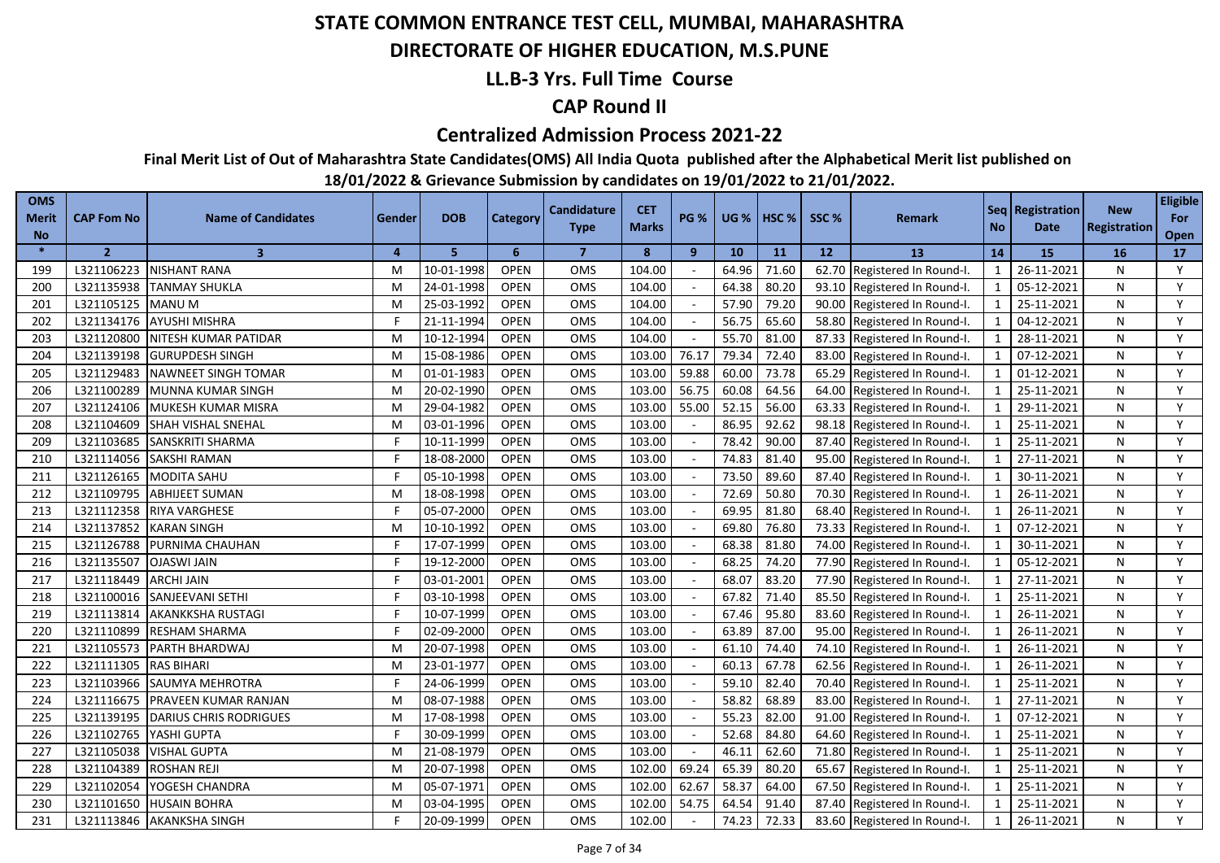# STATE COMMON ENTRANCE TEST CELL, MUMBAI, MAHARASHTRA

## DIRECTORATE OF HIGHER EDUCATION, M.S.PUNE

### LL.B-3 Yrs. Full Time Course

### CAP Round II

### Centralized Admission Process 2021-22

**Final Merit List of Out of Maharashtra State Candidates(OMS) All India Quota published after the Alphabetical Merit list published on 18/01/2022 & Grievance Submission by candidates on 19/01/2022 to 21/01/2022.**

| OMS Merit No | CAP Fom No | Name of Candidates | Gender | DOB | Category | Candidature Type | CET Marks | PG % | UG % | HSC % | SSC % | Remark | Seq No | Registration Date | New Registration | Eligible For Open |
|---|---|---|---|---|---|---|---|---|---|---|---|---|---|---|---|---|
| * | 2 | 3 | 4 | 5 | 6 | 7 | 8 | 9 | 10 | 11 | 12 | 13 | 14 | 15 | 16 | 17 |
| 199 | L321106223 | NISHANT RANA | M | 10-01-1998 | OPEN | OMS | 104.00 | - | 64.96 | 71.60 | 62.70 | Registered In Round-I. | 1 | 26-11-2021 | N | Y |
| 200 | L321135938 | TANMAY SHUKLA | M | 24-01-1998 | OPEN | OMS | 104.00 | - | 64.38 | 80.20 | 93.10 | Registered In Round-I. | 1 | 05-12-2021 | N | Y |
| 201 | L321105125 | MANU M | M | 25-03-1992 | OPEN | OMS | 104.00 | - | 57.90 | 79.20 | 90.00 | Registered In Round-I. | 1 | 25-11-2021 | N | Y |
| 202 | L321134176 | AYUSHI MISHRA | F | 21-11-1994 | OPEN | OMS | 104.00 | - | 56.75 | 65.60 | 58.80 | Registered In Round-I. | 1 | 04-12-2021 | N | Y |
| 203 | L321120800 | NITESH KUMAR PATIDAR | M | 10-12-1994 | OPEN | OMS | 104.00 | - | 55.70 | 81.00 | 87.33 | Registered In Round-I. | 1 | 28-11-2021 | N | Y |
| 204 | L321139198 | GURUPDESH SINGH | M | 15-08-1986 | OPEN | OMS | 103.00 | 76.17 | 79.34 | 72.40 | 83.00 | Registered In Round-I. | 1 | 07-12-2021 | N | Y |
| 205 | L321129483 | NAWNEET SINGH TOMAR | M | 01-01-1983 | OPEN | OMS | 103.00 | 59.88 | 60.00 | 73.78 | 65.29 | Registered In Round-I. | 1 | 01-12-2021 | N | Y |
| 206 | L321100289 | MUNNA KUMAR SINGH | M | 20-02-1990 | OPEN | OMS | 103.00 | 56.75 | 60.08 | 64.56 | 64.00 | Registered In Round-I. | 1 | 25-11-2021 | N | Y |
| 207 | L321124106 | MUKESH KUMAR MISRA | M | 29-04-1982 | OPEN | OMS | 103.00 | 55.00 | 52.15 | 56.00 | 63.33 | Registered In Round-I. | 1 | 29-11-2021 | N | Y |
| 208 | L321104609 | SHAH VISHAL SNEHAL | M | 03-01-1996 | OPEN | OMS | 103.00 | - | 86.95 | 92.62 | 98.18 | Registered In Round-I. | 1 | 25-11-2021 | N | Y |
| 209 | L321103685 | SANSKRITI SHARMA | F | 10-11-1999 | OPEN | OMS | 103.00 | - | 78.42 | 90.00 | 87.40 | Registered In Round-I. | 1 | 25-11-2021 | N | Y |
| 210 | L321114056 | SAKSHI RAMAN | F | 18-08-2000 | OPEN | OMS | 103.00 | - | 74.83 | 81.40 | 95.00 | Registered In Round-I. | 1 | 27-11-2021 | N | Y |
| 211 | L321126165 | MODITA SAHU | F | 05-10-1998 | OPEN | OMS | 103.00 | - | 73.50 | 89.60 | 87.40 | Registered In Round-I. | 1 | 30-11-2021 | N | Y |
| 212 | L321109795 | ABHIJEET SUMAN | M | 18-08-1998 | OPEN | OMS | 103.00 | - | 72.69 | 50.80 | 70.30 | Registered In Round-I. | 1 | 26-11-2021 | N | Y |
| 213 | L321112358 | RIYA VARGHESE | F | 05-07-2000 | OPEN | OMS | 103.00 | - | 69.95 | 81.80 | 68.40 | Registered In Round-I. | 1 | 26-11-2021 | N | Y |
| 214 | L321137852 | KARAN SINGH | M | 10-10-1992 | OPEN | OMS | 103.00 | - | 69.80 | 76.80 | 73.33 | Registered In Round-I. | 1 | 07-12-2021 | N | Y |
| 215 | L321126788 | PURNIMA CHAUHAN | F | 17-07-1999 | OPEN | OMS | 103.00 | - | 68.38 | 81.80 | 74.00 | Registered In Round-I. | 1 | 30-11-2021 | N | Y |
| 216 | L321135507 | OJASWI JAIN | F | 19-12-2000 | OPEN | OMS | 103.00 | - | 68.25 | 74.20 | 77.90 | Registered In Round-I. | 1 | 05-12-2021 | N | Y |
| 217 | L321118449 | ARCHI JAIN | F | 03-01-2001 | OPEN | OMS | 103.00 | - | 68.07 | 83.20 | 77.90 | Registered In Round-I. | 1 | 27-11-2021 | N | Y |
| 218 | L321100016 | SANJEEVANI SETHI | F | 03-10-1998 | OPEN | OMS | 103.00 | - | 67.82 | 71.40 | 85.50 | Registered In Round-I. | 1 | 25-11-2021 | N | Y |
| 219 | L321113814 | AKANKKSHA RUSTAGI | F | 10-07-1999 | OPEN | OMS | 103.00 | - | 67.46 | 95.80 | 83.60 | Registered In Round-I. | 1 | 26-11-2021 | N | Y |
| 220 | L321110899 | RESHAM SHARMA | F | 02-09-2000 | OPEN | OMS | 103.00 | - | 63.89 | 87.00 | 95.00 | Registered In Round-I. | 1 | 26-11-2021 | N | Y |
| 221 | L321105573 | PARTH BHARDWAJ | M | 20-07-1998 | OPEN | OMS | 103.00 | - | 61.10 | 74.40 | 74.10 | Registered In Round-I. | 1 | 26-11-2021 | N | Y |
| 222 | L321111305 | RAS BIHARI | M | 23-01-1977 | OPEN | OMS | 103.00 | - | 60.13 | 67.78 | 62.56 | Registered In Round-I. | 1 | 26-11-2021 | N | Y |
| 223 | L321103966 | SAUMYA MEHROTRA | F | 24-06-1999 | OPEN | OMS | 103.00 | - | 59.10 | 82.40 | 70.40 | Registered In Round-I. | 1 | 25-11-2021 | N | Y |
| 224 | L321116675 | PRAVEEN KUMAR RANJAN | M | 08-07-1988 | OPEN | OMS | 103.00 | - | 58.82 | 68.89 | 83.00 | Registered In Round-I. | 1 | 27-11-2021 | N | Y |
| 225 | L321139195 | DARIUS CHRIS RODRIGUES | M | 17-08-1998 | OPEN | OMS | 103.00 | - | 55.23 | 82.00 | 91.00 | Registered In Round-I. | 1 | 07-12-2021 | N | Y |
| 226 | L321102765 | YASHI GUPTA | F | 30-09-1999 | OPEN | OMS | 103.00 | - | 52.68 | 84.80 | 64.60 | Registered In Round-I. | 1 | 25-11-2021 | N | Y |
| 227 | L321105038 | VISHAL GUPTA | M | 21-08-1979 | OPEN | OMS | 103.00 | - | 46.11 | 62.60 | 71.80 | Registered In Round-I. | 1 | 25-11-2021 | N | Y |
| 228 | L321104389 | ROSHAN REJI | M | 20-07-1998 | OPEN | OMS | 102.00 | 69.24 | 65.39 | 80.20 | 65.67 | Registered In Round-I. | 1 | 25-11-2021 | N | Y |
| 229 | L321102054 | YOGESH CHANDRA | M | 05-07-1971 | OPEN | OMS | 102.00 | 62.67 | 58.37 | 64.00 | 67.50 | Registered In Round-I. | 1 | 25-11-2021 | N | Y |
| 230 | L321101650 | HUSAIN BOHRA | M | 03-04-1995 | OPEN | OMS | 102.00 | 54.75 | 64.54 | 91.40 | 87.40 | Registered In Round-I. | 1 | 25-11-2021 | N | Y |
| 231 | L321113846 | AKANKSHA SINGH | F | 20-09-1999 | OPEN | OMS | 102.00 | - | 74.23 | 72.33 | 83.60 | Registered In Round-I. | 1 | 26-11-2021 | N | Y |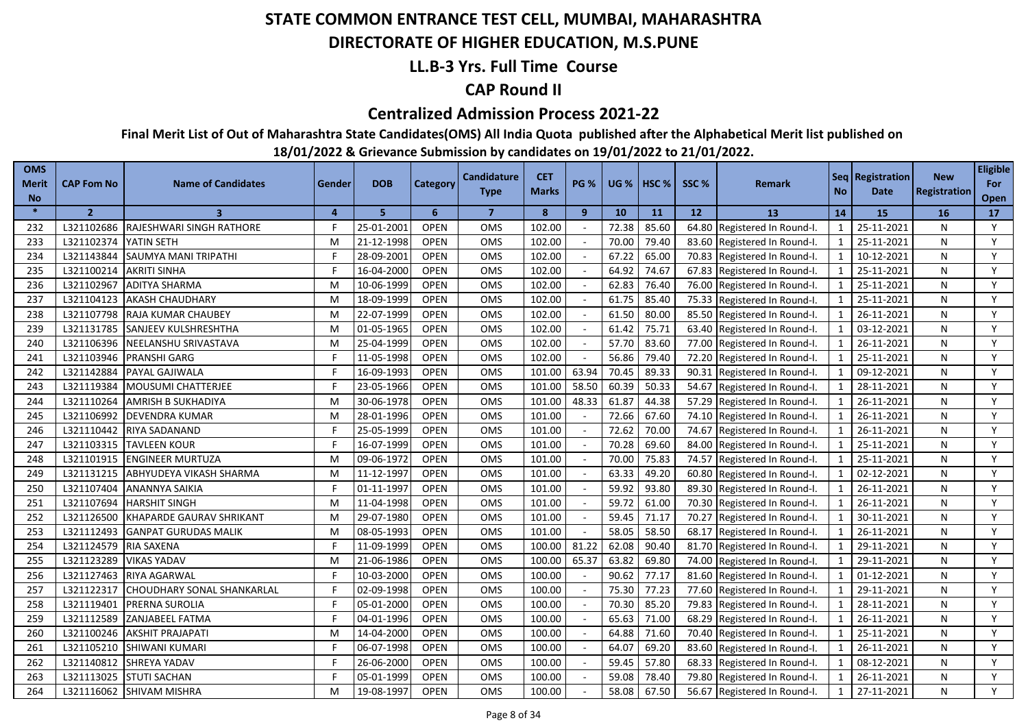# STATE COMMON ENTRANCE TEST CELL, MUMBAI, MAHARASHTRA

## DIRECTORATE OF HIGHER EDUCATION, M.S.PUNE

### LL.B-3 Yrs. Full Time Course

### CAP Round II

### Centralized Admission Process 2021-22

**Final Merit List of Out of Maharashtra State Candidates(OMS) All India Quota published after the Alphabetical Merit list published on 18/01/2022 & Grievance Submission by candidates on 19/01/2022 to 21/01/2022.**

| OMS Merit No | CAP Fom No | Name of Candidates | Gender | DOB | Category | Candidature Type | CET Marks | PG % | UG % | HSC % | SSC % | Remark | Seq No | Registration Date | New Registration | Eligible For Open |
|---|---|---|---|---|---|---|---|---|---|---|---|---|---|---|---|---|
| * | 2 | 3 | 4 | 5 | 6 | 7 | 8 | 9 | 10 | 11 | 12 | 13 | 14 | 15 | 16 | 17 |
| 232 | L321102686 | RAJESHWARI SINGH RATHORE | F | 25-01-2001 | OPEN | OMS | 102.00 | - | 72.38 | 85.60 | 64.80 | Registered In Round-I. | 1 | 25-11-2021 | N | Y |
| 233 | L321102374 | YATIN SETH | M | 21-12-1998 | OPEN | OMS | 102.00 | - | 70.00 | 79.40 | 83.60 | Registered In Round-I. | 1 | 25-11-2021 | N | Y |
| 234 | L321143844 | SAUMYA MANI TRIPATHI | F | 28-09-2001 | OPEN | OMS | 102.00 | - | 67.22 | 65.00 | 70.83 | Registered In Round-I. | 1 | 10-12-2021 | N | Y |
| 235 | L321100214 | AKRITI SINHA | F | 16-04-2000 | OPEN | OMS | 102.00 | - | 64.92 | 74.67 | 67.83 | Registered In Round-I. | 1 | 25-11-2021 | N | Y |
| 236 | L321102967 | ADITYA SHARMA | M | 10-06-1999 | OPEN | OMS | 102.00 | - | 62.83 | 76.40 | 76.00 | Registered In Round-I. | 1 | 25-11-2021 | N | Y |
| 237 | L321104123 | AKASH CHAUDHARY | M | 18-09-1999 | OPEN | OMS | 102.00 | - | 61.75 | 85.40 | 75.33 | Registered In Round-I. | 1 | 25-11-2021 | N | Y |
| 238 | L321107798 | RAJA KUMAR CHAUBEY | M | 22-07-1999 | OPEN | OMS | 102.00 | - | 61.50 | 80.00 | 85.50 | Registered In Round-I. | 1 | 26-11-2021 | N | Y |
| 239 | L321131785 | SANJEEV KULSHRESHTHA | M | 01-05-1965 | OPEN | OMS | 102.00 | - | 61.42 | 75.71 | 63.40 | Registered In Round-I. | 1 | 03-12-2021 | N | Y |
| 240 | L321106396 | NEELANSHU SRIVASTAVA | M | 25-04-1999 | OPEN | OMS | 102.00 | - | 57.70 | 83.60 | 77.00 | Registered In Round-I. | 1 | 26-11-2021 | N | Y |
| 241 | L321103946 | PRANSHI GARG | F | 11-05-1998 | OPEN | OMS | 102.00 | - | 56.86 | 79.40 | 72.20 | Registered In Round-I. | 1 | 25-11-2021 | N | Y |
| 242 | L321142884 | PAYAL GAJIWALA | F | 16-09-1993 | OPEN | OMS | 101.00 | 63.94 | 70.45 | 89.33 | 90.31 | Registered In Round-I. | 1 | 09-12-2021 | N | Y |
| 243 | L321119384 | MOUSUMI CHATTERJEE | F | 23-05-1966 | OPEN | OMS | 101.00 | 58.50 | 60.39 | 50.33 | 54.67 | Registered In Round-I. | 1 | 28-11-2021 | N | Y |
| 244 | L321110264 | AMRISH B SUKHADIYA | M | 30-06-1978 | OPEN | OMS | 101.00 | 48.33 | 61.87 | 44.38 | 57.29 | Registered In Round-I. | 1 | 26-11-2021 | N | Y |
| 245 | L321106992 | DEVENDRA KUMAR | M | 28-01-1996 | OPEN | OMS | 101.00 | - | 72.66 | 67.60 | 74.10 | Registered In Round-I. | 1 | 26-11-2021 | N | Y |
| 246 | L321110442 | RIYA SADANAND | F | 25-05-1999 | OPEN | OMS | 101.00 | - | 72.62 | 70.00 | 74.67 | Registered In Round-I. | 1 | 26-11-2021 | N | Y |
| 247 | L321103315 | TAVLEEN KOUR | F | 16-07-1999 | OPEN | OMS | 101.00 | - | 70.28 | 69.60 | 84.00 | Registered In Round-I. | 1 | 25-11-2021 | N | Y |
| 248 | L321101915 | ENGINEER MURTUZA | M | 09-06-1972 | OPEN | OMS | 101.00 | - | 70.00 | 75.83 | 74.57 | Registered In Round-I. | 1 | 25-11-2021 | N | Y |
| 249 | L321131215 | ABHYUDEYA VIKASH SHARMA | M | 11-12-1997 | OPEN | OMS | 101.00 | - | 63.33 | 49.20 | 60.80 | Registered In Round-I. | 1 | 02-12-2021 | N | Y |
| 250 | L321107404 | ANANNYA SAIKIA | F | 01-11-1997 | OPEN | OMS | 101.00 | - | 59.92 | 93.80 | 89.30 | Registered In Round-I. | 1 | 26-11-2021 | N | Y |
| 251 | L321107694 | HARSHIT SINGH | M | 11-04-1998 | OPEN | OMS | 101.00 | - | 59.72 | 61.00 | 70.30 | Registered In Round-I. | 1 | 26-11-2021 | N | Y |
| 252 | L321126500 | KHAPARDE GAURAV SHRIKANT | M | 29-07-1980 | OPEN | OMS | 101.00 | - | 59.45 | 71.17 | 70.27 | Registered In Round-I. | 1 | 30-11-2021 | N | Y |
| 253 | L321112493 | GANPAT GURUDAS MALIK | M | 08-05-1993 | OPEN | OMS | 101.00 | - | 58.05 | 58.50 | 68.17 | Registered In Round-I. | 1 | 26-11-2021 | N | Y |
| 254 | L321124579 | RIA SAXENA | F | 11-09-1999 | OPEN | OMS | 100.00 | 81.22 | 62.08 | 90.40 | 81.70 | Registered In Round-I. | 1 | 29-11-2021 | N | Y |
| 255 | L321123289 | VIKAS YADAV | M | 21-06-1986 | OPEN | OMS | 100.00 | 65.37 | 63.82 | 69.80 | 74.00 | Registered In Round-I. | 1 | 29-11-2021 | N | Y |
| 256 | L321127463 | RIYA AGARWAL | F | 10-03-2000 | OPEN | OMS | 100.00 | - | 90.62 | 77.17 | 81.60 | Registered In Round-I. | 1 | 01-12-2021 | N | Y |
| 257 | L321122317 | CHOUDHARY SONAL SHANKARLAL | F | 02-09-1998 | OPEN | OMS | 100.00 | - | 75.30 | 77.23 | 77.60 | Registered In Round-I. | 1 | 29-11-2021 | N | Y |
| 258 | L321119401 | PRERNA SUROLIA | F | 05-01-2000 | OPEN | OMS | 100.00 | - | 70.30 | 85.20 | 79.83 | Registered In Round-I. | 1 | 28-11-2021 | N | Y |
| 259 | L321112589 | ZANJABEEL FATMA | F | 04-01-1996 | OPEN | OMS | 100.00 | - | 65.63 | 71.00 | 68.29 | Registered In Round-I. | 1 | 26-11-2021 | N | Y |
| 260 | L321100246 | AKSHIT PRAJAPATI | M | 14-04-2000 | OPEN | OMS | 100.00 | - | 64.88 | 71.60 | 70.40 | Registered In Round-I. | 1 | 25-11-2021 | N | Y |
| 261 | L321105210 | SHIWANI KUMARI | F | 06-07-1998 | OPEN | OMS | 100.00 | - | 64.07 | 69.20 | 83.60 | Registered In Round-I. | 1 | 26-11-2021 | N | Y |
| 262 | L321140812 | SHREYA YADAV | F | 26-06-2000 | OPEN | OMS | 100.00 | - | 59.45 | 57.80 | 68.33 | Registered In Round-I. | 1 | 08-12-2021 | N | Y |
| 263 | L321113025 | STUTI SACHAN | F | 05-01-1999 | OPEN | OMS | 100.00 | - | 59.08 | 78.40 | 79.80 | Registered In Round-I. | 1 | 26-11-2021 | N | Y |
| 264 | L321116062 | SHIVAM MISHRA | M | 19-08-1997 | OPEN | OMS | 100.00 | - | 58.08 | 67.50 | 56.67 | Registered In Round-I. | 1 | 27-11-2021 | N | Y |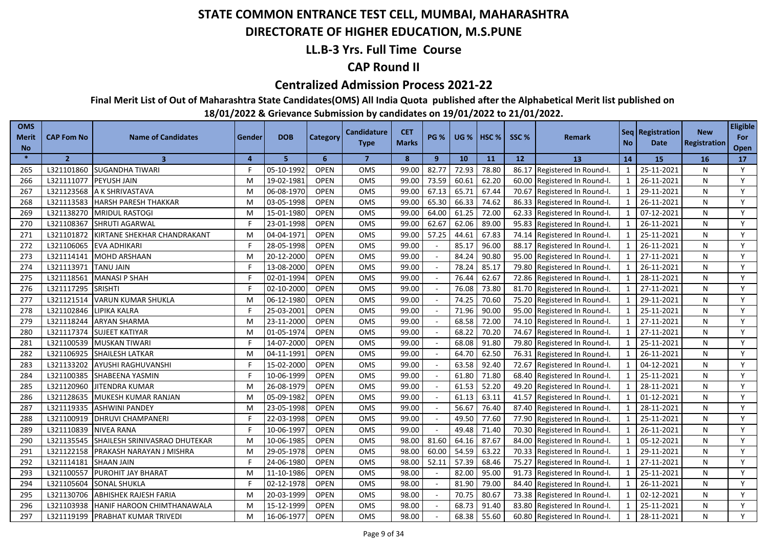# STATE COMMON ENTRANCE TEST CELL, MUMBAI, MAHARASHTRA

## DIRECTORATE OF HIGHER EDUCATION, M.S.PUNE

### LL.B-3 Yrs. Full Time Course

### CAP Round II

### Centralized Admission Process 2021-22

**Final Merit List of Out of Maharashtra State Candidates(OMS) All India Quota published after the Alphabetical Merit list published on 18/01/2022 & Grievance Submission by candidates on 19/01/2022 to 21/01/2022.**

| OMS Merit No | CAP Fom No | Name of Candidates | Gender | DOB | Category | Candidature Type | CET Marks | PG % | UG % | HSC % | SSC % | Remark | Seq No | Registration Date | New Registration | Eligible For Open |
|---|---|---|---|---|---|---|---|---|---|---|---|---|---|---|---|---|
| * | 2 | 3 | 4 | 5 | 6 | 7 | 8 | 9 | 10 | 11 | 12 | 13 | 14 | 15 | 16 | 17 |
| 265 | L321101860 | SUGANDHA TIWARI | F | 05-10-1992 | OPEN | OMS | 99.00 | 82.77 | 72.93 | 78.80 | 86.17 | Registered In Round-I. | 1 | 25-11-2021 | N | Y |
| 266 | L321111077 | PEYUSH JAIN | M | 19-02-1981 | OPEN | OMS | 99.00 | 73.59 | 60.61 | 62.20 | 60.00 | Registered In Round-I. | 1 | 26-11-2021 | N | Y |
| 267 | L321123568 | A K SHRIVASTAVA | M | 06-08-1970 | OPEN | OMS | 99.00 | 67.13 | 65.71 | 67.44 | 70.67 | Registered In Round-I. | 1 | 29-11-2021 | N | Y |
| 268 | L321113583 | HARSH PARESH THAKKAR | M | 03-05-1998 | OPEN | OMS | 99.00 | 65.30 | 66.33 | 74.62 | 86.33 | Registered In Round-I. | 1 | 26-11-2021 | N | Y |
| 269 | L321138270 | MRIDUL RASTOGI | M | 15-01-1980 | OPEN | OMS | 99.00 | 64.00 | 61.25 | 72.00 | 62.33 | Registered In Round-I. | 1 | 07-12-2021 | N | Y |
| 270 | L321108367 | SHRUTI AGARWAL | F | 23-01-1998 | OPEN | OMS | 99.00 | 62.67 | 62.06 | 89.00 | 95.83 | Registered In Round-I. | 1 | 26-11-2021 | N | Y |
| 271 | L321101872 | KIRTANE SHEKHAR CHANDRAKANT | M | 04-04-1971 | OPEN | OMS | 99.00 | 57.25 | 44.61 | 67.83 | 74.14 | Registered In Round-I. | 1 | 25-11-2021 | N | Y |
| 272 | L321106065 | EVA ADHIKARI | F | 28-05-1998 | OPEN | OMS | 99.00 | - | 85.17 | 96.00 | 88.17 | Registered In Round-I. | 1 | 26-11-2021 | N | Y |
| 273 | L321114141 | MOHD ARSHAAN | M | 20-12-2000 | OPEN | OMS | 99.00 | - | 84.24 | 90.80 | 95.00 | Registered In Round-I. | 1 | 27-11-2021 | N | Y |
| 274 | L321113971 | TANU JAIN | F | 13-08-2000 | OPEN | OMS | 99.00 | - | 78.24 | 85.17 | 79.80 | Registered In Round-I. | 1 | 26-11-2021 | N | Y |
| 275 | L321118561 | MANASI P SHAH | F | 02-01-1994 | OPEN | OMS | 99.00 | - | 76.44 | 62.67 | 72.86 | Registered In Round-I. | 1 | 28-11-2021 | N | Y |
| 276 | L321117295 | SRISHTI | F | 02-10-2000 | OPEN | OMS | 99.00 | - | 76.08 | 73.80 | 81.70 | Registered In Round-I. | 1 | 27-11-2021 | N | Y |
| 277 | L321121514 | VARUN KUMAR SHUKLA | M | 06-12-1980 | OPEN | OMS | 99.00 | - | 74.25 | 70.60 | 75.20 | Registered In Round-I. | 1 | 29-11-2021 | N | Y |
| 278 | L321102846 | LIPIKA KALRA | F | 25-03-2001 | OPEN | OMS | 99.00 | - | 71.96 | 90.00 | 95.00 | Registered In Round-I. | 1 | 25-11-2021 | N | Y |
| 279 | L321118244 | ARYAN SHARMA | M | 23-11-2000 | OPEN | OMS | 99.00 | - | 68.58 | 72.00 | 74.10 | Registered In Round-I. | 1 | 27-11-2021 | N | Y |
| 280 | L321117374 | SUJEET KATIYAR | M | 01-05-1974 | OPEN | OMS | 99.00 | - | 68.22 | 70.20 | 74.67 | Registered In Round-I. | 1 | 27-11-2021 | N | Y |
| 281 | L321100539 | MUSKAN TIWARI | F | 14-07-2000 | OPEN | OMS | 99.00 | - | 68.08 | 91.80 | 79.80 | Registered In Round-I. | 1 | 25-11-2021 | N | Y |
| 282 | L321106925 | SHAILESH LATKAR | M | 04-11-1991 | OPEN | OMS | 99.00 | - | 64.70 | 62.50 | 76.31 | Registered In Round-I. | 1 | 26-11-2021 | N | Y |
| 283 | L321133202 | AYUSHI RAGHUVANSHI | F | 15-02-2000 | OPEN | OMS | 99.00 | - | 63.58 | 92.40 | 72.67 | Registered In Round-I. | 1 | 04-12-2021 | N | Y |
| 284 | L321100385 | SHABEENA YASMIN | F | 10-06-1999 | OPEN | OMS | 99.00 | - | 61.80 | 71.80 | 68.40 | Registered In Round-I. | 1 | 25-11-2021 | N | Y |
| 285 | L321120960 | JITENDRA KUMAR | M | 26-08-1979 | OPEN | OMS | 99.00 | - | 61.53 | 52.20 | 49.20 | Registered In Round-I. | 1 | 28-11-2021 | N | Y |
| 286 | L321128635 | MUKESH KUMAR RANJAN | M | 05-09-1982 | OPEN | OMS | 99.00 | - | 61.13 | 63.11 | 41.57 | Registered In Round-I. | 1 | 01-12-2021 | N | Y |
| 287 | L321119335 | ASHWINI PANDEY | M | 23-05-1998 | OPEN | OMS | 99.00 | - | 56.67 | 76.40 | 87.40 | Registered In Round-I. | 1 | 28-11-2021 | N | Y |
| 288 | L321100919 | DHRUVI CHAMPANERI | F | 22-03-1998 | OPEN | OMS | 99.00 | - | 49.50 | 77.60 | 77.90 | Registered In Round-I. | 1 | 25-11-2021 | N | Y |
| 289 | L321110839 | NIVEA RANA | F | 10-06-1997 | OPEN | OMS | 99.00 | - | 49.48 | 71.40 | 70.30 | Registered In Round-I. | 1 | 26-11-2021 | N | Y |
| 290 | L321135545 | SHAILESH SRINIVASRAO DHUTEKAR | M | 10-06-1985 | OPEN | OMS | 98.00 | 81.60 | 64.16 | 87.67 | 84.00 | Registered In Round-I. | 1 | 05-12-2021 | N | Y |
| 291 | L321122158 | PRAKASH NARAYAN J MISHRA | M | 29-05-1978 | OPEN | OMS | 98.00 | 60.00 | 54.59 | 63.22 | 70.33 | Registered In Round-I. | 1 | 29-11-2021 | N | Y |
| 292 | L321114181 | SHAAN JAIN | F | 24-06-1980 | OPEN | OMS | 98.00 | 52.11 | 57.39 | 68.46 | 75.27 | Registered In Round-I. | 1 | 27-11-2021 | N | Y |
| 293 | L321100557 | PUROHIT JAY BHARAT | M | 11-10-1986 | OPEN | OMS | 98.00 | - | 82.00 | 95.00 | 91.73 | Registered In Round-I. | 1 | 25-11-2021 | N | Y |
| 294 | L321105604 | SONAL SHUKLA | F | 02-12-1978 | OPEN | OMS | 98.00 | - | 81.90 | 79.00 | 84.40 | Registered In Round-I. | 1 | 26-11-2021 | N | Y |
| 295 | L321130706 | ABHISHEK RAJESH FARIA | M | 20-03-1999 | OPEN | OMS | 98.00 | - | 70.75 | 80.67 | 73.38 | Registered In Round-I. | 1 | 02-12-2021 | N | Y |
| 296 | L321103938 | HANIF HAROON CHIMTHANAWALA | M | 15-12-1999 | OPEN | OMS | 98.00 | - | 68.73 | 91.40 | 83.80 | Registered In Round-I. | 1 | 25-11-2021 | N | Y |
| 297 | L321119199 | PRABHAT KUMAR TRIVEDI | M | 16-06-1977 | OPEN | OMS | 98.00 | - | 68.38 | 55.60 | 60.80 | Registered In Round-I. | 1 | 28-11-2021 | N | Y |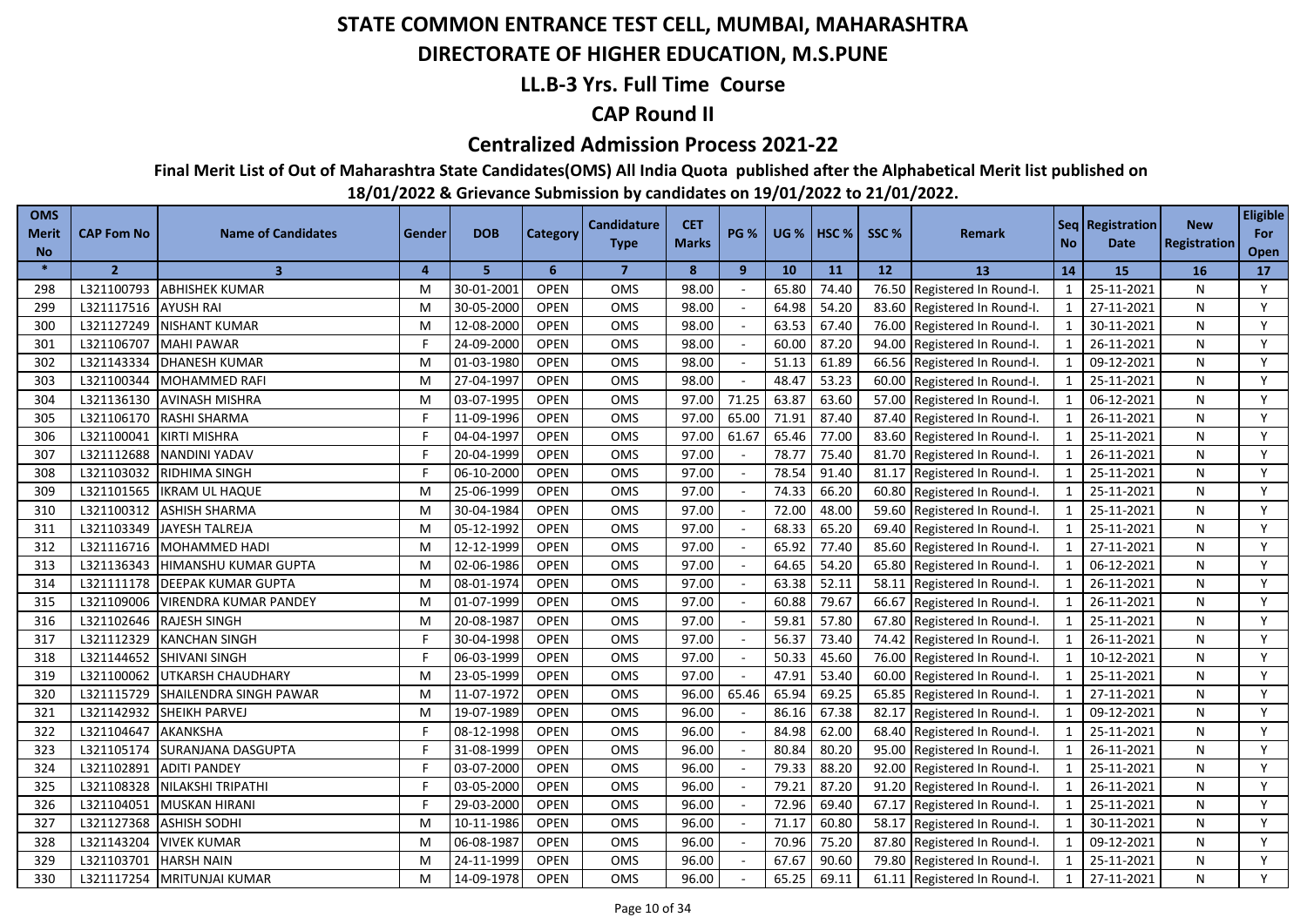# STATE COMMON ENTRANCE TEST CELL, MUMBAI, MAHARASHTRA

## DIRECTORATE OF HIGHER EDUCATION, M.S.PUNE

### LL.B-3 Yrs. Full Time Course

### CAP Round II

### Centralized Admission Process 2021-22

**Final Merit List of Out of Maharashtra State Candidates(OMS) All India Quota published after the Alphabetical Merit list published on 18/01/2022 & Grievance Submission by candidates on 19/01/2022 to 21/01/2022.**

| OMS Merit No | CAP Fom No | Name of Candidates | Gender | DOB | Category | Candidature Type | CET Marks | PG % | UG % | HSC % | SSC % | Remark | Seq No | Registration Date | New Registration | Eligible For Open |
|---|---|---|---|---|---|---|---|---|---|---|---|---|---|---|---|---|
| * | 2 | 3 | 4 | 5 | 6 | 7 | 8 | 9 | 10 | 11 | 12 | 13 | 14 | 15 | 16 | 17 |
| 298 | L321100793 | ABHISHEK KUMAR | M | 30-01-2001 | OPEN | OMS | 98.00 | - | 65.80 | 74.40 | 76.50 | Registered In Round-I. | 1 | 25-11-2021 | N | Y |
| 299 | L321117516 | AYUSH RAI | M | 30-05-2000 | OPEN | OMS | 98.00 | - | 64.98 | 54.20 | 83.60 | Registered In Round-I. | 1 | 27-11-2021 | N | Y |
| 300 | L321127249 | NISHANT KUMAR | M | 12-08-2000 | OPEN | OMS | 98.00 | - | 63.53 | 67.40 | 76.00 | Registered In Round-I. | 1 | 30-11-2021 | N | Y |
| 301 | L321106707 | MAHI PAWAR | F | 24-09-2000 | OPEN | OMS | 98.00 | - | 60.00 | 87.20 | 94.00 | Registered In Round-I. | 1 | 26-11-2021 | N | Y |
| 302 | L321143334 | DHANESH KUMAR | M | 01-03-1980 | OPEN | OMS | 98.00 | - | 51.13 | 61.89 | 66.56 | Registered In Round-I. | 1 | 09-12-2021 | N | Y |
| 303 | L321100344 | MOHAMMED RAFI | M | 27-04-1997 | OPEN | OMS | 98.00 | - | 48.47 | 53.23 | 60.00 | Registered In Round-I. | 1 | 25-11-2021 | N | Y |
| 304 | L321136130 | AVINASH MISHRA | M | 03-07-1995 | OPEN | OMS | 97.00 | 71.25 | 63.87 | 63.60 | 57.00 | Registered In Round-I. | 1 | 06-12-2021 | N | Y |
| 305 | L321106170 | RASHI SHARMA | F | 11-09-1996 | OPEN | OMS | 97.00 | 65.00 | 71.91 | 87.40 | 87.40 | Registered In Round-I. | 1 | 26-11-2021 | N | Y |
| 306 | L321100041 | KIRTI MISHRA | F | 04-04-1997 | OPEN | OMS | 97.00 | 61.67 | 65.46 | 77.00 | 83.60 | Registered In Round-I. | 1 | 25-11-2021 | N | Y |
| 307 | L321112688 | NANDINI YADAV | F | 20-04-1999 | OPEN | OMS | 97.00 | - | 78.77 | 75.40 | 81.70 | Registered In Round-I. | 1 | 26-11-2021 | N | Y |
| 308 | L321103032 | RIDHIMA SINGH | F | 06-10-2000 | OPEN | OMS | 97.00 | - | 78.54 | 91.40 | 81.17 | Registered In Round-I. | 1 | 25-11-2021 | N | Y |
| 309 | L321101565 | IKRAM UL HAQUE | M | 25-06-1999 | OPEN | OMS | 97.00 | - | 74.33 | 66.20 | 60.80 | Registered In Round-I. | 1 | 25-11-2021 | N | Y |
| 310 | L321100312 | ASHISH SHARMA | M | 30-04-1984 | OPEN | OMS | 97.00 | - | 72.00 | 48.00 | 59.60 | Registered In Round-I. | 1 | 25-11-2021 | N | Y |
| 311 | L321103349 | JAYESH TALREJA | M | 05-12-1992 | OPEN | OMS | 97.00 | - | 68.33 | 65.20 | 69.40 | Registered In Round-I. | 1 | 25-11-2021 | N | Y |
| 312 | L321116716 | MOHAMMED HADI | M | 12-12-1999 | OPEN | OMS | 97.00 | - | 65.92 | 77.40 | 85.60 | Registered In Round-I. | 1 | 27-11-2021 | N | Y |
| 313 | L321136343 | HIMANSHU KUMAR GUPTA | M | 02-06-1986 | OPEN | OMS | 97.00 | - | 64.65 | 54.20 | 65.80 | Registered In Round-I. | 1 | 06-12-2021 | N | Y |
| 314 | L321111178 | DEEPAK KUMAR GUPTA | M | 08-01-1974 | OPEN | OMS | 97.00 | - | 63.38 | 52.11 | 58.11 | Registered In Round-I. | 1 | 26-11-2021 | N | Y |
| 315 | L321109006 | VIRENDRA KUMAR PANDEY | M | 01-07-1999 | OPEN | OMS | 97.00 | - | 60.88 | 79.67 | 66.67 | Registered In Round-I. | 1 | 26-11-2021 | N | Y |
| 316 | L321102646 | RAJESH SINGH | M | 20-08-1987 | OPEN | OMS | 97.00 | - | 59.81 | 57.80 | 67.80 | Registered In Round-I. | 1 | 25-11-2021 | N | Y |
| 317 | L321112329 | KANCHAN SINGH | F | 30-04-1998 | OPEN | OMS | 97.00 | - | 56.37 | 73.40 | 74.42 | Registered In Round-I. | 1 | 26-11-2021 | N | Y |
| 318 | L321144652 | SHIVANI SINGH | F | 06-03-1999 | OPEN | OMS | 97.00 | - | 50.33 | 45.60 | 76.00 | Registered In Round-I. | 1 | 10-12-2021 | N | Y |
| 319 | L321100062 | UTKARSH CHAUDHARY | M | 23-05-1999 | OPEN | OMS | 97.00 | - | 47.91 | 53.40 | 60.00 | Registered In Round-I. | 1 | 25-11-2021 | N | Y |
| 320 | L321115729 | SHAILENDRA SINGH PAWAR | M | 11-07-1972 | OPEN | OMS | 96.00 | 65.46 | 65.94 | 69.25 | 65.85 | Registered In Round-I. | 1 | 27-11-2021 | N | Y |
| 321 | L321142932 | SHEIKH PARVEJ | M | 19-07-1989 | OPEN | OMS | 96.00 | - | 86.16 | 67.38 | 82.17 | Registered In Round-I. | 1 | 09-12-2021 | N | Y |
| 322 | L321104647 | AKANKSHA | F | 08-12-1998 | OPEN | OMS | 96.00 | - | 84.98 | 62.00 | 68.40 | Registered In Round-I. | 1 | 25-11-2021 | N | Y |
| 323 | L321105174 | SURANJANA DASGUPTA | F | 31-08-1999 | OPEN | OMS | 96.00 | - | 80.84 | 80.20 | 95.00 | Registered In Round-I. | 1 | 26-11-2021 | N | Y |
| 324 | L321102891 | ADITI PANDEY | F | 03-07-2000 | OPEN | OMS | 96.00 | - | 79.33 | 88.20 | 92.00 | Registered In Round-I. | 1 | 25-11-2021 | N | Y |
| 325 | L321108328 | NILAKSHI TRIPATHI | F | 03-05-2000 | OPEN | OMS | 96.00 | - | 79.21 | 87.20 | 91.20 | Registered In Round-I. | 1 | 26-11-2021 | N | Y |
| 326 | L321104051 | MUSKAN HIRANI | F | 29-03-2000 | OPEN | OMS | 96.00 | - | 72.96 | 69.40 | 67.17 | Registered In Round-I. | 1 | 25-11-2021 | N | Y |
| 327 | L321127368 | ASHISH SODHI | M | 10-11-1986 | OPEN | OMS | 96.00 | - | 71.17 | 60.80 | 58.17 | Registered In Round-I. | 1 | 30-11-2021 | N | Y |
| 328 | L321143204 | VIVEK KUMAR | M | 06-08-1987 | OPEN | OMS | 96.00 | - | 70.96 | 75.20 | 87.80 | Registered In Round-I. | 1 | 09-12-2021 | N | Y |
| 329 | L321103701 | HARSH NAIN | M | 24-11-1999 | OPEN | OMS | 96.00 | - | 67.67 | 90.60 | 79.80 | Registered In Round-I. | 1 | 25-11-2021 | N | Y |
| 330 | L321117254 | MRITUNJAI KUMAR | M | 14-09-1978 | OPEN | OMS | 96.00 | - | 65.25 | 69.11 | 61.11 | Registered In Round-I. | 1 | 27-11-2021 | N | Y |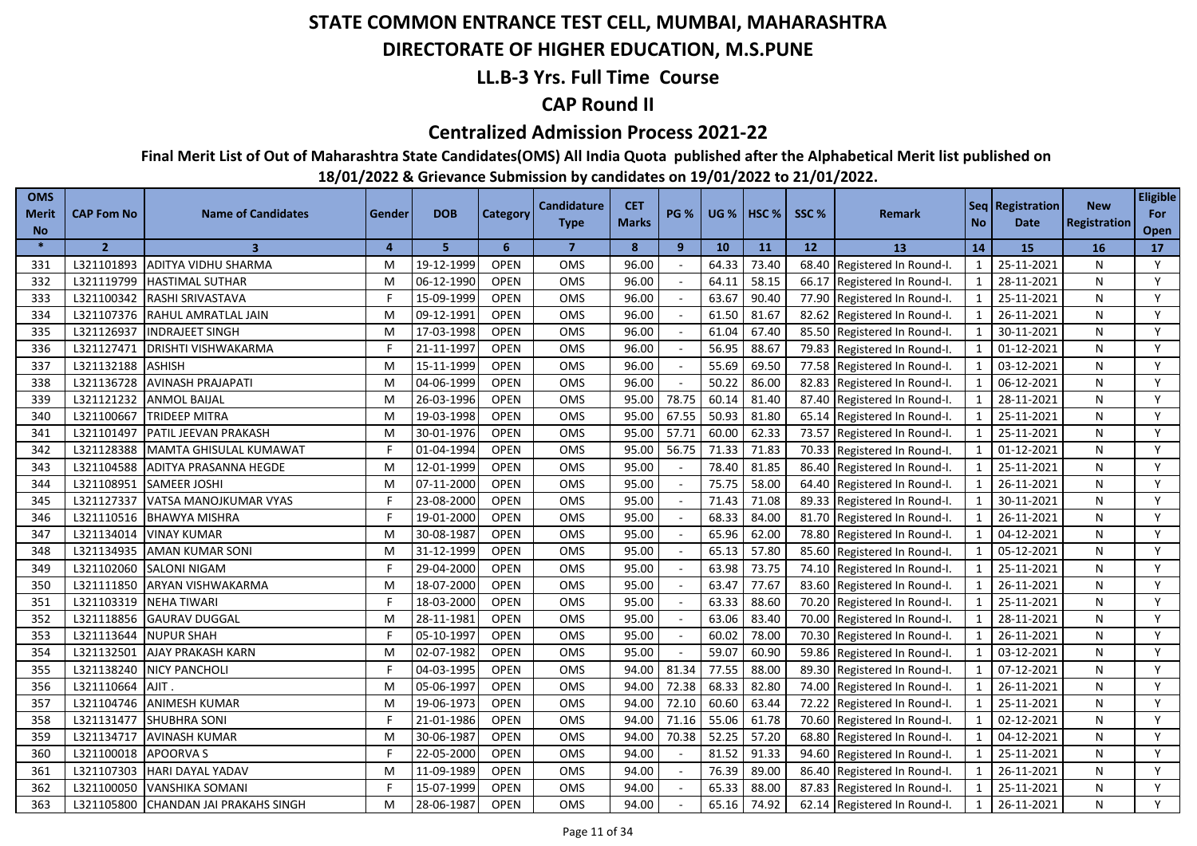# STATE COMMON ENTRANCE TEST CELL, MUMBAI, MAHARASHTRA

## DIRECTORATE OF HIGHER EDUCATION, M.S.PUNE

## LL.B-3 Yrs. Full Time Course

## CAP Round II

## Centralized Admission Process 2021-22

**Final Merit List of Out of Maharashtra State Candidates(OMS) All India Quota published after the Alphabetical Merit list published on 18/01/2022 & Grievance Submission by candidates on 19/01/2022 to 21/01/2022.**

| OMS Merit No | CAP Fom No | Name of Candidates | Gender | DOB | Category | Candidature Type | CET Marks | PG % | UG % | HSC % | SSC % | Remark | Seq No | Registration Date | New Registration | Eligible For Open |
|---|---|---|---|---|---|---|---|---|---|---|---|---|---|---|---|---|
| * | 2 | 3 | 4 | 5 | 6 | 7 | 8 | 9 | 10 | 11 | 12 | 13 | 14 | 15 | 16 | 17 |
| 331 | L321101893 | ADITYA VIDHU SHARMA | M | 19-12-1999 | OPEN | OMS | 96.00 | - | 64.33 | 73.40 | 68.40 | Registered In Round-I. | 1 | 25-11-2021 | N | Y |
| 332 | L321119799 | HASTIMAL SUTHAR | M | 06-12-1990 | OPEN | OMS | 96.00 | - | 64.11 | 58.15 | 66.17 | Registered In Round-I. | 1 | 28-11-2021 | N | Y |
| 333 | L321100342 | RASHI SRIVASTAVA | F | 15-09-1999 | OPEN | OMS | 96.00 | - | 63.67 | 90.40 | 77.90 | Registered In Round-I. | 1 | 25-11-2021 | N | Y |
| 334 | L321107376 | RAHUL AMRATLAL JAIN | M | 09-12-1991 | OPEN | OMS | 96.00 | - | 61.50 | 81.67 | 82.62 | Registered In Round-I. | 1 | 26-11-2021 | N | Y |
| 335 | L321126937 | INDRAJEET SINGH | M | 17-03-1998 | OPEN | OMS | 96.00 | - | 61.04 | 67.40 | 85.50 | Registered In Round-I. | 1 | 30-11-2021 | N | Y |
| 336 | L321127471 | DRISHTI VISHWAKARMA | F | 21-11-1997 | OPEN | OMS | 96.00 | - | 56.95 | 88.67 | 79.83 | Registered In Round-I. | 1 | 01-12-2021 | N | Y |
| 337 | L321132188 | ASHISH | M | 15-11-1999 | OPEN | OMS | 96.00 | - | 55.69 | 69.50 | 77.58 | Registered In Round-I. | 1 | 03-12-2021 | N | Y |
| 338 | L321136728 | AVINASH PRAJAPATI | M | 04-06-1999 | OPEN | OMS | 96.00 | - | 50.22 | 86.00 | 82.83 | Registered In Round-I. | 1 | 06-12-2021 | N | Y |
| 339 | L321121232 | ANMOL BAIJAL | M | 26-03-1996 | OPEN | OMS | 95.00 | 78.75 | 60.14 | 81.40 | 87.40 | Registered In Round-I. | 1 | 28-11-2021 | N | Y |
| 340 | L321100667 | TRIDEEP MITRA | M | 19-03-1998 | OPEN | OMS | 95.00 | 67.55 | 50.93 | 81.80 | 65.14 | Registered In Round-I. | 1 | 25-11-2021 | N | Y |
| 341 | L321101497 | PATIL JEEVAN PRAKASH | M | 30-01-1976 | OPEN | OMS | 95.00 | 57.71 | 60.00 | 62.33 | 73.57 | Registered In Round-I. | 1 | 25-11-2021 | N | Y |
| 342 | L321128388 | MAMTA GHISULAL KUMAWAT | F | 01-04-1994 | OPEN | OMS | 95.00 | 56.75 | 71.33 | 71.83 | 70.33 | Registered In Round-I. | 1 | 01-12-2021 | N | Y |
| 343 | L321104588 | ADITYA PRASANNA HEGDE | M | 12-01-1999 | OPEN | OMS | 95.00 | - | 78.40 | 81.85 | 86.40 | Registered In Round-I. | 1 | 25-11-2021 | N | Y |
| 344 | L321108951 | SAMEER JOSHI | M | 07-11-2000 | OPEN | OMS | 95.00 | - | 75.75 | 58.00 | 64.40 | Registered In Round-I. | 1 | 26-11-2021 | N | Y |
| 345 | L321127337 | VATSA MANOJKUMAR VYAS | F | 23-08-2000 | OPEN | OMS | 95.00 | - | 71.43 | 71.08 | 89.33 | Registered In Round-I. | 1 | 30-11-2021 | N | Y |
| 346 | L321110516 | BHAWYA MISHRA | F | 19-01-2000 | OPEN | OMS | 95.00 | - | 68.33 | 84.00 | 81.70 | Registered In Round-I. | 1 | 26-11-2021 | N | Y |
| 347 | L321134014 | VINAY KUMAR | M | 30-08-1987 | OPEN | OMS | 95.00 | - | 65.96 | 62.00 | 78.80 | Registered In Round-I. | 1 | 04-12-2021 | N | Y |
| 348 | L321134935 | AMAN KUMAR SONI | M | 31-12-1999 | OPEN | OMS | 95.00 | - | 65.13 | 57.80 | 85.60 | Registered In Round-I. | 1 | 05-12-2021 | N | Y |
| 349 | L321102060 | SALONI NIGAM | F | 29-04-2000 | OPEN | OMS | 95.00 | - | 63.98 | 73.75 | 74.10 | Registered In Round-I. | 1 | 25-11-2021 | N | Y |
| 350 | L321111850 | ARYAN VISHWAKARMA | M | 18-07-2000 | OPEN | OMS | 95.00 | - | 63.47 | 77.67 | 83.60 | Registered In Round-I. | 1 | 26-11-2021 | N | Y |
| 351 | L321103319 | NEHA TIWARI | F | 18-03-2000 | OPEN | OMS | 95.00 | - | 63.33 | 88.60 | 70.20 | Registered In Round-I. | 1 | 25-11-2021 | N | Y |
| 352 | L321118856 | GAURAV DUGGAL | M | 28-11-1981 | OPEN | OMS | 95.00 | - | 63.06 | 83.40 | 70.00 | Registered In Round-I. | 1 | 28-11-2021 | N | Y |
| 353 | L321113644 | NUPUR SHAH | F | 05-10-1997 | OPEN | OMS | 95.00 | - | 60.02 | 78.00 | 70.30 | Registered In Round-I. | 1 | 26-11-2021 | N | Y |
| 354 | L321132501 | AJAY PRAKASH KARN | M | 02-07-1982 | OPEN | OMS | 95.00 | - | 59.07 | 60.90 | 59.86 | Registered In Round-I. | 1 | 03-12-2021 | N | Y |
| 355 | L321138240 | NICY PANCHOLI | F | 04-03-1995 | OPEN | OMS | 94.00 | 81.34 | 77.55 | 88.00 | 89.30 | Registered In Round-I. | 1 | 07-12-2021 | N | Y |
| 356 | L321110664 | AJIT . | M | 05-06-1997 | OPEN | OMS | 94.00 | 72.38 | 68.33 | 82.80 | 74.00 | Registered In Round-I. | 1 | 26-11-2021 | N | Y |
| 357 | L321104746 | ANIMESH KUMAR | M | 19-06-1973 | OPEN | OMS | 94.00 | 72.10 | 60.60 | 63.44 | 72.22 | Registered In Round-I. | 1 | 25-11-2021 | N | Y |
| 358 | L321131477 | SHUBHRA SONI | F | 21-01-1986 | OPEN | OMS | 94.00 | 71.16 | 55.06 | 61.78 | 70.60 | Registered In Round-I. | 1 | 02-12-2021 | N | Y |
| 359 | L321134717 | AVINASH KUMAR | M | 30-06-1987 | OPEN | OMS | 94.00 | 70.38 | 52.25 | 57.20 | 68.80 | Registered In Round-I. | 1 | 04-12-2021 | N | Y |
| 360 | L321100018 | APOORVA S | F | 22-05-2000 | OPEN | OMS | 94.00 | - | 81.52 | 91.33 | 94.60 | Registered In Round-I. | 1 | 25-11-2021 | N | Y |
| 361 | L321107303 | HARI DAYAL YADAV | M | 11-09-1989 | OPEN | OMS | 94.00 | - | 76.39 | 89.00 | 86.40 | Registered In Round-I. | 1 | 26-11-2021 | N | Y |
| 362 | L321100050 | VANSHIKA SOMANI | F | 15-07-1999 | OPEN | OMS | 94.00 | - | 65.33 | 88.00 | 87.83 | Registered In Round-I. | 1 | 25-11-2021 | N | Y |
| 363 | L321105800 | CHANDAN JAI PRAKAHS SINGH | M | 28-06-1987 | OPEN | OMS | 94.00 | - | 65.16 | 74.92 | 62.14 | Registered In Round-I. | 1 | 26-11-2021 | N | Y |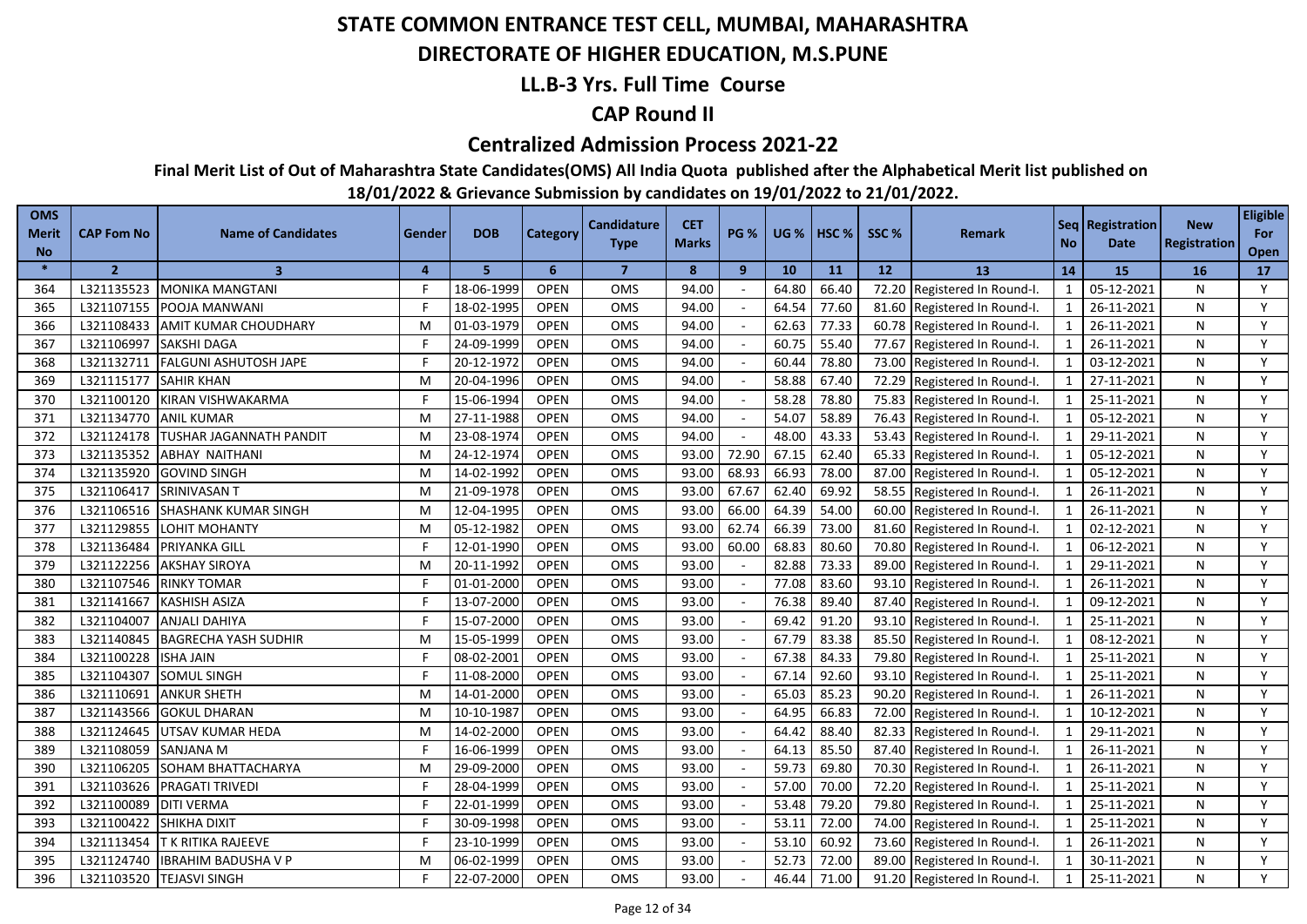# STATE COMMON ENTRANCE TEST CELL, MUMBAI, MAHARASHTRA

## DIRECTORATE OF HIGHER EDUCATION, M.S.PUNE

### LL.B-3 Yrs. Full Time Course

### CAP Round II

### Centralized Admission Process 2021-22

**Final Merit List of Out of Maharashtra State Candidates(OMS) All India Quota published after the Alphabetical Merit list published on 18/01/2022 & Grievance Submission by candidates on 19/01/2022 to 21/01/2022.**

| OMS Merit No | CAP Fom No | Name of Candidates | Gender | DOB | Category | Candidature Type | CET Marks | PG % | UG % | HSC % | SSC % | Remark | Seq No | Registration Date | New Registration | Eligible For Open |
|---|---|---|---|---|---|---|---|---|---|---|---|---|---|---|---|---|
| * | 2 | 3 | 4 | 5 | 6 | 7 | 8 | 9 | 10 | 11 | 12 | 13 | 14 | 15 | 16 | 17 |
| 364 | L321135523 | MONIKA MANGTANI | F | 18-06-1999 | OPEN | OMS | 94.00 | - | 64.80 | 66.40 | 72.20 | Registered In Round-I. | 1 | 05-12-2021 | N | Y |
| 365 | L321107155 | POOJA MANWANI | F | 18-02-1995 | OPEN | OMS | 94.00 | - | 64.54 | 77.60 | 81.60 | Registered In Round-I. | 1 | 26-11-2021 | N | Y |
| 366 | L321108433 | AMIT KUMAR CHOUDHARY | M | 01-03-1979 | OPEN | OMS | 94.00 | - | 62.63 | 77.33 | 60.78 | Registered In Round-I. | 1 | 26-11-2021 | N | Y |
| 367 | L321106997 | SAKSHI DAGA | F | 24-09-1999 | OPEN | OMS | 94.00 | - | 60.75 | 55.40 | 77.67 | Registered In Round-I. | 1 | 26-11-2021 | N | Y |
| 368 | L321132711 | FALGUNI ASHUTOSH JAPE | F | 20-12-1972 | OPEN | OMS | 94.00 | - | 60.44 | 78.80 | 73.00 | Registered In Round-I. | 1 | 03-12-2021 | N | Y |
| 369 | L321115177 | SAHIR KHAN | M | 20-04-1996 | OPEN | OMS | 94.00 | - | 58.88 | 67.40 | 72.29 | Registered In Round-I. | 1 | 27-11-2021 | N | Y |
| 370 | L321100120 | KIRAN VISHWAKARMA | F | 15-06-1994 | OPEN | OMS | 94.00 | - | 58.28 | 78.80 | 75.83 | Registered In Round-I. | 1 | 25-11-2021 | N | Y |
| 371 | L321134770 | ANIL KUMAR | M | 27-11-1988 | OPEN | OMS | 94.00 | - | 54.07 | 58.89 | 76.43 | Registered In Round-I. | 1 | 05-12-2021 | N | Y |
| 372 | L321124178 | TUSHAR JAGANNATH PANDIT | M | 23-08-1974 | OPEN | OMS | 94.00 | - | 48.00 | 43.33 | 53.43 | Registered In Round-I. | 1 | 29-11-2021 | N | Y |
| 373 | L321135352 | ABHAY NAITHANI | M | 24-12-1974 | OPEN | OMS | 93.00 | 72.90 | 67.15 | 62.40 | 65.33 | Registered In Round-I. | 1 | 05-12-2021 | N | Y |
| 374 | L321135920 | GOVIND SINGH | M | 14-02-1992 | OPEN | OMS | 93.00 | 68.93 | 66.93 | 78.00 | 87.00 | Registered In Round-I. | 1 | 05-12-2021 | N | Y |
| 375 | L321106417 | SRINIVASAN T | M | 21-09-1978 | OPEN | OMS | 93.00 | 67.67 | 62.40 | 69.92 | 58.55 | Registered In Round-I. | 1 | 26-11-2021 | N | Y |
| 376 | L321106516 | SHASHANK KUMAR SINGH | M | 12-04-1995 | OPEN | OMS | 93.00 | 66.00 | 64.39 | 54.00 | 60.00 | Registered In Round-I. | 1 | 26-11-2021 | N | Y |
| 377 | L321129855 | LOHIT MOHANTY | M | 05-12-1982 | OPEN | OMS | 93.00 | 62.74 | 66.39 | 73.00 | 81.60 | Registered In Round-I. | 1 | 02-12-2021 | N | Y |
| 378 | L321136484 | PRIYANKA GILL | F | 12-01-1990 | OPEN | OMS | 93.00 | 60.00 | 68.83 | 80.60 | 70.80 | Registered In Round-I. | 1 | 06-12-2021 | N | Y |
| 379 | L321122256 | AKSHAY SIROYA | M | 20-11-1992 | OPEN | OMS | 93.00 | - | 82.88 | 73.33 | 89.00 | Registered In Round-I. | 1 | 29-11-2021 | N | Y |
| 380 | L321107546 | RINKY TOMAR | F | 01-01-2000 | OPEN | OMS | 93.00 | - | 77.08 | 83.60 | 93.10 | Registered In Round-I. | 1 | 26-11-2021 | N | Y |
| 381 | L321141667 | KASHISH ASIZA | F | 13-07-2000 | OPEN | OMS | 93.00 | - | 76.38 | 89.40 | 87.40 | Registered In Round-I. | 1 | 09-12-2021 | N | Y |
| 382 | L321104007 | ANJALI DAHIYA | F | 15-07-2000 | OPEN | OMS | 93.00 | - | 69.42 | 91.20 | 93.10 | Registered In Round-I. | 1 | 25-11-2021 | N | Y |
| 383 | L321140845 | BAGRECHA YASH SUDHIR | M | 15-05-1999 | OPEN | OMS | 93.00 | - | 67.79 | 83.38 | 85.50 | Registered In Round-I. | 1 | 08-12-2021 | N | Y |
| 384 | L321100228 | ISHA JAIN | F | 08-02-2001 | OPEN | OMS | 93.00 | - | 67.38 | 84.33 | 79.80 | Registered In Round-I. | 1 | 25-11-2021 | N | Y |
| 385 | L321104307 | SOMUL SINGH | F | 11-08-2000 | OPEN | OMS | 93.00 | - | 67.14 | 92.60 | 93.10 | Registered In Round-I. | 1 | 25-11-2021 | N | Y |
| 386 | L321110691 | ANKUR SHETH | M | 14-01-2000 | OPEN | OMS | 93.00 | - | 65.03 | 85.23 | 90.20 | Registered In Round-I. | 1 | 26-11-2021 | N | Y |
| 387 | L321143566 | GOKUL DHARAN | M | 10-10-1987 | OPEN | OMS | 93.00 | - | 64.95 | 66.83 | 72.00 | Registered In Round-I. | 1 | 10-12-2021 | N | Y |
| 388 | L321124645 | UTSAV KUMAR HEDA | M | 14-02-2000 | OPEN | OMS | 93.00 | - | 64.42 | 88.40 | 82.33 | Registered In Round-I. | 1 | 29-11-2021 | N | Y |
| 389 | L321108059 | SANJANA M | F | 16-06-1999 | OPEN | OMS | 93.00 | - | 64.13 | 85.50 | 87.40 | Registered In Round-I. | 1 | 26-11-2021 | N | Y |
| 390 | L321106205 | SOHAM BHATTACHARYA | M | 29-09-2000 | OPEN | OMS | 93.00 | - | 59.73 | 69.80 | 70.30 | Registered In Round-I. | 1 | 26-11-2021 | N | Y |
| 391 | L321103626 | PRAGATI TRIVEDI | F | 28-04-1999 | OPEN | OMS | 93.00 | - | 57.00 | 70.00 | 72.20 | Registered In Round-I. | 1 | 25-11-2021 | N | Y |
| 392 | L321100089 | DITI VERMA | F | 22-01-1999 | OPEN | OMS | 93.00 | - | 53.48 | 79.20 | 79.80 | Registered In Round-I. | 1 | 25-11-2021 | N | Y |
| 393 | L321100422 | SHIKHA DIXIT | F | 30-09-1998 | OPEN | OMS | 93.00 | - | 53.11 | 72.00 | 74.00 | Registered In Round-I. | 1 | 25-11-2021 | N | Y |
| 394 | L321113454 | T K RITIKA RAJEEVE | F | 23-10-1999 | OPEN | OMS | 93.00 | - | 53.10 | 60.92 | 73.60 | Registered In Round-I. | 1 | 26-11-2021 | N | Y |
| 395 | L321124740 | IBRAHIM BADUSHA V P | M | 06-02-1999 | OPEN | OMS | 93.00 | - | 52.73 | 72.00 | 89.00 | Registered In Round-I. | 1 | 30-11-2021 | N | Y |
| 396 | L321103520 | TEJASVI SINGH | F | 22-07-2000 | OPEN | OMS | 93.00 | - | 46.44 | 71.00 | 91.20 | Registered In Round-I. | 1 | 25-11-2021 | N | Y |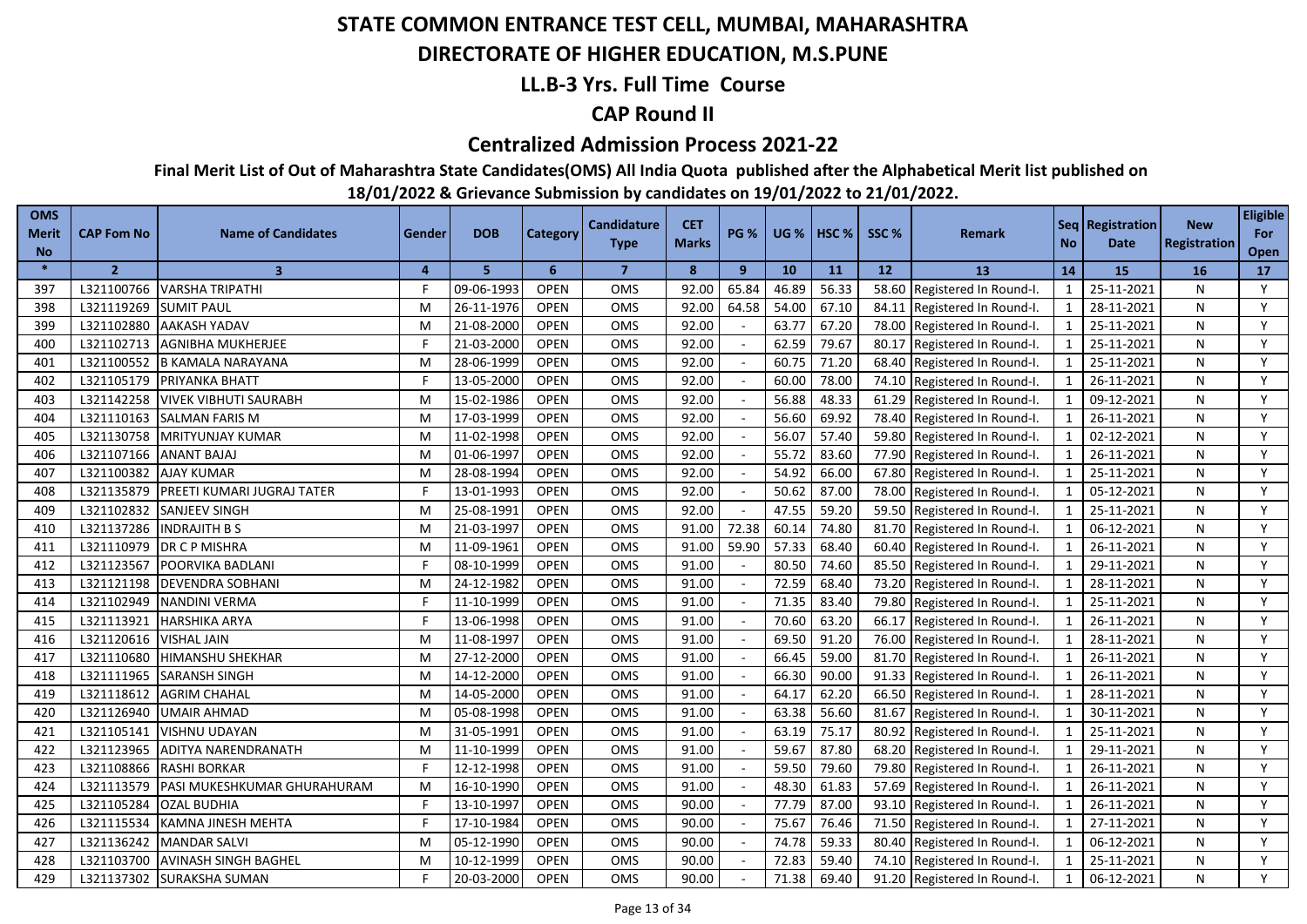# STATE COMMON ENTRANCE TEST CELL, MUMBAI, MAHARASHTRA

## DIRECTORATE OF HIGHER EDUCATION, M.S.PUNE

## LL.B-3 Yrs. Full Time Course

## CAP Round II

## Centralized Admission Process 2021-22

**Final Merit List of Out of Maharashtra State Candidates(OMS) All India Quota published after the Alphabetical Merit list published on 18/01/2022 & Grievance Submission by candidates on 19/01/2022 to 21/01/2022.**

| OMS Merit No | CAP Fom No | Name of Candidates | Gender | DOB | Category | Candidature Type | CET Marks | PG % | UG % | HSC % | SSC % | Remark | Seq No | Registration Date | New Registration | Eligible For Open |
|---|---|---|---|---|---|---|---|---|---|---|---|---|---|---|---|---|
| * | 2 | 3 | 4 | 5 | 6 | 7 | 8 | 9 | 10 | 11 | 12 | 13 | 14 | 15 | 16 | 17 |
| 397 | L321100766 | VARSHA TRIPATHI | F | 09-06-1993 | OPEN | OMS | 92.00 | 65.84 | 46.89 | 56.33 | 58.60 | Registered In Round-I. | 1 | 25-11-2021 | N | Y |
| 398 | L321119269 | SUMIT PAUL | M | 26-11-1976 | OPEN | OMS | 92.00 | 64.58 | 54.00 | 67.10 | 84.11 | Registered In Round-I. | 1 | 28-11-2021 | N | Y |
| 399 | L321102880 | AAKASH YADAV | M | 21-08-2000 | OPEN | OMS | 92.00 | - | 63.77 | 67.20 | 78.00 | Registered In Round-I. | 1 | 25-11-2021 | N | Y |
| 400 | L321102713 | AGNIBHA MUKHERJEE | F | 21-03-2000 | OPEN | OMS | 92.00 | - | 62.59 | 79.67 | 80.17 | Registered In Round-I. | 1 | 25-11-2021 | N | Y |
| 401 | L321100552 | B KAMALA NARAYANA | M | 28-06-1999 | OPEN | OMS | 92.00 | - | 60.75 | 71.20 | 68.40 | Registered In Round-I. | 1 | 25-11-2021 | N | Y |
| 402 | L321105179 | PRIYANKA BHATT | F | 13-05-2000 | OPEN | OMS | 92.00 | - | 60.00 | 78.00 | 74.10 | Registered In Round-I. | 1 | 26-11-2021 | N | Y |
| 403 | L321142258 | VIVEK VIBHUTI SAURABH | M | 15-02-1986 | OPEN | OMS | 92.00 | - | 56.88 | 48.33 | 61.29 | Registered In Round-I. | 1 | 09-12-2021 | N | Y |
| 404 | L321110163 | SALMAN FARIS M | M | 17-03-1999 | OPEN | OMS | 92.00 | - | 56.60 | 69.92 | 78.40 | Registered In Round-I. | 1 | 26-11-2021 | N | Y |
| 405 | L321130758 | MRITYUNJAY KUMAR | M | 11-02-1998 | OPEN | OMS | 92.00 | - | 56.07 | 57.40 | 59.80 | Registered In Round-I. | 1 | 02-12-2021 | N | Y |
| 406 | L321107166 | ANANT BAJAJ | M | 01-06-1997 | OPEN | OMS | 92.00 | - | 55.72 | 83.60 | 77.90 | Registered In Round-I. | 1 | 26-11-2021 | N | Y |
| 407 | L321100382 | AJAY KUMAR | M | 28-08-1994 | OPEN | OMS | 92.00 | - | 54.92 | 66.00 | 67.80 | Registered In Round-I. | 1 | 25-11-2021 | N | Y |
| 408 | L321135879 | PREETI KUMARI JUGRAJ TATER | F | 13-01-1993 | OPEN | OMS | 92.00 | - | 50.62 | 87.00 | 78.00 | Registered In Round-I. | 1 | 05-12-2021 | N | Y |
| 409 | L321102832 | SANJEEV SINGH | M | 25-08-1991 | OPEN | OMS | 92.00 | - | 47.55 | 59.20 | 59.50 | Registered In Round-I. | 1 | 25-11-2021 | N | Y |
| 410 | L321137286 | INDRAJITH B S | M | 21-03-1997 | OPEN | OMS | 91.00 | 72.38 | 60.14 | 74.80 | 81.70 | Registered In Round-I. | 1 | 06-12-2021 | N | Y |
| 411 | L321110979 | DR C P MISHRA | M | 11-09-1961 | OPEN | OMS | 91.00 | 59.90 | 57.33 | 68.40 | 60.40 | Registered In Round-I. | 1 | 26-11-2021 | N | Y |
| 412 | L321123567 | POORVIKA BADLANI | F | 08-10-1999 | OPEN | OMS | 91.00 | - | 80.50 | 74.60 | 85.50 | Registered In Round-I. | 1 | 29-11-2021 | N | Y |
| 413 | L321121198 | DEVENDRA SOBHANI | M | 24-12-1982 | OPEN | OMS | 91.00 | - | 72.59 | 68.40 | 73.20 | Registered In Round-I. | 1 | 28-11-2021 | N | Y |
| 414 | L321102949 | NANDINI VERMA | F | 11-10-1999 | OPEN | OMS | 91.00 | - | 71.35 | 83.40 | 79.80 | Registered In Round-I. | 1 | 25-11-2021 | N | Y |
| 415 | L321113921 | HARSHIKA ARYA | F | 13-06-1998 | OPEN | OMS | 91.00 | - | 70.60 | 63.20 | 66.17 | Registered In Round-I. | 1 | 26-11-2021 | N | Y |
| 416 | L321120616 | VISHAL JAIN | M | 11-08-1997 | OPEN | OMS | 91.00 | - | 69.50 | 91.20 | 76.00 | Registered In Round-I. | 1 | 28-11-2021 | N | Y |
| 417 | L321110680 | HIMANSHU SHEKHAR | M | 27-12-2000 | OPEN | OMS | 91.00 | - | 66.45 | 59.00 | 81.70 | Registered In Round-I. | 1 | 26-11-2021 | N | Y |
| 418 | L321111965 | SARANSH SINGH | M | 14-12-2000 | OPEN | OMS | 91.00 | - | 66.30 | 90.00 | 91.33 | Registered In Round-I. | 1 | 26-11-2021 | N | Y |
| 419 | L321118612 | AGRIM CHAHAL | M | 14-05-2000 | OPEN | OMS | 91.00 | - | 64.17 | 62.20 | 66.50 | Registered In Round-I. | 1 | 28-11-2021 | N | Y |
| 420 | L321126940 | UMAIR AHMAD | M | 05-08-1998 | OPEN | OMS | 91.00 | - | 63.38 | 56.60 | 81.67 | Registered In Round-I. | 1 | 30-11-2021 | N | Y |
| 421 | L321105141 | VISHNU UDAYAN | M | 31-05-1991 | OPEN | OMS | 91.00 | - | 63.19 | 75.17 | 80.92 | Registered In Round-I. | 1 | 25-11-2021 | N | Y |
| 422 | L321123965 | ADITYA NARENDRANATH | M | 11-10-1999 | OPEN | OMS | 91.00 | - | 59.67 | 87.80 | 68.20 | Registered In Round-I. | 1 | 29-11-2021 | N | Y |
| 423 | L321108866 | RASHI BORKAR | F | 12-12-1998 | OPEN | OMS | 91.00 | - | 59.50 | 79.60 | 79.80 | Registered In Round-I. | 1 | 26-11-2021 | N | Y |
| 424 | L321113579 | PASI MUKESHKUMAR GHURAHURAM | M | 16-10-1990 | OPEN | OMS | 91.00 | - | 48.30 | 61.83 | 57.69 | Registered In Round-I. | 1 | 26-11-2021 | N | Y |
| 425 | L321105284 | OZAL BUDHIA | F | 13-10-1997 | OPEN | OMS | 90.00 | - | 77.79 | 87.00 | 93.10 | Registered In Round-I. | 1 | 26-11-2021 | N | Y |
| 426 | L321115534 | KAMNA JINESH MEHTA | F | 17-10-1984 | OPEN | OMS | 90.00 | - | 75.67 | 76.46 | 71.50 | Registered In Round-I. | 1 | 27-11-2021 | N | Y |
| 427 | L321136242 | MANDAR SALVI | M | 05-12-1990 | OPEN | OMS | 90.00 | - | 74.78 | 59.33 | 80.40 | Registered In Round-I. | 1 | 06-12-2021 | N | Y |
| 428 | L321103700 | AVINASH SINGH BAGHEL | M | 10-12-1999 | OPEN | OMS | 90.00 | - | 72.83 | 59.40 | 74.10 | Registered In Round-I. | 1 | 25-11-2021 | N | Y |
| 429 | L321137302 | SURAKSHA SUMAN | F | 20-03-2000 | OPEN | OMS | 90.00 | - | 71.38 | 69.40 | 91.20 | Registered In Round-I. | 1 | 06-12-2021 | N | Y |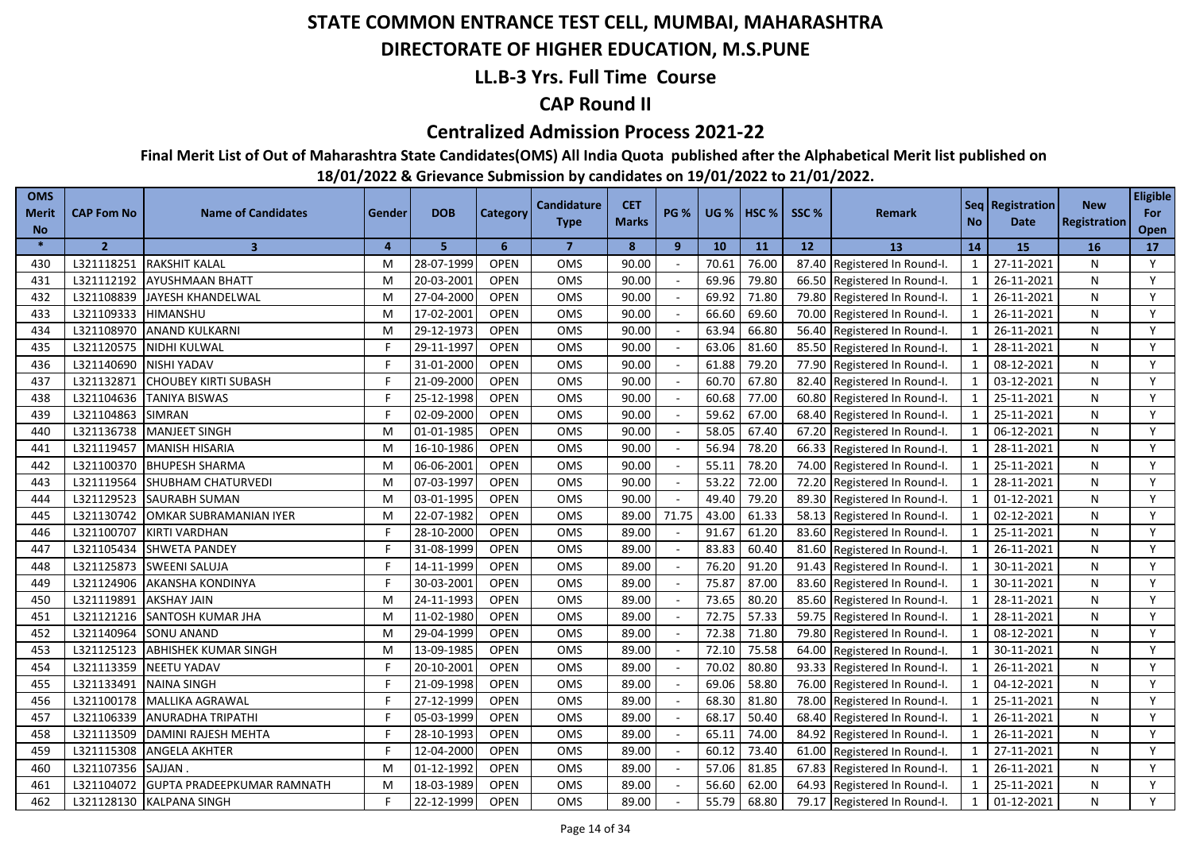# STATE COMMON ENTRANCE TEST CELL, MUMBAI, MAHARASHTRA

## DIRECTORATE OF HIGHER EDUCATION, M.S.PUNE

### LL.B-3 Yrs. Full Time Course

### CAP Round II

### Centralized Admission Process 2021-22

**Final Merit List of Out of Maharashtra State Candidates(OMS) All India Quota published after the Alphabetical Merit list published on 18/01/2022 & Grievance Submission by candidates on 19/01/2022 to 21/01/2022.**

| OMS Merit No | CAP Fom No | Name of Candidates | Gender | DOB | Category | Candidature Type | CET Marks | PG % | UG % | HSC % | SSC % | Remark | Seq No | Registration Date | New Registration | Eligible For Open |
|---|---|---|---|---|---|---|---|---|---|---|---|---|---|---|---|---|
| * | 2 | 3 | 4 | 5 | 6 | 7 | 8 | 9 | 10 | 11 | 12 | 13 | 14 | 15 | 16 | 17 |
| 430 | L321118251 | RAKSHIT KALAL | M | 28-07-1999 | OPEN | OMS | 90.00 | - | 70.61 | 76.00 | 87.40 | Registered In Round-I. | 1 | 27-11-2021 | N | Y |
| 431 | L321112192 | AYUSHMAAN BHATT | M | 20-03-2001 | OPEN | OMS | 90.00 | - | 69.96 | 79.80 | 66.50 | Registered In Round-I. | 1 | 26-11-2021 | N | Y |
| 432 | L321108839 | JAYESH KHANDELWAL | M | 27-04-2000 | OPEN | OMS | 90.00 | - | 69.92 | 71.80 | 79.80 | Registered In Round-I. | 1 | 26-11-2021 | N | Y |
| 433 | L321109333 | HIMANSHU | M | 17-02-2001 | OPEN | OMS | 90.00 | - | 66.60 | 69.60 | 70.00 | Registered In Round-I. | 1 | 26-11-2021 | N | Y |
| 434 | L321108970 | ANAND KULKARNI | M | 29-12-1973 | OPEN | OMS | 90.00 | - | 63.94 | 66.80 | 56.40 | Registered In Round-I. | 1 | 26-11-2021 | N | Y |
| 435 | L321120575 | NIDHI KULWAL | F | 29-11-1997 | OPEN | OMS | 90.00 | - | 63.06 | 81.60 | 85.50 | Registered In Round-I. | 1 | 28-11-2021 | N | Y |
| 436 | L321140690 | NISHI YADAV | F | 31-01-2000 | OPEN | OMS | 90.00 | - | 61.88 | 79.20 | 77.90 | Registered In Round-I. | 1 | 08-12-2021 | N | Y |
| 437 | L321132871 | CHOUBEY KIRTI SUBASH | F | 21-09-2000 | OPEN | OMS | 90.00 | - | 60.70 | 67.80 | 82.40 | Registered In Round-I. | 1 | 03-12-2021 | N | Y |
| 438 | L321104636 | TANIYA BISWAS | F | 25-12-1998 | OPEN | OMS | 90.00 | - | 60.68 | 77.00 | 60.80 | Registered In Round-I. | 1 | 25-11-2021 | N | Y |
| 439 | L321104863 | SIMRAN | F | 02-09-2000 | OPEN | OMS | 90.00 | - | 59.62 | 67.00 | 68.40 | Registered In Round-I. | 1 | 25-11-2021 | N | Y |
| 440 | L321136738 | MANJEET SINGH | M | 01-01-1985 | OPEN | OMS | 90.00 | - | 58.05 | 67.40 | 67.20 | Registered In Round-I. | 1 | 06-12-2021 | N | Y |
| 441 | L321119457 | MANISH HISARIA | M | 16-10-1986 | OPEN | OMS | 90.00 | - | 56.94 | 78.20 | 66.33 | Registered In Round-I. | 1 | 28-11-2021 | N | Y |
| 442 | L321100370 | BHUPESH SHARMA | M | 06-06-2001 | OPEN | OMS | 90.00 | - | 55.11 | 78.20 | 74.00 | Registered In Round-I. | 1 | 25-11-2021 | N | Y |
| 443 | L321119564 | SHUBHAM CHATURVEDI | M | 07-03-1997 | OPEN | OMS | 90.00 | - | 53.22 | 72.00 | 72.20 | Registered In Round-I. | 1 | 28-11-2021 | N | Y |
| 444 | L321129523 | SAURABH SUMAN | M | 03-01-1995 | OPEN | OMS | 90.00 | - | 49.40 | 79.20 | 89.30 | Registered In Round-I. | 1 | 01-12-2021 | N | Y |
| 445 | L321130742 | OMKAR SUBRAMANIAN IYER | M | 22-07-1982 | OPEN | OMS | 89.00 | 71.75 | 43.00 | 61.33 | 58.13 | Registered In Round-I. | 1 | 02-12-2021 | N | Y |
| 446 | L321100707 | KIRTI VARDHAN | F | 28-10-2000 | OPEN | OMS | 89.00 | - | 91.67 | 61.20 | 83.60 | Registered In Round-I. | 1 | 25-11-2021 | N | Y |
| 447 | L321105434 | SHWETA PANDEY | F | 31-08-1999 | OPEN | OMS | 89.00 | - | 83.83 | 60.40 | 81.60 | Registered In Round-I. | 1 | 26-11-2021 | N | Y |
| 448 | L321125873 | SWEENI SALUJA | F | 14-11-1999 | OPEN | OMS | 89.00 | - | 76.20 | 91.20 | 91.43 | Registered In Round-I. | 1 | 30-11-2021 | N | Y |
| 449 | L321124906 | AKANSHA KONDINYA | F | 30-03-2001 | OPEN | OMS | 89.00 | - | 75.87 | 87.00 | 83.60 | Registered In Round-I. | 1 | 30-11-2021 | N | Y |
| 450 | L321119891 | AKSHAY JAIN | M | 24-11-1993 | OPEN | OMS | 89.00 | - | 73.65 | 80.20 | 85.60 | Registered In Round-I. | 1 | 28-11-2021 | N | Y |
| 451 | L321121216 | SANTOSH KUMAR JHA | M | 11-02-1980 | OPEN | OMS | 89.00 | - | 72.75 | 57.33 | 59.75 | Registered In Round-I. | 1 | 28-11-2021 | N | Y |
| 452 | L321140964 | SONU ANAND | M | 29-04-1999 | OPEN | OMS | 89.00 | - | 72.38 | 71.80 | 79.80 | Registered In Round-I. | 1 | 08-12-2021 | N | Y |
| 453 | L321125123 | ABHISHEK KUMAR SINGH | M | 13-09-1985 | OPEN | OMS | 89.00 | - | 72.10 | 75.58 | 64.00 | Registered In Round-I. | 1 | 30-11-2021 | N | Y |
| 454 | L321113359 | NEETU YADAV | F | 20-10-2001 | OPEN | OMS | 89.00 | - | 70.02 | 80.80 | 93.33 | Registered In Round-I. | 1 | 26-11-2021 | N | Y |
| 455 | L321133491 | NAINA SINGH | F | 21-09-1998 | OPEN | OMS | 89.00 | - | 69.06 | 58.80 | 76.00 | Registered In Round-I. | 1 | 04-12-2021 | N | Y |
| 456 | L321100178 | MALLIKA AGRAWAL | F | 27-12-1999 | OPEN | OMS | 89.00 | - | 68.30 | 81.80 | 78.00 | Registered In Round-I. | 1 | 25-11-2021 | N | Y |
| 457 | L321106339 | ANURADHA TRIPATHI | F | 05-03-1999 | OPEN | OMS | 89.00 | - | 68.17 | 50.40 | 68.40 | Registered In Round-I. | 1 | 26-11-2021 | N | Y |
| 458 | L321113509 | DAMINI RAJESH MEHTA | F | 28-10-1993 | OPEN | OMS | 89.00 | - | 65.11 | 74.00 | 84.92 | Registered In Round-I. | 1 | 26-11-2021 | N | Y |
| 459 | L321115308 | ANGELA AKHTER | F | 12-04-2000 | OPEN | OMS | 89.00 | - | 60.12 | 73.40 | 61.00 | Registered In Round-I. | 1 | 27-11-2021 | N | Y |
| 460 | L321107356 | SAJJAN . | M | 01-12-1992 | OPEN | OMS | 89.00 | - | 57.06 | 81.85 | 67.83 | Registered In Round-I. | 1 | 26-11-2021 | N | Y |
| 461 | L321104072 | GUPTA PRADEEPKUMAR RAMNATH | M | 18-03-1989 | OPEN | OMS | 89.00 | - | 56.60 | 62.00 | 64.93 | Registered In Round-I. | 1 | 25-11-2021 | N | Y |
| 462 | L321128130 | KALPANA SINGH | F | 22-12-1999 | OPEN | OMS | 89.00 | - | 55.79 | 68.80 | 79.17 | Registered In Round-I. | 1 | 01-12-2021 | N | Y |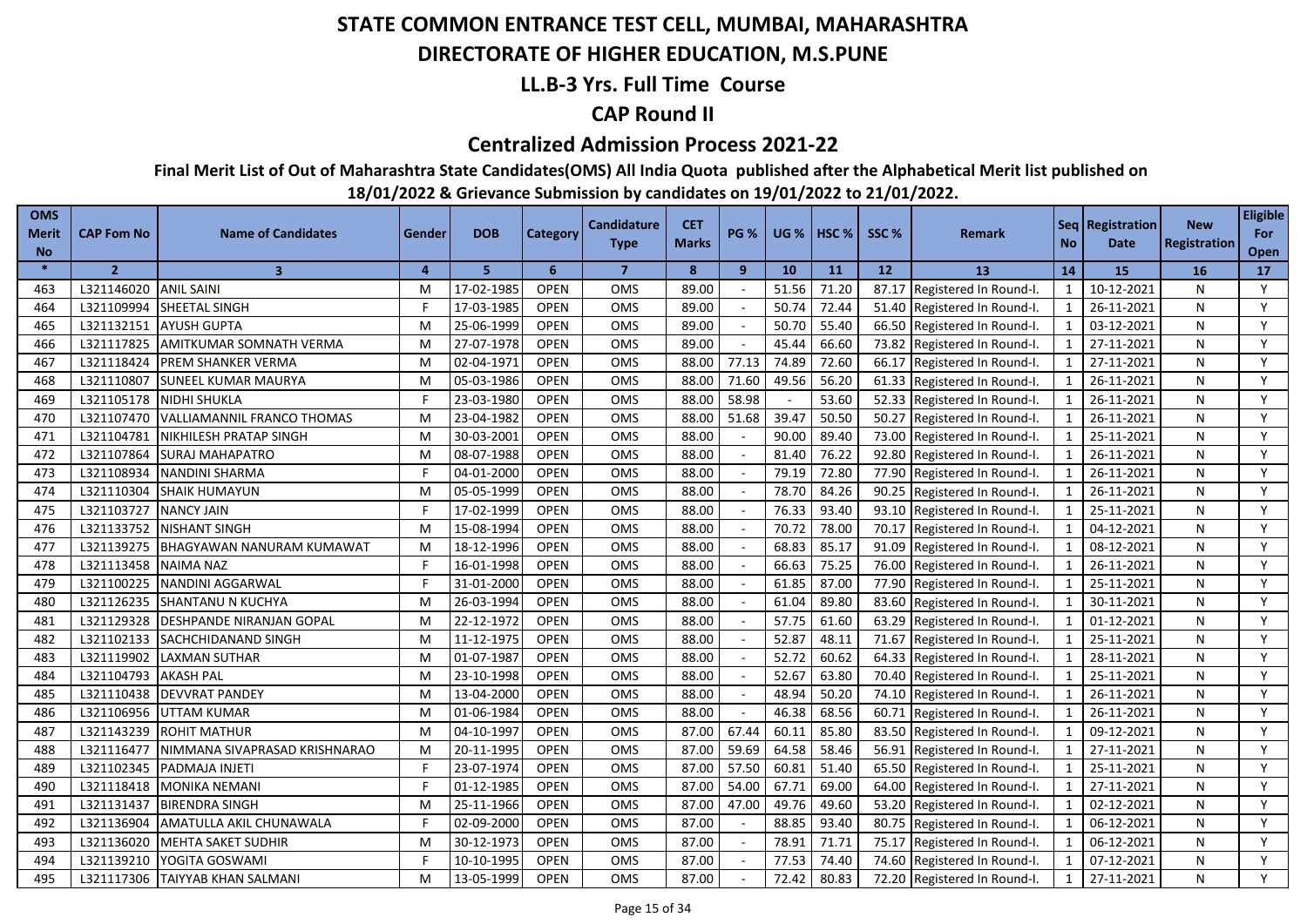# STATE COMMON ENTRANCE TEST CELL, MUMBAI, MAHARASHTRA

## DIRECTORATE OF HIGHER EDUCATION, M.S.PUNE

### LL.B-3 Yrs. Full Time Course

### CAP Round II

### Centralized Admission Process 2021-22

**Final Merit List of Out of Maharashtra State Candidates(OMS) All India Quota published after the Alphabetical Merit list published on 18/01/2022 & Grievance Submission by candidates on 19/01/2022 to 21/01/2022.**

| OMS Merit No | CAP Fom No | Name of Candidates | Gender | DOB | Category | Candidature Type | CET Marks | PG % | UG % | HSC % | SSC % | Remark | Seq No | Registration Date | New Registration | Eligible For Open |
|---|---|---|---|---|---|---|---|---|---|---|---|---|---|---|---|---|
| * | 2 | 3 | 4 | 5 | 6 | 7 | 8 | 9 | 10 | 11 | 12 | 13 | 14 | 15 | 16 | 17 |
| 463 | L321146020 | ANIL SAINI | M | 17-02-1985 | OPEN | OMS | 89.00 | - | 51.56 | 71.20 | 87.17 | Registered In Round-I. | 1 | 10-12-2021 | N | Y |
| 464 | L321109994 | SHEETAL SINGH | F | 17-03-1985 | OPEN | OMS | 89.00 | - | 50.74 | 72.44 | 51.40 | Registered In Round-I. | 1 | 26-11-2021 | N | Y |
| 465 | L321132151 | AYUSH GUPTA | M | 25-06-1999 | OPEN | OMS | 89.00 | - | 50.70 | 55.40 | 66.50 | Registered In Round-I. | 1 | 03-12-2021 | N | Y |
| 466 | L321117825 | AMITKUMAR SOMNATH VERMA | M | 27-07-1978 | OPEN | OMS | 89.00 | - | 45.44 | 66.60 | 73.82 | Registered In Round-I. | 1 | 27-11-2021 | N | Y |
| 467 | L321118424 | PREM SHANKER VERMA | M | 02-04-1971 | OPEN | OMS | 88.00 | 77.13 | 74.89 | 72.60 | 66.17 | Registered In Round-I. | 1 | 27-11-2021 | N | Y |
| 468 | L321110807 | SUNEEL KUMAR MAURYA | M | 05-03-1986 | OPEN | OMS | 88.00 | 71.60 | 49.56 | 56.20 | 61.33 | Registered In Round-I. | 1 | 26-11-2021 | N | Y |
| 469 | L321105178 | NIDHI SHUKLA | F | 23-03-1980 | OPEN | OMS | 88.00 | 58.98 | - | 53.60 | 52.33 | Registered In Round-I. | 1 | 26-11-2021 | N | Y |
| 470 | L321107470 | VALLIAMANNIL FRANCO THOMAS | M | 23-04-1982 | OPEN | OMS | 88.00 | 51.68 | 39.47 | 50.50 | 50.27 | Registered In Round-I. | 1 | 26-11-2021 | N | Y |
| 471 | L321104781 | NIKHILESH PRATAP SINGH | M | 30-03-2001 | OPEN | OMS | 88.00 | - | 90.00 | 89.40 | 73.00 | Registered In Round-I. | 1 | 25-11-2021 | N | Y |
| 472 | L321107864 | SURAJ MAHAPATRO | M | 08-07-1988 | OPEN | OMS | 88.00 | - | 81.40 | 76.22 | 92.80 | Registered In Round-I. | 1 | 26-11-2021 | N | Y |
| 473 | L321108934 | NANDINI SHARMA | F | 04-01-2000 | OPEN | OMS | 88.00 | - | 79.19 | 72.80 | 77.90 | Registered In Round-I. | 1 | 26-11-2021 | N | Y |
| 474 | L321110304 | SHAIK HUMAYUN | M | 05-05-1999 | OPEN | OMS | 88.00 | - | 78.70 | 84.26 | 90.25 | Registered In Round-I. | 1 | 26-11-2021 | N | Y |
| 475 | L321103727 | NANCY JAIN | F | 17-02-1999 | OPEN | OMS | 88.00 | - | 76.33 | 93.40 | 93.10 | Registered In Round-I. | 1 | 25-11-2021 | N | Y |
| 476 | L321133752 | NISHANT SINGH | M | 15-08-1994 | OPEN | OMS | 88.00 | - | 70.72 | 78.00 | 70.17 | Registered In Round-I. | 1 | 04-12-2021 | N | Y |
| 477 | L321139275 | BHAGYAWAN NANURAM KUMAWAT | M | 18-12-1996 | OPEN | OMS | 88.00 | - | 68.83 | 85.17 | 91.09 | Registered In Round-I. | 1 | 08-12-2021 | N | Y |
| 478 | L321113458 | NAIMA NAZ | F | 16-01-1998 | OPEN | OMS | 88.00 | - | 66.63 | 75.25 | 76.00 | Registered In Round-I. | 1 | 26-11-2021 | N | Y |
| 479 | L321100225 | NANDINI AGGARWAL | F | 31-01-2000 | OPEN | OMS | 88.00 | - | 61.85 | 87.00 | 77.90 | Registered In Round-I. | 1 | 25-11-2021 | N | Y |
| 480 | L321126235 | SHANTANU N KUCHYA | M | 26-03-1994 | OPEN | OMS | 88.00 | - | 61.04 | 89.80 | 83.60 | Registered In Round-I. | 1 | 30-11-2021 | N | Y |
| 481 | L321129328 | DESHPANDE NIRANJAN GOPAL | M | 22-12-1972 | OPEN | OMS | 88.00 | - | 57.75 | 61.60 | 63.29 | Registered In Round-I. | 1 | 01-12-2021 | N | Y |
| 482 | L321102133 | SACHCHIDANAND SINGH | M | 11-12-1975 | OPEN | OMS | 88.00 | - | 52.87 | 48.11 | 71.67 | Registered In Round-I. | 1 | 25-11-2021 | N | Y |
| 483 | L321119902 | LAXMAN SUTHAR | M | 01-07-1987 | OPEN | OMS | 88.00 | - | 52.72 | 60.62 | 64.33 | Registered In Round-I. | 1 | 28-11-2021 | N | Y |
| 484 | L321104793 | AKASH PAL | M | 23-10-1998 | OPEN | OMS | 88.00 | - | 52.67 | 63.80 | 70.40 | Registered In Round-I. | 1 | 25-11-2021 | N | Y |
| 485 | L321110438 | DEVVRAT PANDEY | M | 13-04-2000 | OPEN | OMS | 88.00 | - | 48.94 | 50.20 | 74.10 | Registered In Round-I. | 1 | 26-11-2021 | N | Y |
| 486 | L321106956 | UTTAM KUMAR | M | 01-06-1984 | OPEN | OMS | 88.00 | - | 46.38 | 68.56 | 60.71 | Registered In Round-I. | 1 | 26-11-2021 | N | Y |
| 487 | L321143239 | ROHIT MATHUR | M | 04-10-1997 | OPEN | OMS | 87.00 | 67.44 | 60.11 | 85.80 | 83.50 | Registered In Round-I. | 1 | 09-12-2021 | N | Y |
| 488 | L321116477 | NIMMANA SIVAPRASAD KRISHNARAO | M | 20-11-1995 | OPEN | OMS | 87.00 | 59.69 | 64.58 | 58.46 | 56.91 | Registered In Round-I. | 1 | 27-11-2021 | N | Y |
| 489 | L321102345 | PADMAJA INJETI | F | 23-07-1974 | OPEN | OMS | 87.00 | 57.50 | 60.81 | 51.40 | 65.50 | Registered In Round-I. | 1 | 25-11-2021 | N | Y |
| 490 | L321118418 | MONIKA NEMANI | F | 01-12-1985 | OPEN | OMS | 87.00 | 54.00 | 67.71 | 69.00 | 64.00 | Registered In Round-I. | 1 | 27-11-2021 | N | Y |
| 491 | L321131437 | BIRENDRA SINGH | M | 25-11-1966 | OPEN | OMS | 87.00 | 47.00 | 49.76 | 49.60 | 53.20 | Registered In Round-I. | 1 | 02-12-2021 | N | Y |
| 492 | L321136904 | AMATULLA AKIL CHUNAWALA | F | 02-09-2000 | OPEN | OMS | 87.00 | - | 88.85 | 93.40 | 80.75 | Registered In Round-I. | 1 | 06-12-2021 | N | Y |
| 493 | L321136020 | MEHTA SAKET SUDHIR | M | 30-12-1973 | OPEN | OMS | 87.00 | - | 78.91 | 71.71 | 75.17 | Registered In Round-I. | 1 | 06-12-2021 | N | Y |
| 494 | L321139210 | YOGITA GOSWAMI | F | 10-10-1995 | OPEN | OMS | 87.00 | - | 77.53 | 74.40 | 74.60 | Registered In Round-I. | 1 | 07-12-2021 | N | Y |
| 495 | L321117306 | TAIYYAB KHAN SALMANI | M | 13-05-1999 | OPEN | OMS | 87.00 | - | 72.42 | 80.83 | 72.20 | Registered In Round-I. | 1 | 27-11-2021 | N | Y |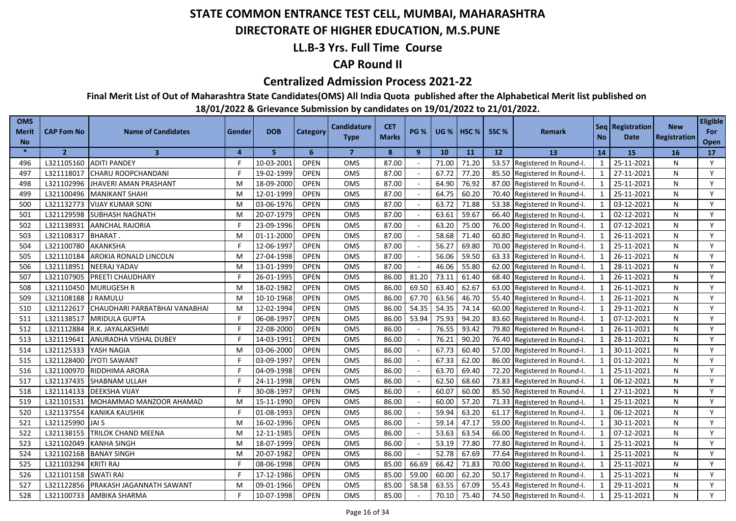# STATE COMMON ENTRANCE TEST CELL, MUMBAI, MAHARASHTRA

## DIRECTORATE OF HIGHER EDUCATION, M.S.PUNE

### LL.B-3 Yrs. Full Time Course

### CAP Round II

### Centralized Admission Process 2021-22

**Final Merit List of Out of Maharashtra State Candidates(OMS) All India Quota published after the Alphabetical Merit list published on 18/01/2022 & Grievance Submission by candidates on 19/01/2022 to 21/01/2022.**

| OMS Merit No | CAP Fom No | Name of Candidates | Gender | DOB | Category | Candidature Type | CET Marks | PG % | UG % | HSC % | SSC % | Remark | Seq No | Registration Date | New Registration | Eligible For Open |
|---|---|---|---|---|---|---|---|---|---|---|---|---|---|---|---|---|
| * | 2 | 3 | 4 | 5 | 6 | 7 | 8 | 9 | 10 | 11 | 12 | 13 | 14 | 15 | 16 | 17 |
| 496 | L321105160 | ADITI PANDEY | F | 10-03-2001 | OPEN | OMS | 87.00 | - | 71.00 | 71.20 | 53.57 | Registered In Round-I. | 1 | 25-11-2021 | N | Y |
| 497 | L321118017 | CHARU ROOPCHANDANI | F | 19-02-1999 | OPEN | OMS | 87.00 | - | 67.72 | 77.20 | 85.50 | Registered In Round-I. | 1 | 27-11-2021 | N | Y |
| 498 | L321102996 | JHAVERI AMAN PRASHANT | M | 18-09-2000 | OPEN | OMS | 87.00 | - | 64.90 | 76.92 | 87.00 | Registered In Round-I. | 1 | 25-11-2021 | N | Y |
| 499 | L321100496 | MANIKANT SHAHI | M | 12-01-1999 | OPEN | OMS | 87.00 | - | 64.75 | 60.20 | 70.40 | Registered In Round-I. | 1 | 25-11-2021 | N | Y |
| 500 | L321132773 | VIJAY KUMAR SONI | M | 03-06-1976 | OPEN | OMS | 87.00 | - | 63.72 | 71.88 | 53.38 | Registered In Round-I. | 1 | 03-12-2021 | N | Y |
| 501 | L321129598 | SUBHASH NAGNATH | M | 20-07-1979 | OPEN | OMS | 87.00 | - | 63.61 | 59.67 | 66.40 | Registered In Round-I. | 1 | 02-12-2021 | N | Y |
| 502 | L321138931 | AANCHAL RAJORIA | F | 23-09-1996 | OPEN | OMS | 87.00 | - | 63.20 | 75.00 | 76.00 | Registered In Round-I. | 1 | 07-12-2021 | N | Y |
| 503 | L321108317 | BHARAT . | M | 01-11-2000 | OPEN | OMS | 87.00 | - | 58.68 | 71.40 | 60.80 | Registered In Round-I. | 1 | 26-11-2021 | N | Y |
| 504 | L321100780 | AKANKSHA | F | 12-06-1997 | OPEN | OMS | 87.00 | - | 56.27 | 69.80 | 70.00 | Registered In Round-I. | 1 | 25-11-2021 | N | Y |
| 505 | L321110184 | AROKIA RONALD LINCOLN | M | 27-04-1998 | OPEN | OMS | 87.00 | - | 56.06 | 59.50 | 63.33 | Registered In Round-I. | 1 | 26-11-2021 | N | Y |
| 506 | L321118951 | NEERAJ YADAV | M | 13-01-1999 | OPEN | OMS | 87.00 | - | 46.06 | 55.80 | 62.00 | Registered In Round-I. | 1 | 28-11-2021 | N | Y |
| 507 | L321107905 | PREETI CHAUDHARY | F | 26-01-1995 | OPEN | OMS | 86.00 | 81.20 | 73.11 | 61.40 | 68.40 | Registered In Round-I. | 1 | 26-11-2021 | N | Y |
| 508 | L321110450 | MURUGESH R | M | 18-02-1982 | OPEN | OMS | 86.00 | 69.50 | 63.40 | 62.67 | 63.00 | Registered In Round-I. | 1 | 26-11-2021 | N | Y |
| 509 | L321108188 | J RAMULU | M | 10-10-1968 | OPEN | OMS | 86.00 | 67.70 | 63.56 | 46.70 | 55.40 | Registered In Round-I. | 1 | 26-11-2021 | N | Y |
| 510 | L321122617 | CHAUDHARI PARBATBHAI VANABHAI | M | 12-02-1994 | OPEN | OMS | 86.00 | 54.35 | 54.35 | 74.14 | 60.00 | Registered In Round-I. | 1 | 29-11-2021 | N | Y |
| 511 | L321138517 | MRIDULA GUPTA | F | 06-08-1997 | OPEN | OMS | 86.00 | 53.94 | 75.93 | 94.20 | 83.60 | Registered In Round-I. | 1 | 07-12-2021 | N | Y |
| 512 | L321112884 | R.K. JAYALAKSHMI | F | 22-08-2000 | OPEN | OMS | 86.00 | - | 76.55 | 93.42 | 79.80 | Registered In Round-I. | 1 | 26-11-2021 | N | Y |
| 513 | L321119641 | ANURADHA VISHAL DUBEY | F | 14-03-1991 | OPEN | OMS | 86.00 | - | 76.21 | 90.20 | 76.40 | Registered In Round-I. | 1 | 28-11-2021 | N | Y |
| 514 | L321125333 | YASH NAGIA | M | 03-06-2000 | OPEN | OMS | 86.00 | - | 67.73 | 60.40 | 57.00 | Registered In Round-I. | 1 | 30-11-2021 | N | Y |
| 515 | L321128400 | JYOTI SAWANT | F | 03-09-1997 | OPEN | OMS | 86.00 | - | 67.33 | 62.00 | 86.00 | Registered In Round-I. | 1 | 01-12-2021 | N | Y |
| 516 | L321100970 | RIDDHIMA ARORA | F | 04-09-1998 | OPEN | OMS | 86.00 | - | 63.70 | 69.40 | 72.20 | Registered In Round-I. | 1 | 25-11-2021 | N | Y |
| 517 | L321137435 | SHABNAM ULLAH | F | 24-11-1998 | OPEN | OMS | 86.00 | - | 62.50 | 68.60 | 73.83 | Registered In Round-I. | 1 | 06-12-2021 | N | Y |
| 518 | L321114133 | DEEKSHA VIJAY | F | 30-08-1997 | OPEN | OMS | 86.00 | - | 60.07 | 60.00 | 85.50 | Registered In Round-I. | 1 | 27-11-2021 | N | Y |
| 519 | L321101531 | MOHAMMAD MANZOOR AHAMAD | M | 15-11-1990 | OPEN | OMS | 86.00 | - | 60.00 | 57.20 | 71.33 | Registered In Round-I. | 1 | 25-11-2021 | N | Y |
| 520 | L321137554 | KANIKA KAUSHIK | F | 01-08-1993 | OPEN | OMS | 86.00 | - | 59.94 | 63.20 | 61.17 | Registered In Round-I. | 1 | 06-12-2021 | N | Y |
| 521 | L321125990 | JAI S | M | 16-02-1996 | OPEN | OMS | 86.00 | - | 59.14 | 47.17 | 59.00 | Registered In Round-I. | 1 | 30-11-2021 | N | Y |
| 522 | L321138155 | TRILOK CHAND MEENA | M | 12-11-1985 | OPEN | OMS | 86.00 | - | 53.63 | 63.54 | 66.00 | Registered In Round-I. | 1 | 07-12-2021 | N | Y |
| 523 | L321102049 | KANHA SINGH | M | 18-07-1999 | OPEN | OMS | 86.00 | - | 53.19 | 77.80 | 77.80 | Registered In Round-I. | 1 | 25-11-2021 | N | Y |
| 524 | L321102168 | BANAY SINGH | M | 20-07-1982 | OPEN | OMS | 86.00 | - | 52.78 | 67.69 | 77.64 | Registered In Round-I. | 1 | 25-11-2021 | N | Y |
| 525 | L321103294 | KRITI RAJ | F | 08-06-1998 | OPEN | OMS | 85.00 | 66.69 | 66.42 | 71.83 | 70.00 | Registered In Round-I. | 1 | 25-11-2021 | N | Y |
| 526 | L321101158 | SWATI RAI | F | 17-12-1986 | OPEN | OMS | 85.00 | 59.00 | 60.00 | 62.20 | 50.17 | Registered In Round-I. | 1 | 25-11-2021 | N | Y |
| 527 | L321122856 | PRAKASH JAGANNATH SAWANT | M | 09-01-1966 | OPEN | OMS | 85.00 | 58.58 | 63.55 | 67.09 | 55.43 | Registered In Round-I. | 1 | 29-11-2021 | N | Y |
| 528 | L321100733 | AMBIKA SHARMA | F | 10-07-1998 | OPEN | OMS | 85.00 | - | 70.10 | 75.40 | 74.50 | Registered In Round-I. | 1 | 25-11-2021 | N | Y |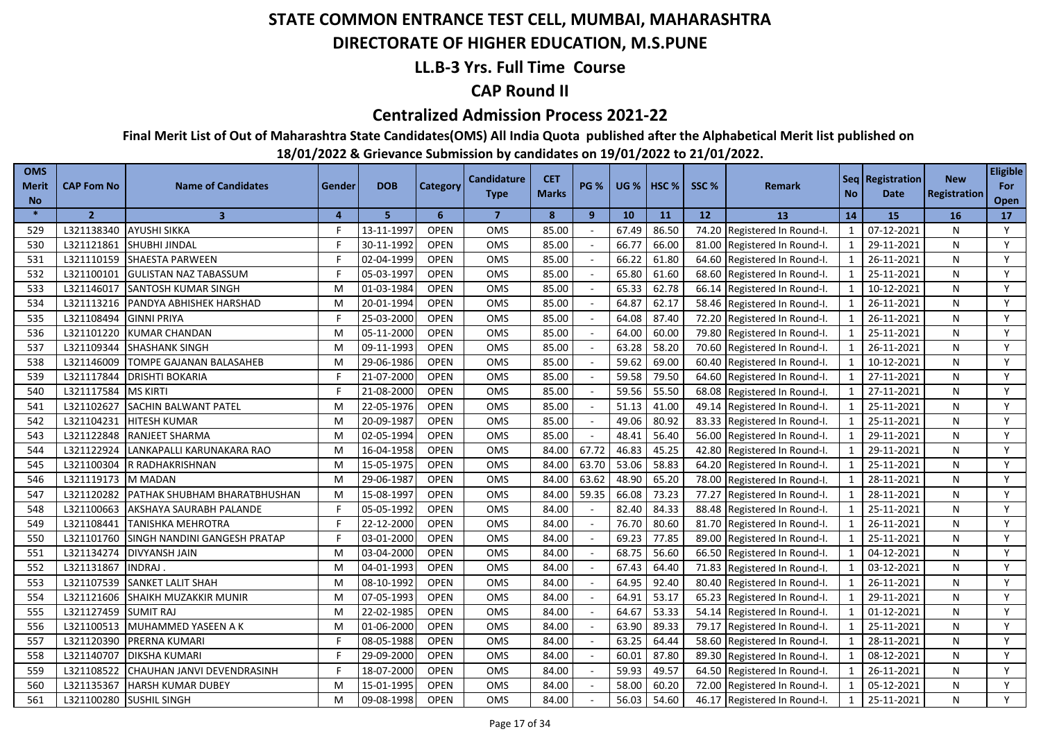# STATE COMMON ENTRANCE TEST CELL, MUMBAI, MAHARASHTRA

## DIRECTORATE OF HIGHER EDUCATION, M.S.PUNE

### LL.B-3 Yrs. Full Time Course

### CAP Round II

### Centralized Admission Process 2021-22

**Final Merit List of Out of Maharashtra State Candidates(OMS) All India Quota published after the Alphabetical Merit list published on 18/01/2022 & Grievance Submission by candidates on 19/01/2022 to 21/01/2022.**

| OMS Merit No | CAP Fom No | Name of Candidates | Gender | DOB | Category | Candidature Type | CET Marks | PG % | UG % | HSC % | SSC % | Remark | Seq No | Registration Date | New Registration | Eligible For Open |
|---|---|---|---|---|---|---|---|---|---|---|---|---|---|---|---|---|
| * | 2 | 3 | 4 | 5 | 6 | 7 | 8 | 9 | 10 | 11 | 12 | 13 | 14 | 15 | 16 | 17 |
| 529 | L321138340 | AYUSHI SIKKA | F | 13-11-1997 | OPEN | OMS | 85.00 | - | 67.49 | 86.50 | 74.20 | Registered In Round-I. | 1 | 07-12-2021 | N | Y |
| 530 | L321121861 | SHUBHI JINDAL | F | 30-11-1992 | OPEN | OMS | 85.00 | - | 66.77 | 66.00 | 81.00 | Registered In Round-I. | 1 | 29-11-2021 | N | Y |
| 531 | L321110159 | SHAESTA PARWEEN | F | 02-04-1999 | OPEN | OMS | 85.00 | - | 66.22 | 61.80 | 64.60 | Registered In Round-I. | 1 | 26-11-2021 | N | Y |
| 532 | L321100101 | GULISTAN NAZ TABASSUM | F | 05-03-1997 | OPEN | OMS | 85.00 | - | 65.80 | 61.60 | 68.60 | Registered In Round-I. | 1 | 25-11-2021 | N | Y |
| 533 | L321146017 | SANTOSH KUMAR SINGH | M | 01-03-1984 | OPEN | OMS | 85.00 | - | 65.33 | 62.78 | 66.14 | Registered In Round-I. | 1 | 10-12-2021 | N | Y |
| 534 | L321113216 | PANDYA ABHISHEK HARSHAD | M | 20-01-1994 | OPEN | OMS | 85.00 | - | 64.87 | 62.17 | 58.46 | Registered In Round-I. | 1 | 26-11-2021 | N | Y |
| 535 | L321108494 | GINNI PRIYA | F | 25-03-2000 | OPEN | OMS | 85.00 | - | 64.08 | 87.40 | 72.20 | Registered In Round-I. | 1 | 26-11-2021 | N | Y |
| 536 | L321101220 | KUMAR CHANDAN | M | 05-11-2000 | OPEN | OMS | 85.00 | - | 64.00 | 60.00 | 79.80 | Registered In Round-I. | 1 | 25-11-2021 | N | Y |
| 537 | L321109344 | SHASHANK SINGH | M | 09-11-1993 | OPEN | OMS | 85.00 | - | 63.28 | 58.20 | 70.60 | Registered In Round-I. | 1 | 26-11-2021 | N | Y |
| 538 | L321146009 | TOMPE GAJANAN BALASAHEB | M | 29-06-1986 | OPEN | OMS | 85.00 | - | 59.62 | 69.00 | 60.40 | Registered In Round-I. | 1 | 10-12-2021 | N | Y |
| 539 | L321117844 | DRISHTI BOKARIA | F | 21-07-2000 | OPEN | OMS | 85.00 | - | 59.58 | 79.50 | 64.60 | Registered In Round-I. | 1 | 27-11-2021 | N | Y |
| 540 | L321117584 | MS KIRTI | F | 21-08-2000 | OPEN | OMS | 85.00 | - | 59.56 | 55.50 | 68.08 | Registered In Round-I. | 1 | 27-11-2021 | N | Y |
| 541 | L321102627 | SACHIN BALWANT PATEL | M | 22-05-1976 | OPEN | OMS | 85.00 | - | 51.13 | 41.00 | 49.14 | Registered In Round-I. | 1 | 25-11-2021 | N | Y |
| 542 | L321104231 | HITESH KUMAR | M | 20-09-1987 | OPEN | OMS | 85.00 | - | 49.06 | 80.92 | 83.33 | Registered In Round-I. | 1 | 25-11-2021 | N | Y |
| 543 | L321122848 | RANJEET SHARMA | M | 02-05-1994 | OPEN | OMS | 85.00 | - | 48.41 | 56.40 | 56.00 | Registered In Round-I. | 1 | 29-11-2021 | N | Y |
| 544 | L321122924 | LANKAPALLI KARUNAKARA RAO | M | 16-04-1958 | OPEN | OMS | 84.00 | 67.72 | 46.83 | 45.25 | 42.80 | Registered In Round-I. | 1 | 29-11-2021 | N | Y |
| 545 | L321100304 | R RADHAKRISHNAN | M | 15-05-1975 | OPEN | OMS | 84.00 | 63.70 | 53.06 | 58.83 | 64.20 | Registered In Round-I. | 1 | 25-11-2021 | N | Y |
| 546 | L321119173 | M MADAN | M | 29-06-1987 | OPEN | OMS | 84.00 | 63.62 | 48.90 | 65.20 | 78.00 | Registered In Round-I. | 1 | 28-11-2021 | N | Y |
| 547 | L321120282 | PATHAK SHUBHAM BHARATBHUSHAN | M | 15-08-1997 | OPEN | OMS | 84.00 | 59.35 | 66.08 | 73.23 | 77.27 | Registered In Round-I. | 1 | 28-11-2021 | N | Y |
| 548 | L321100663 | AKSHAYA SAURABH PALANDE | F | 05-05-1992 | OPEN | OMS | 84.00 | - | 82.40 | 84.33 | 88.48 | Registered In Round-I. | 1 | 25-11-2021 | N | Y |
| 549 | L321108441 | TANISHKA MEHROTRA | F | 22-12-2000 | OPEN | OMS | 84.00 | - | 76.70 | 80.60 | 81.70 | Registered In Round-I. | 1 | 26-11-2021 | N | Y |
| 550 | L321101760 | SINGH NANDINI GANGESH PRATAP | F | 03-01-2000 | OPEN | OMS | 84.00 | - | 69.23 | 77.85 | 89.00 | Registered In Round-I. | 1 | 25-11-2021 | N | Y |
| 551 | L321134274 | DIVYANSH JAIN | M | 03-04-2000 | OPEN | OMS | 84.00 | - | 68.75 | 56.60 | 66.50 | Registered In Round-I. | 1 | 04-12-2021 | N | Y |
| 552 | L321131867 | INDRAJ . | M | 04-01-1993 | OPEN | OMS | 84.00 | - | 67.43 | 64.40 | 71.83 | Registered In Round-I. | 1 | 03-12-2021 | N | Y |
| 553 | L321107539 | SANKET LALIT SHAH | M | 08-10-1992 | OPEN | OMS | 84.00 | - | 64.95 | 92.40 | 80.40 | Registered In Round-I. | 1 | 26-11-2021 | N | Y |
| 554 | L321121606 | SHAIKH MUZAKKIR MUNIR | M | 07-05-1993 | OPEN | OMS | 84.00 | - | 64.91 | 53.17 | 65.23 | Registered In Round-I. | 1 | 29-11-2021 | N | Y |
| 555 | L321127459 | SUMIT RAJ | M | 22-02-1985 | OPEN | OMS | 84.00 | - | 64.67 | 53.33 | 54.14 | Registered In Round-I. | 1 | 01-12-2021 | N | Y |
| 556 | L321100513 | MUHAMMED YASEEN A K | M | 01-06-2000 | OPEN | OMS | 84.00 | - | 63.90 | 89.33 | 79.17 | Registered In Round-I. | 1 | 25-11-2021 | N | Y |
| 557 | L321120390 | PRERNA KUMARI | F | 08-05-1988 | OPEN | OMS | 84.00 | - | 63.25 | 64.44 | 58.60 | Registered In Round-I. | 1 | 28-11-2021 | N | Y |
| 558 | L321140707 | DIKSHA KUMARI | F | 29-09-2000 | OPEN | OMS | 84.00 | - | 60.01 | 87.80 | 89.30 | Registered In Round-I. | 1 | 08-12-2021 | N | Y |
| 559 | L321108522 | CHAUHAN JANVI DEVENDRASINH | F | 18-07-2000 | OPEN | OMS | 84.00 | - | 59.93 | 49.57 | 64.50 | Registered In Round-I. | 1 | 26-11-2021 | N | Y |
| 560 | L321135367 | HARSH KUMAR DUBEY | M | 15-01-1995 | OPEN | OMS | 84.00 | - | 58.00 | 60.20 | 72.00 | Registered In Round-I. | 1 | 05-12-2021 | N | Y |
| 561 | L321100280 | SUSHIL SINGH | M | 09-08-1998 | OPEN | OMS | 84.00 | - | 56.03 | 54.60 | 46.17 | Registered In Round-I. | 1 | 25-11-2021 | N | Y |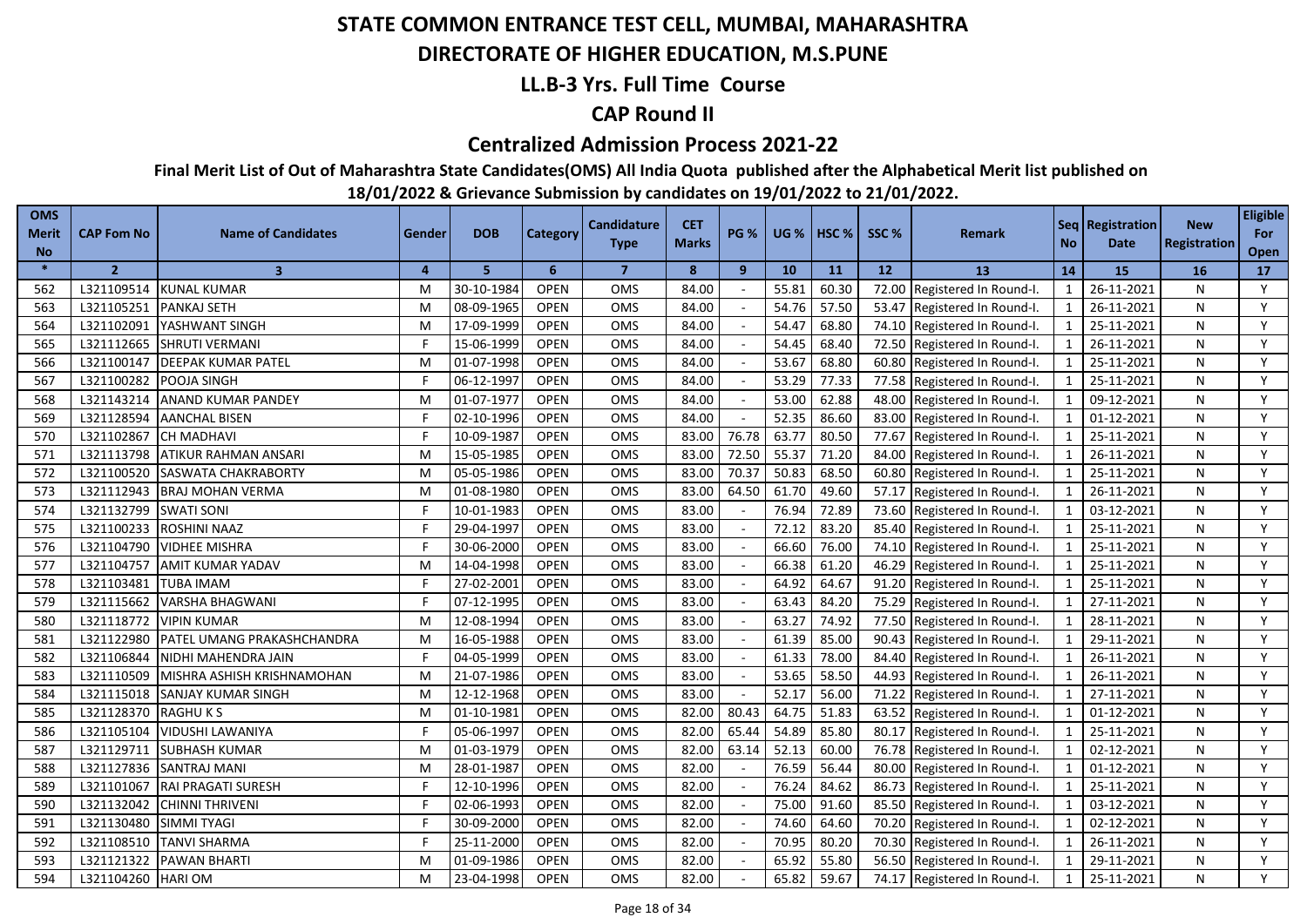# STATE COMMON ENTRANCE TEST CELL, MUMBAI, MAHARASHTRA

## DIRECTORATE OF HIGHER EDUCATION, M.S.PUNE

### LL.B-3 Yrs. Full Time Course

### CAP Round II

### Centralized Admission Process 2021-22

**Final Merit List of Out of Maharashtra State Candidates(OMS) All India Quota published after the Alphabetical Merit list published on 18/01/2022 & Grievance Submission by candidates on 19/01/2022 to 21/01/2022.**

| OMS Merit No | CAP Fom No | Name of Candidates | Gender | DOB | Category | Candidature Type | CET Marks | PG % | UG % | HSC % | SSC % | Remark | Seq No | Registration Date | New Registration | Eligible For Open |
|---|---|---|---|---|---|---|---|---|---|---|---|---|---|---|---|---|
| * | 2 | 3 | 4 | 5 | 6 | 7 | 8 | 9 | 10 | 11 | 12 | 13 | 14 | 15 | 16 | 17 |
| 562 | L321109514 | KUNAL KUMAR | M | 30-10-1984 | OPEN | OMS | 84.00 | - | 55.81 | 60.30 | 72.00 | Registered In Round-I. | 1 | 26-11-2021 | N | Y |
| 563 | L321105251 | PANKAJ SETH | M | 08-09-1965 | OPEN | OMS | 84.00 | - | 54.76 | 57.50 | 53.47 | Registered In Round-I. | 1 | 26-11-2021 | N | Y |
| 564 | L321102091 | YASHWANT SINGH | M | 17-09-1999 | OPEN | OMS | 84.00 | - | 54.47 | 68.80 | 74.10 | Registered In Round-I. | 1 | 25-11-2021 | N | Y |
| 565 | L321112665 | SHRUTI VERMANI | F | 15-06-1999 | OPEN | OMS | 84.00 | - | 54.45 | 68.40 | 72.50 | Registered In Round-I. | 1 | 26-11-2021 | N | Y |
| 566 | L321100147 | DEEPAK KUMAR PATEL | M | 01-07-1998 | OPEN | OMS | 84.00 | - | 53.67 | 68.80 | 60.80 | Registered In Round-I. | 1 | 25-11-2021 | N | Y |
| 567 | L321100282 | POOJA SINGH | F | 06-12-1997 | OPEN | OMS | 84.00 | - | 53.29 | 77.33 | 77.58 | Registered In Round-I. | 1 | 25-11-2021 | N | Y |
| 568 | L321143214 | ANAND KUMAR PANDEY | M | 01-07-1977 | OPEN | OMS | 84.00 | - | 53.00 | 62.88 | 48.00 | Registered In Round-I. | 1 | 09-12-2021 | N | Y |
| 569 | L321128594 | AANCHAL BISEN | F | 02-10-1996 | OPEN | OMS | 84.00 | - | 52.35 | 86.60 | 83.00 | Registered In Round-I. | 1 | 01-12-2021 | N | Y |
| 570 | L321102867 | CH MADHAVI | F | 10-09-1987 | OPEN | OMS | 83.00 | 76.78 | 63.77 | 80.50 | 77.67 | Registered In Round-I. | 1 | 25-11-2021 | N | Y |
| 571 | L321113798 | ATIKUR RAHMAN ANSARI | M | 15-05-1985 | OPEN | OMS | 83.00 | 72.50 | 55.37 | 71.20 | 84.00 | Registered In Round-I. | 1 | 26-11-2021 | N | Y |
| 572 | L321100520 | SASWATA CHAKRABORTY | M | 05-05-1986 | OPEN | OMS | 83.00 | 70.37 | 50.83 | 68.50 | 60.80 | Registered In Round-I. | 1 | 25-11-2021 | N | Y |
| 573 | L321112943 | BRAJ MOHAN VERMA | M | 01-08-1980 | OPEN | OMS | 83.00 | 64.50 | 61.70 | 49.60 | 57.17 | Registered In Round-I. | 1 | 26-11-2021 | N | Y |
| 574 | L321132799 | SWATI SONI | F | 10-01-1983 | OPEN | OMS | 83.00 | - | 76.94 | 72.89 | 73.60 | Registered In Round-I. | 1 | 03-12-2021 | N | Y |
| 575 | L321100233 | ROSHINI NAAZ | F | 29-04-1997 | OPEN | OMS | 83.00 | - | 72.12 | 83.20 | 85.40 | Registered In Round-I. | 1 | 25-11-2021 | N | Y |
| 576 | L321104790 | VIDHEE MISHRA | F | 30-06-2000 | OPEN | OMS | 83.00 | - | 66.60 | 76.00 | 74.10 | Registered In Round-I. | 1 | 25-11-2021 | N | Y |
| 577 | L321104757 | AMIT KUMAR YADAV | M | 14-04-1998 | OPEN | OMS | 83.00 | - | 66.38 | 61.20 | 46.29 | Registered In Round-I. | 1 | 25-11-2021 | N | Y |
| 578 | L321103481 | TUBA IMAM | F | 27-02-2001 | OPEN | OMS | 83.00 | - | 64.92 | 64.67 | 91.20 | Registered In Round-I. | 1 | 25-11-2021 | N | Y |
| 579 | L321115662 | VARSHA BHAGWANI | F | 07-12-1995 | OPEN | OMS | 83.00 | - | 63.43 | 84.20 | 75.29 | Registered In Round-I. | 1 | 27-11-2021 | N | Y |
| 580 | L321118772 | VIPIN KUMAR | M | 12-08-1994 | OPEN | OMS | 83.00 | - | 63.27 | 74.92 | 77.50 | Registered In Round-I. | 1 | 28-11-2021 | N | Y |
| 581 | L321122980 | PATEL UMANG PRAKASHCHANDRA | M | 16-05-1988 | OPEN | OMS | 83.00 | - | 61.39 | 85.00 | 90.43 | Registered In Round-I. | 1 | 29-11-2021 | N | Y |
| 582 | L321106844 | NIDHI MAHENDRA JAIN | F | 04-05-1999 | OPEN | OMS | 83.00 | - | 61.33 | 78.00 | 84.40 | Registered In Round-I. | 1 | 26-11-2021 | N | Y |
| 583 | L321110509 | MISHRA ASHISH KRISHNAMOHAN | M | 21-07-1986 | OPEN | OMS | 83.00 | - | 53.65 | 58.50 | 44.93 | Registered In Round-I. | 1 | 26-11-2021 | N | Y |
| 584 | L321115018 | SANJAY KUMAR SINGH | M | 12-12-1968 | OPEN | OMS | 83.00 | - | 52.17 | 56.00 | 71.22 | Registered In Round-I. | 1 | 27-11-2021 | N | Y |
| 585 | L321128370 | RAGHU K S | M | 01-10-1981 | OPEN | OMS | 82.00 | 80.43 | 64.75 | 51.83 | 63.52 | Registered In Round-I. | 1 | 01-12-2021 | N | Y |
| 586 | L321105104 | VIDUSHI LAWANIYA | F | 05-06-1997 | OPEN | OMS | 82.00 | 65.44 | 54.89 | 85.80 | 80.17 | Registered In Round-I. | 1 | 25-11-2021 | N | Y |
| 587 | L321129711 | SUBHASH KUMAR | M | 01-03-1979 | OPEN | OMS | 82.00 | 63.14 | 52.13 | 60.00 | 76.78 | Registered In Round-I. | 1 | 02-12-2021 | N | Y |
| 588 | L321127836 | SANTRAJ MANI | M | 28-01-1987 | OPEN | OMS | 82.00 | - | 76.59 | 56.44 | 80.00 | Registered In Round-I. | 1 | 01-12-2021 | N | Y |
| 589 | L321101067 | RAI PRAGATI SURESH | F | 12-10-1996 | OPEN | OMS | 82.00 | - | 76.24 | 84.62 | 86.73 | Registered In Round-I. | 1 | 25-11-2021 | N | Y |
| 590 | L321132042 | CHINNI THRIVENI | F | 02-06-1993 | OPEN | OMS | 82.00 | - | 75.00 | 91.60 | 85.50 | Registered In Round-I. | 1 | 03-12-2021 | N | Y |
| 591 | L321130480 | SIMMI TYAGI | F | 30-09-2000 | OPEN | OMS | 82.00 | - | 74.60 | 64.60 | 70.20 | Registered In Round-I. | 1 | 02-12-2021 | N | Y |
| 592 | L321108510 | TANVI SHARMA | F | 25-11-2000 | OPEN | OMS | 82.00 | - | 70.95 | 80.20 | 70.30 | Registered In Round-I. | 1 | 26-11-2021 | N | Y |
| 593 | L321121322 | PAWAN BHARTI | M | 01-09-1986 | OPEN | OMS | 82.00 | - | 65.92 | 55.80 | 56.50 | Registered In Round-I. | 1 | 29-11-2021 | N | Y |
| 594 | L321104260 | HARI OM | M | 23-04-1998 | OPEN | OMS | 82.00 | - | 65.82 | 59.67 | 74.17 | Registered In Round-I. | 1 | 25-11-2021 | N | Y |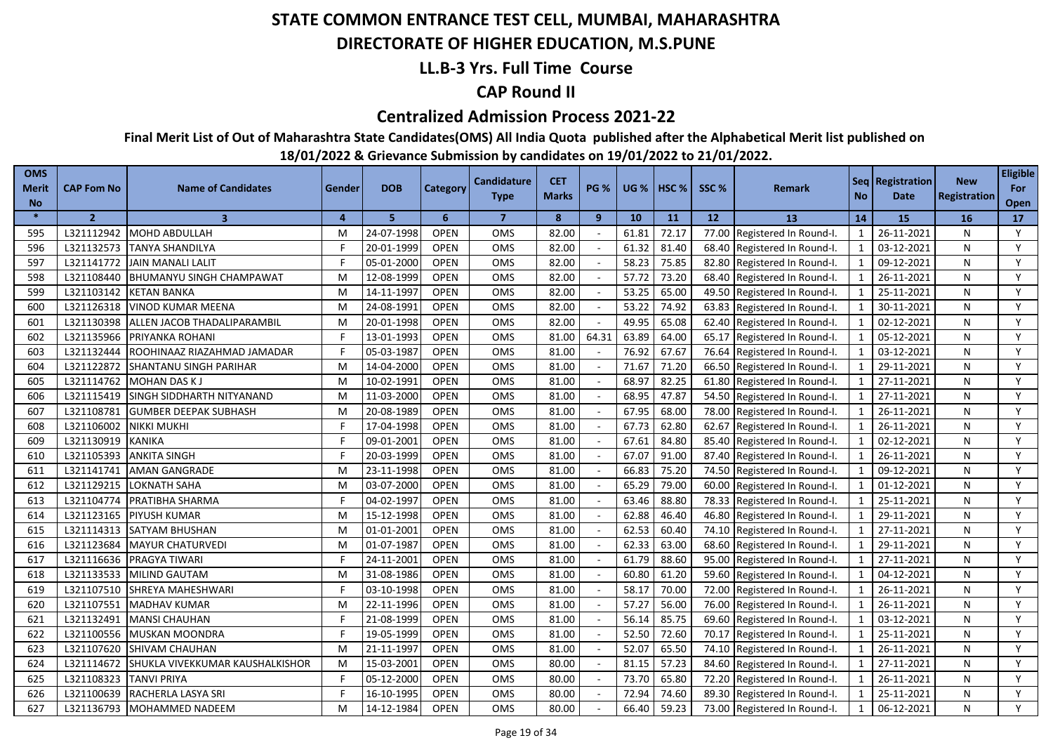# STATE COMMON ENTRANCE TEST CELL, MUMBAI, MAHARASHTRA

## DIRECTORATE OF HIGHER EDUCATION, M.S.PUNE

## LL.B-3 Yrs. Full Time Course

## CAP Round II

## Centralized Admission Process 2021-22

**Final Merit List of Out of Maharashtra State Candidates(OMS) All India Quota published after the Alphabetical Merit list published on 18/01/2022 & Grievance Submission by candidates on 19/01/2022 to 21/01/2022.**

| OMS Merit No | CAP Fom No | Name of Candidates | Gender | DOB | Category | Candidature Type | CET Marks | PG % | UG % | HSC % | SSC % | Remark | Seq No | Registration Date | New Registration | Eligible For Open |
|---|---|---|---|---|---|---|---|---|---|---|---|---|---|---|---|---|
| * | 2 | 3 | 4 | 5 | 6 | 7 | 8 | 9 | 10 | 11 | 12 | 13 | 14 | 15 | 16 | 17 |
| 595 | L321112942 | MOHD ABDULLAH | M | 24-07-1998 | OPEN | OMS | 82.00 | - | 61.81 | 72.17 | 77.00 | Registered In Round-I. | 1 | 26-11-2021 | N | Y |
| 596 | L321132573 | TANYA SHANDILYA | F | 20-01-1999 | OPEN | OMS | 82.00 | - | 61.32 | 81.40 | 68.40 | Registered In Round-I. | 1 | 03-12-2021 | N | Y |
| 597 | L321141772 | JAIN MANALI LALIT | F | 05-01-2000 | OPEN | OMS | 82.00 | - | 58.23 | 75.85 | 82.80 | Registered In Round-I. | 1 | 09-12-2021 | N | Y |
| 598 | L321108440 | BHUMANYU SINGH CHAMPAWAT | M | 12-08-1999 | OPEN | OMS | 82.00 | - | 57.72 | 73.20 | 68.40 | Registered In Round-I. | 1 | 26-11-2021 | N | Y |
| 599 | L321103142 | KETAN BANKA | M | 14-11-1997 | OPEN | OMS | 82.00 | - | 53.25 | 65.00 | 49.50 | Registered In Round-I. | 1 | 25-11-2021 | N | Y |
| 600 | L321126318 | VINOD KUMAR MEENA | M | 24-08-1991 | OPEN | OMS | 82.00 | - | 53.22 | 74.92 | 63.83 | Registered In Round-I. | 1 | 30-11-2021 | N | Y |
| 601 | L321130398 | ALLEN JACOB THADALIPARAMBIL | M | 20-01-1998 | OPEN | OMS | 82.00 | - | 49.95 | 65.08 | 62.40 | Registered In Round-I. | 1 | 02-12-2021 | N | Y |
| 602 | L321135966 | PRIYANKA ROHANI | F | 13-01-1993 | OPEN | OMS | 81.00 | 64.31 | 63.89 | 64.00 | 65.17 | Registered In Round-I. | 1 | 05-12-2021 | N | Y |
| 603 | L321132444 | ROOHINAAZ RIAZAHMAD JAMADAR | F | 05-03-1987 | OPEN | OMS | 81.00 | - | 76.92 | 67.67 | 76.64 | Registered In Round-I. | 1 | 03-12-2021 | N | Y |
| 604 | L321122872 | SHANTANU SINGH PARIHAR | M | 14-04-2000 | OPEN | OMS | 81.00 | - | 71.67 | 71.20 | 66.50 | Registered In Round-I. | 1 | 29-11-2021 | N | Y |
| 605 | L321114762 | MOHAN DAS K J | M | 10-02-1991 | OPEN | OMS | 81.00 | - | 68.97 | 82.25 | 61.80 | Registered In Round-I. | 1 | 27-11-2021 | N | Y |
| 606 | L321115419 | SINGH SIDDHARTH NITYANAND | M | 11-03-2000 | OPEN | OMS | 81.00 | - | 68.95 | 47.87 | 54.50 | Registered In Round-I. | 1 | 27-11-2021 | N | Y |
| 607 | L321108781 | GUMBER DEEPAK SUBHASH | M | 20-08-1989 | OPEN | OMS | 81.00 | - | 67.95 | 68.00 | 78.00 | Registered In Round-I. | 1 | 26-11-2021 | N | Y |
| 608 | L321106002 | NIKKI MUKHI | F | 17-04-1998 | OPEN | OMS | 81.00 | - | 67.73 | 62.80 | 62.67 | Registered In Round-I. | 1 | 26-11-2021 | N | Y |
| 609 | L321130919 | KANIKA | F | 09-01-2001 | OPEN | OMS | 81.00 | - | 67.61 | 84.80 | 85.40 | Registered In Round-I. | 1 | 02-12-2021 | N | Y |
| 610 | L321105393 | ANKITA SINGH | F | 20-03-1999 | OPEN | OMS | 81.00 | - | 67.07 | 91.00 | 87.40 | Registered In Round-I. | 1 | 26-11-2021 | N | Y |
| 611 | L321141741 | AMAN GANGRADE | M | 23-11-1998 | OPEN | OMS | 81.00 | - | 66.83 | 75.20 | 74.50 | Registered In Round-I. | 1 | 09-12-2021 | N | Y |
| 612 | L321129215 | LOKNATH SAHA | M | 03-07-2000 | OPEN | OMS | 81.00 | - | 65.29 | 79.00 | 60.00 | Registered In Round-I. | 1 | 01-12-2021 | N | Y |
| 613 | L321104774 | PRATIBHA SHARMA | F | 04-02-1997 | OPEN | OMS | 81.00 | - | 63.46 | 88.80 | 78.33 | Registered In Round-I. | 1 | 25-11-2021 | N | Y |
| 614 | L321123165 | PIYUSH KUMAR | M | 15-12-1998 | OPEN | OMS | 81.00 | - | 62.88 | 46.40 | 46.80 | Registered In Round-I. | 1 | 29-11-2021 | N | Y |
| 615 | L321114313 | SATYAM BHUSHAN | M | 01-01-2001 | OPEN | OMS | 81.00 | - | 62.53 | 60.40 | 74.10 | Registered In Round-I. | 1 | 27-11-2021 | N | Y |
| 616 | L321123684 | MAYUR CHATURVEDI | M | 01-07-1987 | OPEN | OMS | 81.00 | - | 62.33 | 63.00 | 68.60 | Registered In Round-I. | 1 | 29-11-2021 | N | Y |
| 617 | L321116636 | PRAGYA TIWARI | F | 24-11-2001 | OPEN | OMS | 81.00 | - | 61.79 | 88.60 | 95.00 | Registered In Round-I. | 1 | 27-11-2021 | N | Y |
| 618 | L321133533 | MILIND GAUTAM | M | 31-08-1986 | OPEN | OMS | 81.00 | - | 60.80 | 61.20 | 59.60 | Registered In Round-I. | 1 | 04-12-2021 | N | Y |
| 619 | L321107510 | SHREYA MAHESHWARI | F | 03-10-1998 | OPEN | OMS | 81.00 | - | 58.17 | 70.00 | 72.00 | Registered In Round-I. | 1 | 26-11-2021 | N | Y |
| 620 | L321107551 | MADHAV KUMAR | M | 22-11-1996 | OPEN | OMS | 81.00 | - | 57.27 | 56.00 | 76.00 | Registered In Round-I. | 1 | 26-11-2021 | N | Y |
| 621 | L321132491 | MANSI CHAUHAN | F | 21-08-1999 | OPEN | OMS | 81.00 | - | 56.14 | 85.75 | 69.60 | Registered In Round-I. | 1 | 03-12-2021 | N | Y |
| 622 | L321100556 | MUSKAN MOONDRA | F | 19-05-1999 | OPEN | OMS | 81.00 | - | 52.50 | 72.60 | 70.17 | Registered In Round-I. | 1 | 25-11-2021 | N | Y |
| 623 | L321107620 | SHIVAM CHAUHAN | M | 21-11-1997 | OPEN | OMS | 81.00 | - | 52.07 | 65.50 | 74.10 | Registered In Round-I. | 1 | 26-11-2021 | N | Y |
| 624 | L321114672 | SHUKLA VIVEKKUMAR KAUSHALKISHOR | M | 15-03-2001 | OPEN | OMS | 80.00 | - | 81.15 | 57.23 | 84.60 | Registered In Round-I. | 1 | 27-11-2021 | N | Y |
| 625 | L321108323 | TANVI PRIYA | F | 05-12-2000 | OPEN | OMS | 80.00 | - | 73.70 | 65.80 | 72.20 | Registered In Round-I. | 1 | 26-11-2021 | N | Y |
| 626 | L321100639 | RACHERLA LASYA SRI | F | 16-10-1995 | OPEN | OMS | 80.00 | - | 72.94 | 74.60 | 89.30 | Registered In Round-I. | 1 | 25-11-2021 | N | Y |
| 627 | L321136793 | MOHAMMED NADEEM | M | 14-12-1984 | OPEN | OMS | 80.00 | - | 66.40 | 59.23 | 73.00 | Registered In Round-I. | 1 | 06-12-2021 | N | Y |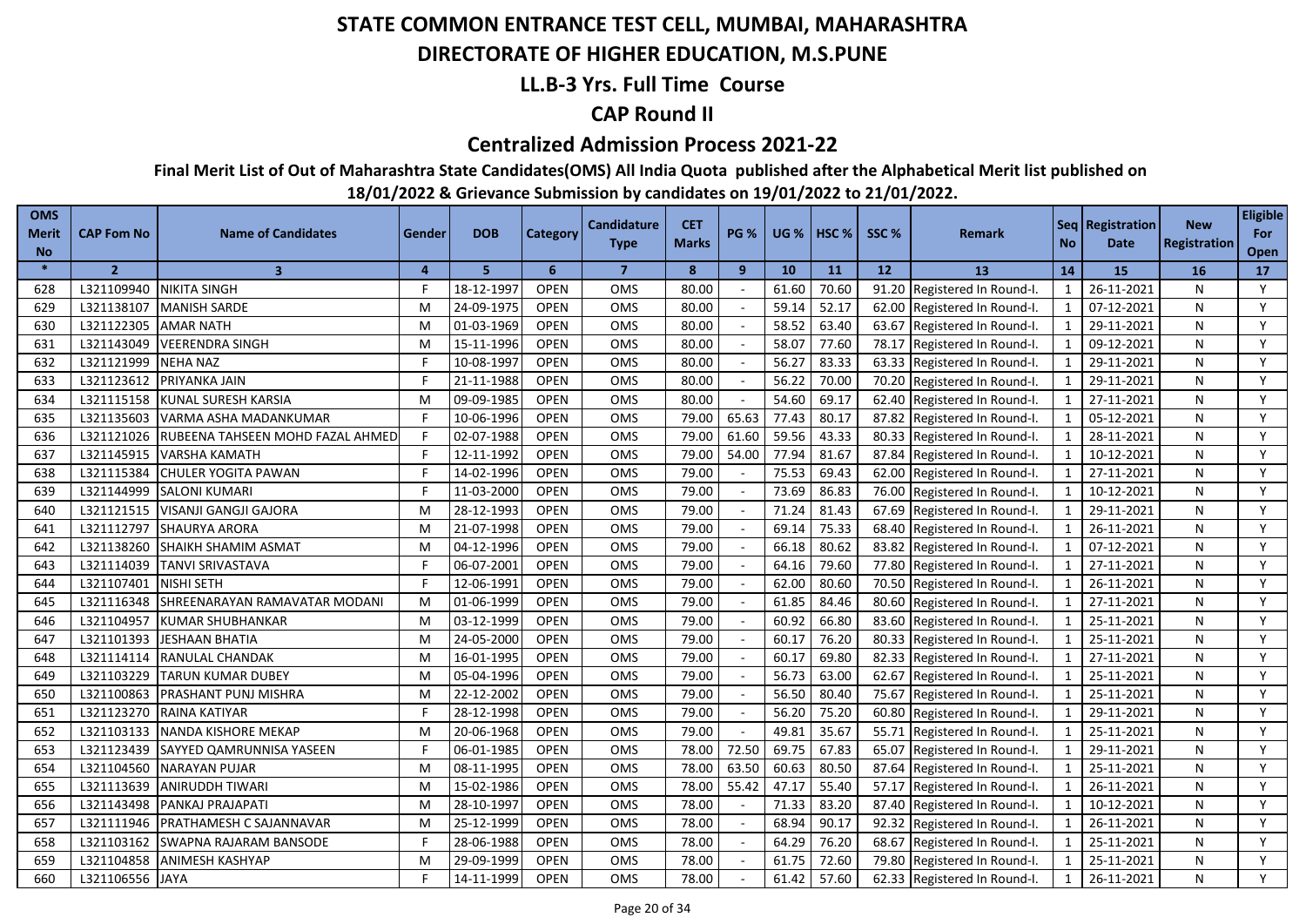# STATE COMMON ENTRANCE TEST CELL, MUMBAI, MAHARASHTRA

## DIRECTORATE OF HIGHER EDUCATION, M.S.PUNE

### LL.B-3 Yrs. Full Time Course

### CAP Round II

### Centralized Admission Process 2021-22

**Final Merit List of Out of Maharashtra State Candidates(OMS) All India Quota published after the Alphabetical Merit list published on 18/01/2022 & Grievance Submission by candidates on 19/01/2022 to 21/01/2022.**

| OMS Merit No | CAP Fom No | Name of Candidates | Gender | DOB | Category | Candidature Type | CET Marks | PG % | UG % | HSC % | SSC % | Remark | Seq No | Registration Date | New Registration | Eligible For Open |
|---|---|---|---|---|---|---|---|---|---|---|---|---|---|---|---|---|
| * | 2 | 3 | 4 | 5 | 6 | 7 | 8 | 9 | 10 | 11 | 12 | 13 | 14 | 15 | 16 | 17 |
| 628 | L321109940 | NIKITA SINGH | F | 18-12-1997 | OPEN | OMS | 80.00 | - | 61.60 | 70.60 | 91.20 | Registered In Round-I. | 1 | 26-11-2021 | N | Y |
| 629 | L321138107 | MANISH SARDE | M | 24-09-1975 | OPEN | OMS | 80.00 | - | 59.14 | 52.17 | 62.00 | Registered In Round-I. | 1 | 07-12-2021 | N | Y |
| 630 | L321122305 | AMAR NATH | M | 01-03-1969 | OPEN | OMS | 80.00 | - | 58.52 | 63.40 | 63.67 | Registered In Round-I. | 1 | 29-11-2021 | N | Y |
| 631 | L321143049 | VEERENDRA SINGH | M | 15-11-1996 | OPEN | OMS | 80.00 | - | 58.07 | 77.60 | 78.17 | Registered In Round-I. | 1 | 09-12-2021 | N | Y |
| 632 | L321121999 | NEHA NAZ | F | 10-08-1997 | OPEN | OMS | 80.00 | - | 56.27 | 83.33 | 63.33 | Registered In Round-I. | 1 | 29-11-2021 | N | Y |
| 633 | L321123612 | PRIYANKA JAIN | F | 21-11-1988 | OPEN | OMS | 80.00 | - | 56.22 | 70.00 | 70.20 | Registered In Round-I. | 1 | 29-11-2021 | N | Y |
| 634 | L321115158 | KUNAL SURESH KARSIA | M | 09-09-1985 | OPEN | OMS | 80.00 | - | 54.60 | 69.17 | 62.40 | Registered In Round-I. | 1 | 27-11-2021 | N | Y |
| 635 | L321135603 | VARMA ASHA MADANKUMAR | F | 10-06-1996 | OPEN | OMS | 79.00 | 65.63 | 77.43 | 80.17 | 87.82 | Registered In Round-I. | 1 | 05-12-2021 | N | Y |
| 636 | L321121026 | RUBEENA TAHSEEN MOHD FAZAL AHMED | F | 02-07-1988 | OPEN | OMS | 79.00 | 61.60 | 59.56 | 43.33 | 80.33 | Registered In Round-I. | 1 | 28-11-2021 | N | Y |
| 637 | L321145915 | VARSHA KAMATH | F | 12-11-1992 | OPEN | OMS | 79.00 | 54.00 | 77.94 | 81.67 | 87.84 | Registered In Round-I. | 1 | 10-12-2021 | N | Y |
| 638 | L321115384 | CHULER YOGITA PAWAN | F | 14-02-1996 | OPEN | OMS | 79.00 | - | 75.53 | 69.43 | 62.00 | Registered In Round-I. | 1 | 27-11-2021 | N | Y |
| 639 | L321144999 | SALONI KUMARI | F | 11-03-2000 | OPEN | OMS | 79.00 | - | 73.69 | 86.83 | 76.00 | Registered In Round-I. | 1 | 10-12-2021 | N | Y |
| 640 | L321121515 | VISANJI GANGJI GAJORA | M | 28-12-1993 | OPEN | OMS | 79.00 | - | 71.24 | 81.43 | 67.69 | Registered In Round-I. | 1 | 29-11-2021 | N | Y |
| 641 | L321112797 | SHAURYA ARORA | M | 21-07-1998 | OPEN | OMS | 79.00 | - | 69.14 | 75.33 | 68.40 | Registered In Round-I. | 1 | 26-11-2021 | N | Y |
| 642 | L321138260 | SHAIKH SHAMIM ASMAT | M | 04-12-1996 | OPEN | OMS | 79.00 | - | 66.18 | 80.62 | 83.82 | Registered In Round-I. | 1 | 07-12-2021 | N | Y |
| 643 | L321114039 | TANVI SRIVASTAVA | F | 06-07-2001 | OPEN | OMS | 79.00 | - | 64.16 | 79.60 | 77.80 | Registered In Round-I. | 1 | 27-11-2021 | N | Y |
| 644 | L321107401 | NISHI SETH | F | 12-06-1991 | OPEN | OMS | 79.00 | - | 62.00 | 80.60 | 70.50 | Registered In Round-I. | 1 | 26-11-2021 | N | Y |
| 645 | L321116348 | SHREENARAYAN RAMAVATAR MODANI | M | 01-06-1999 | OPEN | OMS | 79.00 | - | 61.85 | 84.46 | 80.60 | Registered In Round-I. | 1 | 27-11-2021 | N | Y |
| 646 | L321104957 | KUMAR SHUBHANKAR | M | 03-12-1999 | OPEN | OMS | 79.00 | - | 60.92 | 66.80 | 83.60 | Registered In Round-I. | 1 | 25-11-2021 | N | Y |
| 647 | L321101393 | JESHAAN BHATIA | M | 24-05-2000 | OPEN | OMS | 79.00 | - | 60.17 | 76.20 | 80.33 | Registered In Round-I. | 1 | 25-11-2021 | N | Y |
| 648 | L321114114 | RANULAL CHANDAK | M | 16-01-1995 | OPEN | OMS | 79.00 | - | 60.17 | 69.80 | 82.33 | Registered In Round-I. | 1 | 27-11-2021 | N | Y |
| 649 | L321103229 | TARUN KUMAR DUBEY | M | 05-04-1996 | OPEN | OMS | 79.00 | - | 56.73 | 63.00 | 62.67 | Registered In Round-I. | 1 | 25-11-2021 | N | Y |
| 650 | L321100863 | PRASHANT PUNJ MISHRA | M | 22-12-2002 | OPEN | OMS | 79.00 | - | 56.50 | 80.40 | 75.67 | Registered In Round-I. | 1 | 25-11-2021 | N | Y |
| 651 | L321123270 | RAINA KATIYAR | F | 28-12-1998 | OPEN | OMS | 79.00 | - | 56.20 | 75.20 | 60.80 | Registered In Round-I. | 1 | 29-11-2021 | N | Y |
| 652 | L321103133 | NANDA KISHORE MEKAP | M | 20-06-1968 | OPEN | OMS | 79.00 | - | 49.81 | 35.67 | 55.71 | Registered In Round-I. | 1 | 25-11-2021 | N | Y |
| 653 | L321123439 | SAYYED QAMRUNNISA YASEEN | F | 06-01-1985 | OPEN | OMS | 78.00 | 72.50 | 69.75 | 67.83 | 65.07 | Registered In Round-I. | 1 | 29-11-2021 | N | Y |
| 654 | L321104560 | NARAYAN PUJAR | M | 08-11-1995 | OPEN | OMS | 78.00 | 63.50 | 60.63 | 80.50 | 87.64 | Registered In Round-I. | 1 | 25-11-2021 | N | Y |
| 655 | L321113639 | ANIRUDDH TIWARI | M | 15-02-1986 | OPEN | OMS | 78.00 | 55.42 | 47.17 | 55.40 | 57.17 | Registered In Round-I. | 1 | 26-11-2021 | N | Y |
| 656 | L321143498 | PANKAJ PRAJAPATI | M | 28-10-1997 | OPEN | OMS | 78.00 | - | 71.33 | 83.20 | 87.40 | Registered In Round-I. | 1 | 10-12-2021 | N | Y |
| 657 | L321111946 | PRATHAMESH C SAJANNAVAR | M | 25-12-1999 | OPEN | OMS | 78.00 | - | 68.94 | 90.17 | 92.32 | Registered In Round-I. | 1 | 26-11-2021 | N | Y |
| 658 | L321103162 | SWAPNA RAJARAM BANSODE | F | 28-06-1988 | OPEN | OMS | 78.00 | - | 64.29 | 76.20 | 68.67 | Registered In Round-I. | 1 | 25-11-2021 | N | Y |
| 659 | L321104858 | ANIMESH KASHYAP | M | 29-09-1999 | OPEN | OMS | 78.00 | - | 61.75 | 72.60 | 79.80 | Registered In Round-I. | 1 | 25-11-2021 | N | Y |
| 660 | L321106556 | JAYA | F | 14-11-1999 | OPEN | OMS | 78.00 | - | 61.42 | 57.60 | 62.33 | Registered In Round-I. | 1 | 26-11-2021 | N | Y |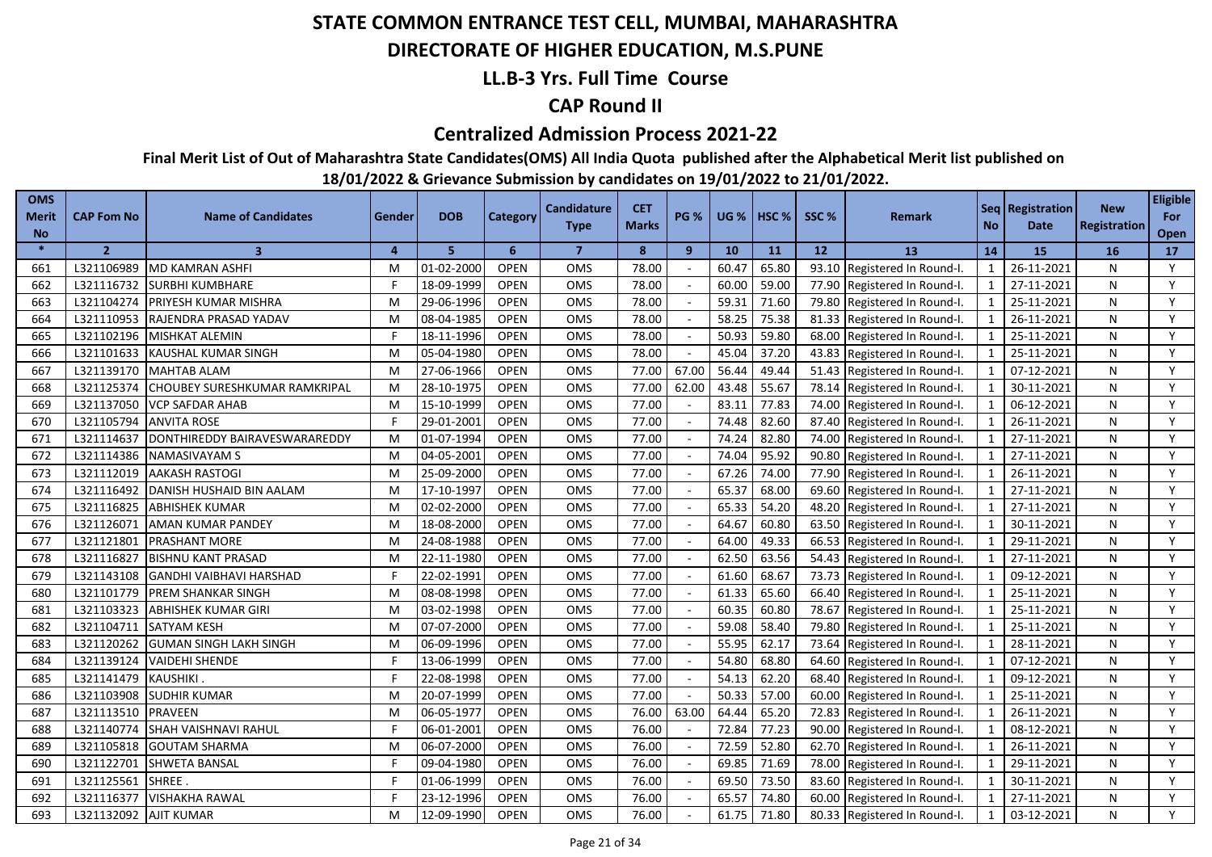# STATE COMMON ENTRANCE TEST CELL, MUMBAI, MAHARASHTRA

## DIRECTORATE OF HIGHER EDUCATION, M.S.PUNE

## LL.B-3 Yrs. Full Time Course

## CAP Round II

## Centralized Admission Process 2021-22

**Final Merit List of Out of Maharashtra State Candidates(OMS) All India Quota published after the Alphabetical Merit list published on 18/01/2022 & Grievance Submission by candidates on 19/01/2022 to 21/01/2022.**

| OMS Merit No | CAP Fom No | Name of Candidates | Gender | DOB | Category | Candidature Type | CET Marks | PG % | UG % | HSC % | SSC % | Remark | Seq No | Registration Date | New Registration | Eligible For Open |
|---|---|---|---|---|---|---|---|---|---|---|---|---|---|---|---|---|
| * | 2 | 3 | 4 | 5 | 6 | 7 | 8 | 9 | 10 | 11 | 12 | 13 | 14 | 15 | 16 | 17 |
| 661 | L321106989 | MD KAMRAN ASHFI | M | 01-02-2000 | OPEN | OMS | 78.00 | - | 60.47 | 65.80 | 93.10 | Registered In Round-I. | 1 | 26-11-2021 | N | Y |
| 662 | L321116732 | SURBHI KUMBHARE | F | 18-09-1999 | OPEN | OMS | 78.00 | - | 60.00 | 59.00 | 77.90 | Registered In Round-I. | 1 | 27-11-2021 | N | Y |
| 663 | L321104274 | PRIYESH KUMAR MISHRA | M | 29-06-1996 | OPEN | OMS | 78.00 | - | 59.31 | 71.60 | 79.80 | Registered In Round-I. | 1 | 25-11-2021 | N | Y |
| 664 | L321110953 | RAJENDRA PRASAD YADAV | M | 08-04-1985 | OPEN | OMS | 78.00 | - | 58.25 | 75.38 | 81.33 | Registered In Round-I. | 1 | 26-11-2021 | N | Y |
| 665 | L321102196 | MISHKAT ALEMIN | F | 18-11-1996 | OPEN | OMS | 78.00 | - | 50.93 | 59.80 | 68.00 | Registered In Round-I. | 1 | 25-11-2021 | N | Y |
| 666 | L321101633 | KAUSHAL KUMAR SINGH | M | 05-04-1980 | OPEN | OMS | 78.00 | - | 45.04 | 37.20 | 43.83 | Registered In Round-I. | 1 | 25-11-2021 | N | Y |
| 667 | L321139170 | MAHTAB ALAM | M | 27-06-1966 | OPEN | OMS | 77.00 | 67.00 | 56.44 | 49.44 | 51.43 | Registered In Round-I. | 1 | 07-12-2021 | N | Y |
| 668 | L321125374 | CHOUBEY SURESHKUMAR RAMKRIPAL | M | 28-10-1975 | OPEN | OMS | 77.00 | 62.00 | 43.48 | 55.67 | 78.14 | Registered In Round-I. | 1 | 30-11-2021 | N | Y |
| 669 | L321137050 | VCP SAFDAR AHAB | M | 15-10-1999 | OPEN | OMS | 77.00 | - | 83.11 | 77.83 | 74.00 | Registered In Round-I. | 1 | 06-12-2021 | N | Y |
| 670 | L321105794 | ANVITA ROSE | F | 29-01-2001 | OPEN | OMS | 77.00 | - | 74.48 | 82.60 | 87.40 | Registered In Round-I. | 1 | 26-11-2021 | N | Y |
| 671 | L321114637 | DONTHIREDDY BAIRAVESWARAREDDY | M | 01-07-1994 | OPEN | OMS | 77.00 | - | 74.24 | 82.80 | 74.00 | Registered In Round-I. | 1 | 27-11-2021 | N | Y |
| 672 | L321114386 | NAMASIVAYAM S | M | 04-05-2001 | OPEN | OMS | 77.00 | - | 74.04 | 95.92 | 90.80 | Registered In Round-I. | 1 | 27-11-2021 | N | Y |
| 673 | L321112019 | AAKASH RASTOGI | M | 25-09-2000 | OPEN | OMS | 77.00 | - | 67.26 | 74.00 | 77.90 | Registered In Round-I. | 1 | 26-11-2021 | N | Y |
| 674 | L321116492 | DANISH HUSHAID BIN AALAM | M | 17-10-1997 | OPEN | OMS | 77.00 | - | 65.37 | 68.00 | 69.60 | Registered In Round-I. | 1 | 27-11-2021 | N | Y |
| 675 | L321116825 | ABHISHEK KUMAR | M | 02-02-2000 | OPEN | OMS | 77.00 | - | 65.33 | 54.20 | 48.20 | Registered In Round-I. | 1 | 27-11-2021 | N | Y |
| 676 | L321126071 | AMAN KUMAR PANDEY | M | 18-08-2000 | OPEN | OMS | 77.00 | - | 64.67 | 60.80 | 63.50 | Registered In Round-I. | 1 | 30-11-2021 | N | Y |
| 677 | L321121801 | PRASHANT MORE | M | 24-08-1988 | OPEN | OMS | 77.00 | - | 64.00 | 49.33 | 66.53 | Registered In Round-I. | 1 | 29-11-2021 | N | Y |
| 678 | L321116827 | BISHNU KANT PRASAD | M | 22-11-1980 | OPEN | OMS | 77.00 | - | 62.50 | 63.56 | 54.43 | Registered In Round-I. | 1 | 27-11-2021 | N | Y |
| 679 | L321143108 | GANDHI VAIBHAVI HARSHAD | F | 22-02-1991 | OPEN | OMS | 77.00 | - | 61.60 | 68.67 | 73.73 | Registered In Round-I. | 1 | 09-12-2021 | N | Y |
| 680 | L321101779 | PREM SHANKAR SINGH | M | 08-08-1998 | OPEN | OMS | 77.00 | - | 61.33 | 65.60 | 66.40 | Registered In Round-I. | 1 | 25-11-2021 | N | Y |
| 681 | L321103323 | ABHISHEK KUMAR GIRI | M | 03-02-1998 | OPEN | OMS | 77.00 | - | 60.35 | 60.80 | 78.67 | Registered In Round-I. | 1 | 25-11-2021 | N | Y |
| 682 | L321104711 | SATYAM KESH | M | 07-07-2000 | OPEN | OMS | 77.00 | - | 59.08 | 58.40 | 79.80 | Registered In Round-I. | 1 | 25-11-2021 | N | Y |
| 683 | L321120262 | GUMAN SINGH LAKH SINGH | M | 06-09-1996 | OPEN | OMS | 77.00 | - | 55.95 | 62.17 | 73.64 | Registered In Round-I. | 1 | 28-11-2021 | N | Y |
| 684 | L321139124 | VAIDEHI SHENDE | F | 13-06-1999 | OPEN | OMS | 77.00 | - | 54.80 | 68.80 | 64.60 | Registered In Round-I. | 1 | 07-12-2021 | N | Y |
| 685 | L321141479 | KAUSHIKI . | F | 22-08-1998 | OPEN | OMS | 77.00 | - | 54.13 | 62.20 | 68.40 | Registered In Round-I. | 1 | 09-12-2021 | N | Y |
| 686 | L321103908 | SUDHIR KUMAR | M | 20-07-1999 | OPEN | OMS | 77.00 | - | 50.33 | 57.00 | 60.00 | Registered In Round-I. | 1 | 25-11-2021 | N | Y |
| 687 | L321113510 | PRAVEEN | M | 06-05-1977 | OPEN | OMS | 76.00 | 63.00 | 64.44 | 65.20 | 72.83 | Registered In Round-I. | 1 | 26-11-2021 | N | Y |
| 688 | L321140774 | SHAH VAISHNAVI RAHUL | F | 06-01-2001 | OPEN | OMS | 76.00 | - | 72.84 | 77.23 | 90.00 | Registered In Round-I. | 1 | 08-12-2021 | N | Y |
| 689 | L321105818 | GOUTAM SHARMA | M | 06-07-2000 | OPEN | OMS | 76.00 | - | 72.59 | 52.80 | 62.70 | Registered In Round-I. | 1 | 26-11-2021 | N | Y |
| 690 | L321122701 | SHWETA BANSAL | F | 09-04-1980 | OPEN | OMS | 76.00 | - | 69.85 | 71.69 | 78.00 | Registered In Round-I. | 1 | 29-11-2021 | N | Y |
| 691 | L321125561 | SHREE . | F | 01-06-1999 | OPEN | OMS | 76.00 | - | 69.50 | 73.50 | 83.60 | Registered In Round-I. | 1 | 30-11-2021 | N | Y |
| 692 | L321116377 | VISHAKHA RAWAL | F | 23-12-1996 | OPEN | OMS | 76.00 | - | 65.57 | 74.80 | 60.00 | Registered In Round-I. | 1 | 27-11-2021 | N | Y |
| 693 | L321132092 | AJIT KUMAR | M | 12-09-1990 | OPEN | OMS | 76.00 | - | 61.75 | 71.80 | 80.33 | Registered In Round-I. | 1 | 03-12-2021 | N | Y |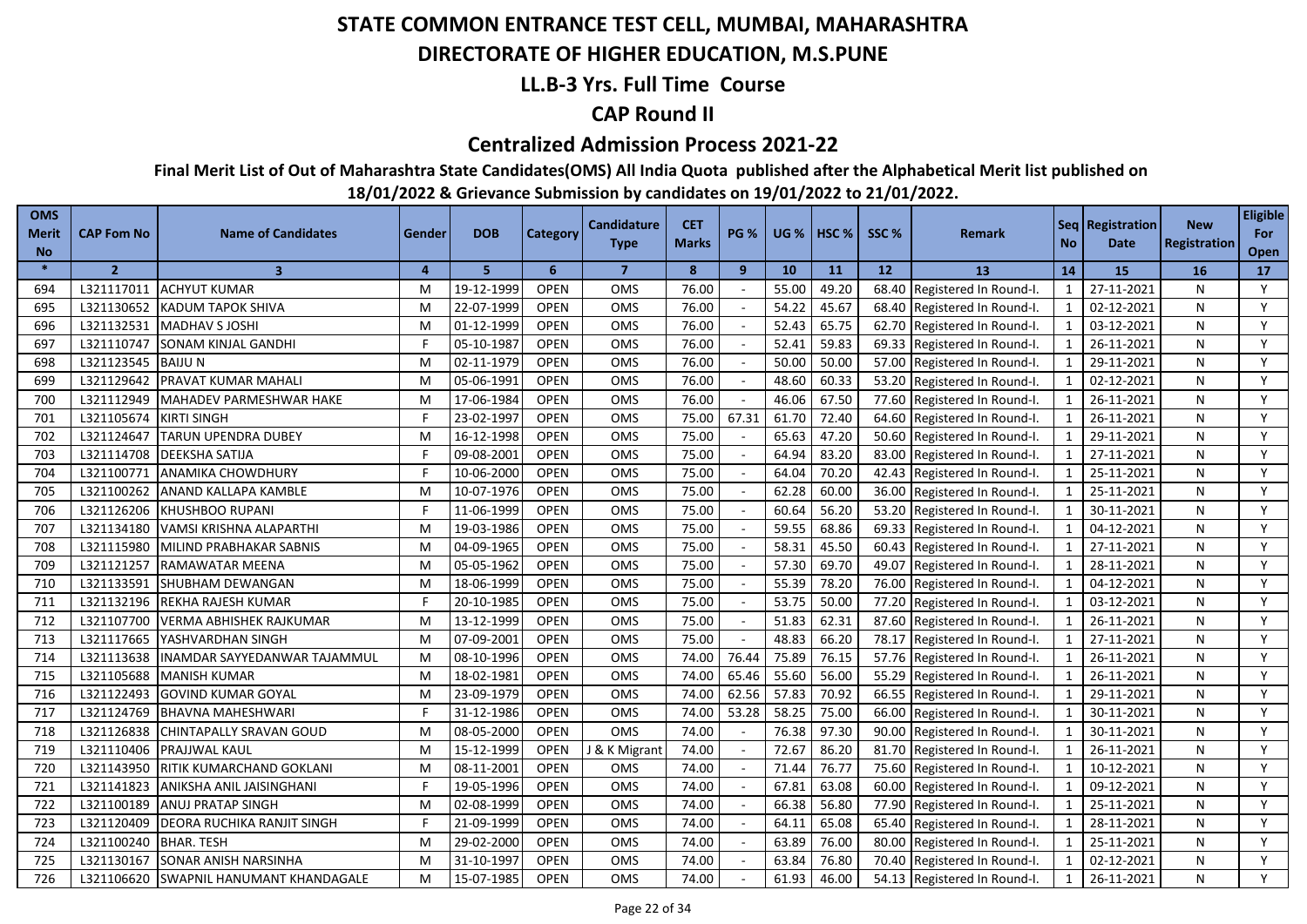# STATE COMMON ENTRANCE TEST CELL, MUMBAI, MAHARASHTRA

## DIRECTORATE OF HIGHER EDUCATION, M.S.PUNE

## LL.B-3 Yrs. Full Time Course

## CAP Round II

## Centralized Admission Process 2021-22

**Final Merit List of Out of Maharashtra State Candidates(OMS) All India Quota published after the Alphabetical Merit list published on 18/01/2022 & Grievance Submission by candidates on 19/01/2022 to 21/01/2022.**

| OMS Merit No | CAP Fom No | Name of Candidates | Gender | DOB | Category | Candidature Type | CET Marks | PG % | UG % | HSC % | SSC % | Remark | Seq No | Registration Date | New Registration | Eligible For Open |
|---|---|---|---|---|---|---|---|---|---|---|---|---|---|---|---|---|
| * | 2 | 3 | 4 | 5 | 6 | 7 | 8 | 9 | 10 | 11 | 12 | 13 | 14 | 15 | 16 | 17 |
| 694 | L321117011 | ACHYUT KUMAR | M | 19-12-1999 | OPEN | OMS | 76.00 | - | 55.00 | 49.20 | 68.40 | Registered In Round-I. | 1 | 27-11-2021 | N | Y |
| 695 | L321130652 | KADUM TAPOK SHIVA | M | 22-07-1999 | OPEN | OMS | 76.00 | - | 54.22 | 45.67 | 68.40 | Registered In Round-I. | 1 | 02-12-2021 | N | Y |
| 696 | L321132531 | MADHAV S JOSHI | M | 01-12-1999 | OPEN | OMS | 76.00 | - | 52.43 | 65.75 | 62.70 | Registered In Round-I. | 1 | 03-12-2021 | N | Y |
| 697 | L321110747 | SONAM KINJAL GANDHI | F | 05-10-1987 | OPEN | OMS | 76.00 | - | 52.41 | 59.83 | 69.33 | Registered In Round-I. | 1 | 26-11-2021 | N | Y |
| 698 | L321123545 | BAIJU N | M | 02-11-1979 | OPEN | OMS | 76.00 | - | 50.00 | 50.00 | 57.00 | Registered In Round-I. | 1 | 29-11-2021 | N | Y |
| 699 | L321129642 | PRAVAT KUMAR MAHALI | M | 05-06-1991 | OPEN | OMS | 76.00 | - | 48.60 | 60.33 | 53.20 | Registered In Round-I. | 1 | 02-12-2021 | N | Y |
| 700 | L321112949 | MAHADEV PARMESHWAR HAKE | M | 17-06-1984 | OPEN | OMS | 76.00 | - | 46.06 | 67.50 | 77.60 | Registered In Round-I. | 1 | 26-11-2021 | N | Y |
| 701 | L321105674 | KIRTI SINGH | F | 23-02-1997 | OPEN | OMS | 75.00 | 67.31 | 61.70 | 72.40 | 64.60 | Registered In Round-I. | 1 | 26-11-2021 | N | Y |
| 702 | L321124647 | TARUN UPENDRA DUBEY | M | 16-12-1998 | OPEN | OMS | 75.00 | - | 65.63 | 47.20 | 50.60 | Registered In Round-I. | 1 | 29-11-2021 | N | Y |
| 703 | L321114708 | DEEKSHA SATIJA | F | 09-08-2001 | OPEN | OMS | 75.00 | - | 64.94 | 83.20 | 83.00 | Registered In Round-I. | 1 | 27-11-2021 | N | Y |
| 704 | L321100771 | ANAMIKA CHOWDHURY | F | 10-06-2000 | OPEN | OMS | 75.00 | - | 64.04 | 70.20 | 42.43 | Registered In Round-I. | 1 | 25-11-2021 | N | Y |
| 705 | L321100262 | ANAND KALLAPA KAMBLE | M | 10-07-1976 | OPEN | OMS | 75.00 | - | 62.28 | 60.00 | 36.00 | Registered In Round-I. | 1 | 25-11-2021 | N | Y |
| 706 | L321126206 | KHUSHBOO RUPANI | F | 11-06-1999 | OPEN | OMS | 75.00 | - | 60.64 | 56.20 | 53.20 | Registered In Round-I. | 1 | 30-11-2021 | N | Y |
| 707 | L321134180 | VAMSI KRISHNA ALAPARTHI | M | 19-03-1986 | OPEN | OMS | 75.00 | - | 59.55 | 68.86 | 69.33 | Registered In Round-I. | 1 | 04-12-2021 | N | Y |
| 708 | L321115980 | MILIND PRABHAKAR SABNIS | M | 04-09-1965 | OPEN | OMS | 75.00 | - | 58.31 | 45.50 | 60.43 | Registered In Round-I. | 1 | 27-11-2021 | N | Y |
| 709 | L321121257 | RAMAWATAR MEENA | M | 05-05-1962 | OPEN | OMS | 75.00 | - | 57.30 | 69.70 | 49.07 | Registered In Round-I. | 1 | 28-11-2021 | N | Y |
| 710 | L321133591 | SHUBHAM DEWANGAN | M | 18-06-1999 | OPEN | OMS | 75.00 | - | 55.39 | 78.20 | 76.00 | Registered In Round-I. | 1 | 04-12-2021 | N | Y |
| 711 | L321132196 | REKHA RAJESH KUMAR | F | 20-10-1985 | OPEN | OMS | 75.00 | - | 53.75 | 50.00 | 77.20 | Registered In Round-I. | 1 | 03-12-2021 | N | Y |
| 712 | L321107700 | VERMA ABHISHEK RAJKUMAR | M | 13-12-1999 | OPEN | OMS | 75.00 | - | 51.83 | 62.31 | 87.60 | Registered In Round-I. | 1 | 26-11-2021 | N | Y |
| 713 | L321117665 | YASHVARDHAN SINGH | M | 07-09-2001 | OPEN | OMS | 75.00 | - | 48.83 | 66.20 | 78.17 | Registered In Round-I. | 1 | 27-11-2021 | N | Y |
| 714 | L321113638 | INAMDAR SAYYEDANWAR TAJAMMUL | M | 08-10-1996 | OPEN | OMS | 74.00 | 76.44 | 75.89 | 76.15 | 57.76 | Registered In Round-I. | 1 | 26-11-2021 | N | Y |
| 715 | L321105688 | MANISH KUMAR | M | 18-02-1981 | OPEN | OMS | 74.00 | 65.46 | 55.60 | 56.00 | 55.29 | Registered In Round-I. | 1 | 26-11-2021 | N | Y |
| 716 | L321122493 | GOVIND KUMAR GOYAL | M | 23-09-1979 | OPEN | OMS | 74.00 | 62.56 | 57.83 | 70.92 | 66.55 | Registered In Round-I. | 1 | 29-11-2021 | N | Y |
| 717 | L321124769 | BHAVNA MAHESHWARI | F | 31-12-1986 | OPEN | OMS | 74.00 | 53.28 | 58.25 | 75.00 | 66.00 | Registered In Round-I. | 1 | 30-11-2021 | N | Y |
| 718 | L321126838 | CHINTAPALLY SRAVAN GOUD | M | 08-05-2000 | OPEN | OMS | 74.00 | - | 76.38 | 97.30 | 90.00 | Registered In Round-I. | 1 | 30-11-2021 | N | Y |
| 719 | L321110406 | PRAJJWAL KAUL | M | 15-12-1999 | OPEN | J & K Migrant | 74.00 | - | 72.67 | 86.20 | 81.70 | Registered In Round-I. | 1 | 26-11-2021 | N | Y |
| 720 | L321143950 | RITIK KUMARCHAND GOKLANI | M | 08-11-2001 | OPEN | OMS | 74.00 | - | 71.44 | 76.77 | 75.60 | Registered In Round-I. | 1 | 10-12-2021 | N | Y |
| 721 | L321141823 | ANIKSHA ANIL JAISINGHANI | F | 19-05-1996 | OPEN | OMS | 74.00 | - | 67.81 | 63.08 | 60.00 | Registered In Round-I. | 1 | 09-12-2021 | N | Y |
| 722 | L321100189 | ANUJ PRATAP SINGH | M | 02-08-1999 | OPEN | OMS | 74.00 | - | 66.38 | 56.80 | 77.90 | Registered In Round-I. | 1 | 25-11-2021 | N | Y |
| 723 | L321120409 | DEORA RUCHIKA RANJIT SINGH | F | 21-09-1999 | OPEN | OMS | 74.00 | - | 64.11 | 65.08 | 65.40 | Registered In Round-I. | 1 | 28-11-2021 | N | Y |
| 724 | L321100240 | BHAR. TESH | M | 29-02-2000 | OPEN | OMS | 74.00 | - | 63.89 | 76.00 | 80.00 | Registered In Round-I. | 1 | 25-11-2021 | N | Y |
| 725 | L321130167 | SONAR ANISH NARSINHA | M | 31-10-1997 | OPEN | OMS | 74.00 | - | 63.84 | 76.80 | 70.40 | Registered In Round-I. | 1 | 02-12-2021 | N | Y |
| 726 | L321106620 | SWAPNIL HANUMANT KHANDAGALE | M | 15-07-1985 | OPEN | OMS | 74.00 | - | 61.93 | 46.00 | 54.13 | Registered In Round-I. | 1 | 26-11-2021 | N | Y |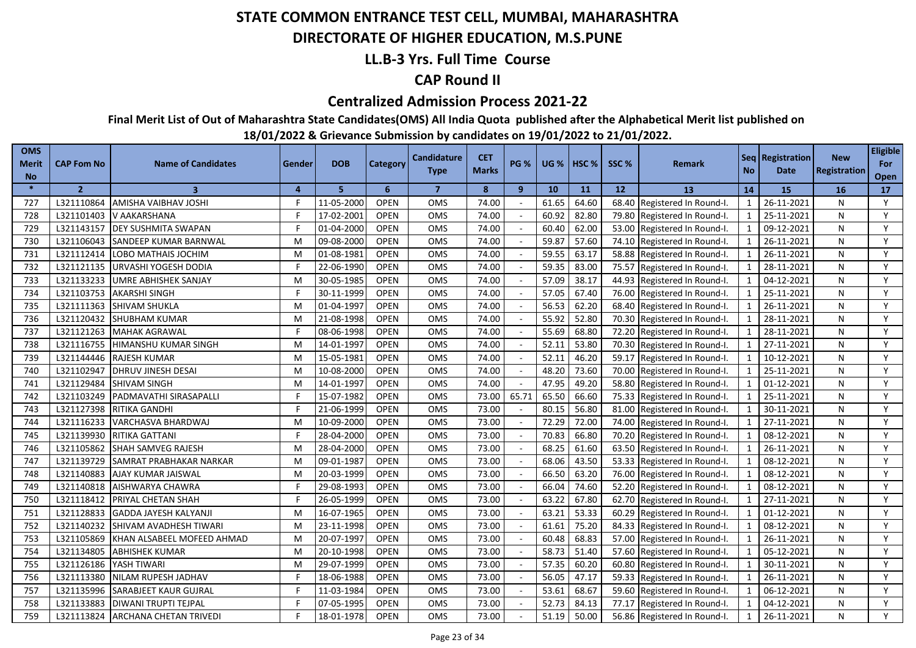# STATE COMMON ENTRANCE TEST CELL, MUMBAI, MAHARASHTRA

## DIRECTORATE OF HIGHER EDUCATION, M.S.PUNE

## LL.B-3 Yrs. Full Time Course

## CAP Round II

## Centralized Admission Process 2021-22

**Final Merit List of Out of Maharashtra State Candidates(OMS) All India Quota published after the Alphabetical Merit list published on 18/01/2022 & Grievance Submission by candidates on 19/01/2022 to 21/01/2022.**

| OMS Merit No | CAP Fom No | Name of Candidates | Gender | DOB | Category | Candidature Type | CET Marks | PG % | UG % | HSC % | SSC % | Remark | Seq No | Registration Date | New Registration | Eligible For Open |
|---|---|---|---|---|---|---|---|---|---|---|---|---|---|---|---|---|
| * | 2 | 3 | 4 | 5 | 6 | 7 | 8 | 9 | 10 | 11 | 12 | 13 | 14 | 15 | 16 | 17 |
| 727 | L321110864 | AMISHA VAIBHAV JOSHI | F | 11-05-2000 | OPEN | OMS | 74.00 | - | 61.65 | 64.60 | 68.40 | Registered In Round-I. | 1 | 26-11-2021 | N | Y |
| 728 | L321101403 | V AAKARSHANA | F | 17-02-2001 | OPEN | OMS | 74.00 | - | 60.92 | 82.80 | 79.80 | Registered In Round-I. | 1 | 25-11-2021 | N | Y |
| 729 | L321143157 | DEY SUSHMITA SWAPAN | F | 01-04-2000 | OPEN | OMS | 74.00 | - | 60.40 | 62.00 | 53.00 | Registered In Round-I. | 1 | 09-12-2021 | N | Y |
| 730 | L321106043 | SANDEEP KUMAR BARNWAL | M | 09-08-2000 | OPEN | OMS | 74.00 | - | 59.87 | 57.60 | 74.10 | Registered In Round-I. | 1 | 26-11-2021 | N | Y |
| 731 | L321112414 | LOBO MATHAIS JOCHIM | M | 01-08-1981 | OPEN | OMS | 74.00 | - | 59.55 | 63.17 | 58.88 | Registered In Round-I. | 1 | 26-11-2021 | N | Y |
| 732 | L321121135 | URVASHI YOGESH DODIA | F | 22-06-1990 | OPEN | OMS | 74.00 | - | 59.35 | 83.00 | 75.57 | Registered In Round-I. | 1 | 28-11-2021 | N | Y |
| 733 | L321133233 | UMRE ABHISHEK SANJAY | M | 30-05-1985 | OPEN | OMS | 74.00 | - | 57.09 | 38.17 | 44.93 | Registered In Round-I. | 1 | 04-12-2021 | N | Y |
| 734 | L321103753 | AKARSHI SINGH | F | 30-11-1999 | OPEN | OMS | 74.00 | - | 57.05 | 67.40 | 76.00 | Registered In Round-I. | 1 | 25-11-2021 | N | Y |
| 735 | L321111363 | SHIVAM SHUKLA | M | 01-04-1997 | OPEN | OMS | 74.00 | - | 56.53 | 62.20 | 68.40 | Registered In Round-I. | 1 | 26-11-2021 | N | Y |
| 736 | L321120432 | SHUBHAM KUMAR | M | 21-08-1998 | OPEN | OMS | 74.00 | - | 55.92 | 52.80 | 70.30 | Registered In Round-I. | 1 | 28-11-2021 | N | Y |
| 737 | L321121263 | MAHAK AGRAWAL | F | 08-06-1998 | OPEN | OMS | 74.00 | - | 55.69 | 68.80 | 72.20 | Registered In Round-I. | 1 | 28-11-2021 | N | Y |
| 738 | L321116755 | HIMANSHU KUMAR SINGH | M | 14-01-1997 | OPEN | OMS | 74.00 | - | 52.11 | 53.80 | 70.30 | Registered In Round-I. | 1 | 27-11-2021 | N | Y |
| 739 | L321144446 | RAJESH KUMAR | M | 15-05-1981 | OPEN | OMS | 74.00 | - | 52.11 | 46.20 | 59.17 | Registered In Round-I. | 1 | 10-12-2021 | N | Y |
| 740 | L321102947 | DHRUV JINESH DESAI | M | 10-08-2000 | OPEN | OMS | 74.00 | - | 48.20 | 73.60 | 70.00 | Registered In Round-I. | 1 | 25-11-2021 | N | Y |
| 741 | L321129484 | SHIVAM SINGH | M | 14-01-1997 | OPEN | OMS | 74.00 | - | 47.95 | 49.20 | 58.80 | Registered In Round-I. | 1 | 01-12-2021 | N | Y |
| 742 | L321103249 | PADMAVATHI SIRASAPALLI | F | 15-07-1982 | OPEN | OMS | 73.00 | 65.71 | 65.50 | 66.60 | 75.33 | Registered In Round-I. | 1 | 25-11-2021 | N | Y |
| 743 | L321127398 | RITIKA GANDHI | F | 21-06-1999 | OPEN | OMS | 73.00 | - | 80.15 | 56.80 | 81.00 | Registered In Round-I. | 1 | 30-11-2021 | N | Y |
| 744 | L321116233 | VARCHASVA BHARDWAJ | M | 10-09-2000 | OPEN | OMS | 73.00 | - | 72.29 | 72.00 | 74.00 | Registered In Round-I. | 1 | 27-11-2021 | N | Y |
| 745 | L321139930 | RITIKA GATTANI | F | 28-04-2000 | OPEN | OMS | 73.00 | - | 70.83 | 66.80 | 70.20 | Registered In Round-I. | 1 | 08-12-2021 | N | Y |
| 746 | L321105862 | SHAH SAMVEG RAJESH | M | 28-04-2000 | OPEN | OMS | 73.00 | - | 68.25 | 61.60 | 63.50 | Registered In Round-I. | 1 | 26-11-2021 | N | Y |
| 747 | L321139729 | SAMRAT PRABHAKAR NARKAR | M | 09-01-1987 | OPEN | OMS | 73.00 | - | 68.06 | 43.50 | 53.33 | Registered In Round-I. | 1 | 08-12-2021 | N | Y |
| 748 | L321140883 | AJAY KUMAR JAISWAL | M | 20-03-1999 | OPEN | OMS | 73.00 | - | 66.50 | 63.20 | 76.00 | Registered In Round-I. | 1 | 08-12-2021 | N | Y |
| 749 | L321140818 | AISHWARYA CHAWRA | F | 29-08-1993 | OPEN | OMS | 73.00 | - | 66.04 | 74.60 | 52.20 | Registered In Round-I. | 1 | 08-12-2021 | N | Y |
| 750 | L321118412 | PRIYAL CHETAN SHAH | F | 26-05-1999 | OPEN | OMS | 73.00 | - | 63.22 | 67.80 | 62.70 | Registered In Round-I. | 1 | 27-11-2021 | N | Y |
| 751 | L321128833 | GADDA JAYESH KALYANJI | M | 16-07-1965 | OPEN | OMS | 73.00 | - | 63.21 | 53.33 | 60.29 | Registered In Round-I. | 1 | 01-12-2021 | N | Y |
| 752 | L321140232 | SHIVAM AVADHESH TIWARI | M | 23-11-1998 | OPEN | OMS | 73.00 | - | 61.61 | 75.20 | 84.33 | Registered In Round-I. | 1 | 08-12-2021 | N | Y |
| 753 | L321105869 | KHAN ALSABEEL MOFEED AHMAD | M | 20-07-1997 | OPEN | OMS | 73.00 | - | 60.48 | 68.83 | 57.00 | Registered In Round-I. | 1 | 26-11-2021 | N | Y |
| 754 | L321134805 | ABHISHEK KUMAR | M | 20-10-1998 | OPEN | OMS | 73.00 | - | 58.73 | 51.40 | 57.60 | Registered In Round-I. | 1 | 05-12-2021 | N | Y |
| 755 | L321126186 | YASH TIWARI | M | 29-07-1999 | OPEN | OMS | 73.00 | - | 57.35 | 60.20 | 60.80 | Registered In Round-I. | 1 | 30-11-2021 | N | Y |
| 756 | L321113380 | NILAM RUPESH JADHAV | F | 18-06-1988 | OPEN | OMS | 73.00 | - | 56.05 | 47.17 | 59.33 | Registered In Round-I. | 1 | 26-11-2021 | N | Y |
| 757 | L321135996 | SARABJEET KAUR GUJRAL | F | 11-03-1984 | OPEN | OMS | 73.00 | - | 53.61 | 68.67 | 59.60 | Registered In Round-I. | 1 | 06-12-2021 | N | Y |
| 758 | L321133883 | DIWANI TRUPTI TEJPAL | F | 07-05-1995 | OPEN | OMS | 73.00 | - | 52.73 | 84.13 | 77.17 | Registered In Round-I. | 1 | 04-12-2021 | N | Y |
| 759 | L321113824 | ARCHANA CHETAN TRIVEDI | F | 18-01-1978 | OPEN | OMS | 73.00 | - | 51.19 | 50.00 | 56.86 | Registered In Round-I. | 1 | 26-11-2021 | N | Y |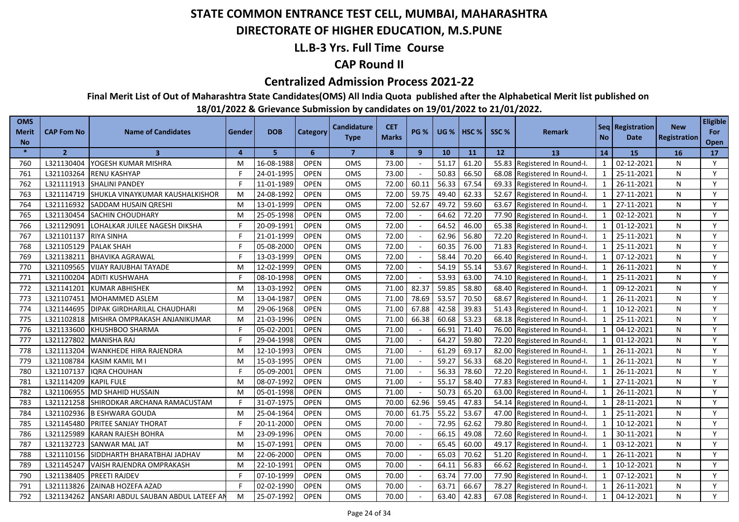# STATE COMMON ENTRANCE TEST CELL, MUMBAI, MAHARASHTRA

## DIRECTORATE OF HIGHER EDUCATION, M.S.PUNE

### LL.B-3 Yrs. Full Time Course

### CAP Round II

### Centralized Admission Process 2021-22

**Final Merit List of Out of Maharashtra State Candidates(OMS) All India Quota published after the Alphabetical Merit list published on 18/01/2022 & Grievance Submission by candidates on 19/01/2022 to 21/01/2022.**

| OMS Merit No | CAP Fom No | Name of Candidates | Gender | DOB | Category | Candidature Type | CET Marks | PG % | UG % | HSC % | SSC % | Remark | Seq No | Registration Date | New Registration | Eligible For Open |
|---|---|---|---|---|---|---|---|---|---|---|---|---|---|---|---|---|
| * | 2 | 3 | 4 | 5 | 6 | 7 | 8 | 9 | 10 | 11 | 12 | 13 | 14 | 15 | 16 | 17 |
| 760 | L321130404 | YOGESH KUMAR MISHRA | M | 16-08-1988 | OPEN | OMS | 73.00 | - | 51.17 | 61.20 | 55.83 | Registered In Round-I. | 1 | 02-12-2021 | N | Y |
| 761 | L321103264 | RENU KASHYAP | F | 24-01-1995 | OPEN | OMS | 73.00 | - | 50.83 | 66.50 | 68.08 | Registered In Round-I. | 1 | 25-11-2021 | N | Y |
| 762 | L321111913 | SHALINI PANDEY | F | 11-01-1989 | OPEN | OMS | 72.00 | 60.11 | 56.33 | 67.54 | 69.33 | Registered In Round-I. | 1 | 26-11-2021 | N | Y |
| 763 | L321114719 | SHUKLA VINAYKUMAR KAUSHALKISHOR | M | 24-08-1992 | OPEN | OMS | 72.00 | 59.75 | 49.40 | 62.33 | 52.67 | Registered In Round-I. | 1 | 27-11-2021 | N | Y |
| 764 | L321116932 | SADDAM HUSAIN QRESHI | M | 13-01-1999 | OPEN | OMS | 72.00 | 52.67 | 49.72 | 59.60 | 63.67 | Registered In Round-I. | 1 | 27-11-2021 | N | Y |
| 765 | L321130454 | SACHIN CHOUDHARY | M | 25-05-1998 | OPEN | OMS | 72.00 | - | 64.62 | 72.20 | 77.90 | Registered In Round-I. | 1 | 02-12-2021 | N | Y |
| 766 | L321129091 | LOHALKAR JULIEE NAGESH DIKSHA | F | 20-09-1991 | OPEN | OMS | 72.00 | - | 64.52 | 46.00 | 65.38 | Registered In Round-I. | 1 | 01-12-2021 | N | Y |
| 767 | L321101137 | RIYA SINHA | F | 21-01-1999 | OPEN | OMS | 72.00 | - | 62.96 | 56.80 | 72.20 | Registered In Round-I. | 1 | 25-11-2021 | N | Y |
| 768 | L321105129 | PALAK SHAH | F | 05-08-2000 | OPEN | OMS | 72.00 | - | 60.35 | 76.00 | 71.83 | Registered In Round-I. | 1 | 25-11-2021 | N | Y |
| 769 | L321138211 | BHAVIKA AGRAWAL | F | 13-03-1999 | OPEN | OMS | 72.00 | - | 58.44 | 70.20 | 66.40 | Registered In Round-I. | 1 | 07-12-2021 | N | Y |
| 770 | L321109565 | VIJAY RAJUBHAI TAYADE | M | 12-02-1999 | OPEN | OMS | 72.00 | - | 54.19 | 55.14 | 53.67 | Registered In Round-I. | 1 | 26-11-2021 | N | Y |
| 771 | L321100204 | ADITI KUSHWAHA | F | 08-10-1998 | OPEN | OMS | 72.00 | - | 53.93 | 63.00 | 74.10 | Registered In Round-I. | 1 | 25-11-2021 | N | Y |
| 772 | L321141201 | KUMAR ABHISHEK | M | 13-03-1992 | OPEN | OMS | 71.00 | 82.37 | 59.85 | 58.80 | 68.40 | Registered In Round-I. | 1 | 09-12-2021 | N | Y |
| 773 | L321107451 | MOHAMMED ASLEM | M | 13-04-1987 | OPEN | OMS | 71.00 | 78.69 | 53.57 | 70.50 | 68.67 | Registered In Round-I. | 1 | 26-11-2021 | N | Y |
| 774 | L321144695 | DIPAK GIRDHARILAL CHAUDHARI | M | 29-06-1968 | OPEN | OMS | 71.00 | 67.88 | 42.58 | 39.83 | 51.43 | Registered In Round-I. | 1 | 10-12-2021 | N | Y |
| 775 | L321102818 | MISHRA OMPRAKASH ANJANIKUMAR | M | 21-03-1996 | OPEN | OMS | 71.00 | 66.38 | 60.68 | 53.23 | 68.18 | Registered In Round-I. | 1 | 25-11-2021 | N | Y |
| 776 | L321133600 | KHUSHBOO SHARMA | F | 05-02-2001 | OPEN | OMS | 71.00 | - | 66.91 | 71.40 | 76.00 | Registered In Round-I. | 1 | 04-12-2021 | N | Y |
| 777 | L321127802 | MANISHA RAJ | F | 29-04-1998 | OPEN | OMS | 71.00 | - | 64.27 | 59.80 | 72.20 | Registered In Round-I. | 1 | 01-12-2021 | N | Y |
| 778 | L321113204 | WANKHEDE HIRA RAJENDRA | M | 12-10-1993 | OPEN | OMS | 71.00 | - | 61.29 | 69.17 | 82.00 | Registered In Round-I. | 1 | 26-11-2021 | N | Y |
| 779 | L321108784 | KASIM KAMIL M I | M | 15-03-1995 | OPEN | OMS | 71.00 | - | 59.27 | 56.33 | 68.20 | Registered In Round-I. | 1 | 26-11-2021 | N | Y |
| 780 | L321107137 | IQRA CHOUHAN | F | 05-09-2001 | OPEN | OMS | 71.00 | - | 56.33 | 78.60 | 72.20 | Registered In Round-I. | 1 | 26-11-2021 | N | Y |
| 781 | L321114209 | KAPIL FULE | M | 08-07-1992 | OPEN | OMS | 71.00 | - | 55.17 | 58.40 | 77.83 | Registered In Round-I. | 1 | 27-11-2021 | N | Y |
| 782 | L321106955 | MD SHAHID HUSSAIN | M | 05-01-1998 | OPEN | OMS | 71.00 | - | 50.73 | 65.20 | 63.00 | Registered In Round-I. | 1 | 26-11-2021 | N | Y |
| 783 | L321121258 | SHIRODKAR ARCHANA RAMACUSTAM | F | 31-07-1975 | OPEN | OMS | 70.00 | 62.96 | 59.45 | 47.83 | 54.14 | Registered In Round-I. | 1 | 28-11-2021 | N | Y |
| 784 | L321102936 | B ESHWARA GOUDA | M | 25-04-1964 | OPEN | OMS | 70.00 | 61.75 | 55.22 | 53.67 | 47.00 | Registered In Round-I. | 1 | 25-11-2021 | N | Y |
| 785 | L321145480 | PRITEE SANJAY THORAT | F | 20-11-2000 | OPEN | OMS | 70.00 | - | 72.95 | 62.62 | 79.80 | Registered In Round-I. | 1 | 10-12-2021 | N | Y |
| 786 | L321125989 | KARAN RAJESH BOHRA | M | 23-09-1996 | OPEN | OMS | 70.00 | - | 66.15 | 49.08 | 72.60 | Registered In Round-I. | 1 | 30-11-2021 | N | Y |
| 787 | L321132723 | SANWAR MAL JAT | M | 15-07-1991 | OPEN | OMS | 70.00 | - | 65.45 | 60.00 | 49.17 | Registered In Round-I. | 1 | 03-12-2021 | N | Y |
| 788 | L321110156 | SIDDHARTH BHARATBHAI JADHAV | M | 22-06-2000 | OPEN | OMS | 70.00 | - | 65.03 | 70.62 | 51.20 | Registered In Round-I. | 1 | 26-11-2021 | N | Y |
| 789 | L321145247 | VAISH RAJENDRA OMPRAKASH | M | 22-10-1991 | OPEN | OMS | 70.00 | - | 64.11 | 56.83 | 66.62 | Registered In Round-I. | 1 | 10-12-2021 | N | Y |
| 790 | L321138405 | PREETI RAJDEV | F | 07-10-1999 | OPEN | OMS | 70.00 | - | 63.74 | 77.00 | 77.90 | Registered In Round-I. | 1 | 07-12-2021 | N | Y |
| 791 | L321113826 | ZAINAB HOZEFA AZAD | F | 02-02-1990 | OPEN | OMS | 70.00 | - | 63.71 | 66.67 | 78.27 | Registered In Round-I. | 1 | 26-11-2021 | N | Y |
| 792 | L321134262 | ANSARI ABDUL SAUBAN ABDUL LATEEF AN | M | 25-07-1992 | OPEN | OMS | 70.00 | - | 63.40 | 42.83 | 67.08 | Registered In Round-I. | 1 | 04-12-2021 | N | Y |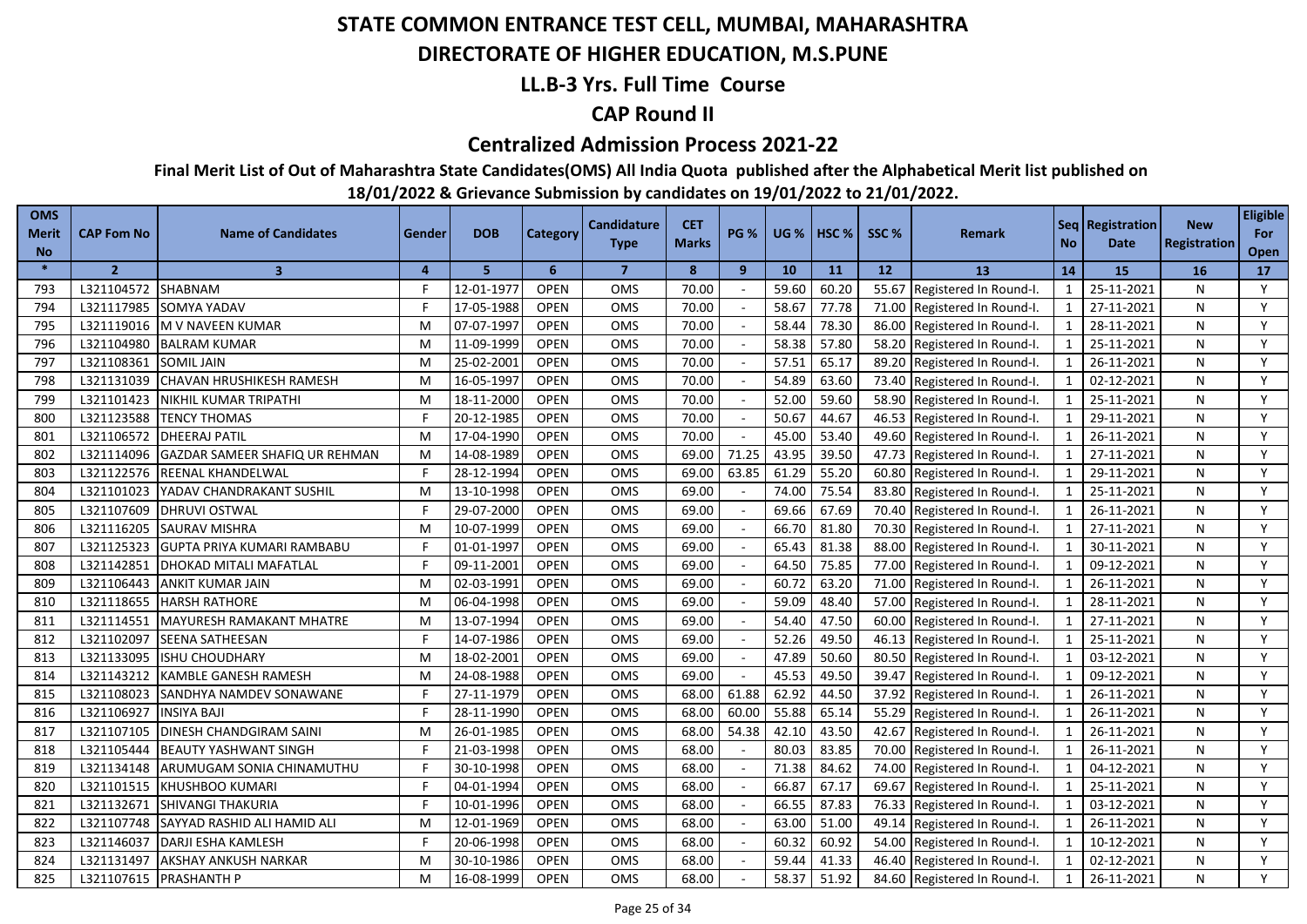# STATE COMMON ENTRANCE TEST CELL, MUMBAI, MAHARASHTRA

## DIRECTORATE OF HIGHER EDUCATION, M.S.PUNE

### LL.B-3 Yrs. Full Time Course

### CAP Round II

### Centralized Admission Process 2021-22

**Final Merit List of Out of Maharashtra State Candidates(OMS) All India Quota published after the Alphabetical Merit list published on 18/01/2022 & Grievance Submission by candidates on 19/01/2022 to 21/01/2022.**

| OMS Merit No | CAP Fom No | Name of Candidates | Gender | DOB | Category | Candidature Type | CET Marks | PG % | UG % | HSC % | SSC % | Remark | Seq No | Registration Date | New Registration | Eligible For Open |
|---|---|---|---|---|---|---|---|---|---|---|---|---|---|---|---|---|
| * | 2 | 3 | 4 | 5 | 6 | 7 | 8 | 9 | 10 | 11 | 12 | 13 | 14 | 15 | 16 | 17 |
| 793 | L321104572 | SHABNAM | F | 12-01-1977 | OPEN | OMS | 70.00 | - | 59.60 | 60.20 | 55.67 | Registered In Round-I. | 1 | 25-11-2021 | N | Y |
| 794 | L321117985 | SOMYA YADAV | F | 17-05-1988 | OPEN | OMS | 70.00 | - | 58.67 | 77.78 | 71.00 | Registered In Round-I. | 1 | 27-11-2021 | N | Y |
| 795 | L321119016 | M V NAVEEN KUMAR | M | 07-07-1997 | OPEN | OMS | 70.00 | - | 58.44 | 78.30 | 86.00 | Registered In Round-I. | 1 | 28-11-2021 | N | Y |
| 796 | L321104980 | BALRAM KUMAR | M | 11-09-1999 | OPEN | OMS | 70.00 | - | 58.38 | 57.80 | 58.20 | Registered In Round-I. | 1 | 25-11-2021 | N | Y |
| 797 | L321108361 | SOMIL JAIN | M | 25-02-2001 | OPEN | OMS | 70.00 | - | 57.51 | 65.17 | 89.20 | Registered In Round-I. | 1 | 26-11-2021 | N | Y |
| 798 | L321131039 | CHAVAN HRUSHIKESH RAMESH | M | 16-05-1997 | OPEN | OMS | 70.00 | - | 54.89 | 63.60 | 73.40 | Registered In Round-I. | 1 | 02-12-2021 | N | Y |
| 799 | L321101423 | NIKHIL KUMAR TRIPATHI | M | 18-11-2000 | OPEN | OMS | 70.00 | - | 52.00 | 59.60 | 58.90 | Registered In Round-I. | 1 | 25-11-2021 | N | Y |
| 800 | L321123588 | TENCY THOMAS | F | 20-12-1985 | OPEN | OMS | 70.00 | - | 50.67 | 44.67 | 46.53 | Registered In Round-I. | 1 | 29-11-2021 | N | Y |
| 801 | L321106572 | DHEERAJ PATIL | M | 17-04-1990 | OPEN | OMS | 70.00 | - | 45.00 | 53.40 | 49.60 | Registered In Round-I. | 1 | 26-11-2021 | N | Y |
| 802 | L321114096 | GAZDAR SAMEER SHAFIQ UR REHMAN | M | 14-08-1989 | OPEN | OMS | 69.00 | 71.25 | 43.95 | 39.50 | 47.73 | Registered In Round-I. | 1 | 27-11-2021 | N | Y |
| 803 | L321122576 | REENAL KHANDELWAL | F | 28-12-1994 | OPEN | OMS | 69.00 | 63.85 | 61.29 | 55.20 | 60.80 | Registered In Round-I. | 1 | 29-11-2021 | N | Y |
| 804 | L321101023 | YADAV CHANDRAKANT SUSHIL | M | 13-10-1998 | OPEN | OMS | 69.00 | - | 74.00 | 75.54 | 83.80 | Registered In Round-I. | 1 | 25-11-2021 | N | Y |
| 805 | L321107609 | DHRUVI OSTWAL | F | 29-07-2000 | OPEN | OMS | 69.00 | - | 69.66 | 67.69 | 70.40 | Registered In Round-I. | 1 | 26-11-2021 | N | Y |
| 806 | L321116205 | SAURAV MISHRA | M | 10-07-1999 | OPEN | OMS | 69.00 | - | 66.70 | 81.80 | 70.30 | Registered In Round-I. | 1 | 27-11-2021 | N | Y |
| 807 | L321125323 | GUPTA PRIYA KUMARI RAMBABU | F | 01-01-1997 | OPEN | OMS | 69.00 | - | 65.43 | 81.38 | 88.00 | Registered In Round-I. | 1 | 30-11-2021 | N | Y |
| 808 | L321142851 | DHOKAD MITALI MAFATLAL | F | 09-11-2001 | OPEN | OMS | 69.00 | - | 64.50 | 75.85 | 77.00 | Registered In Round-I. | 1 | 09-12-2021 | N | Y |
| 809 | L321106443 | ANKIT KUMAR JAIN | M | 02-03-1991 | OPEN | OMS | 69.00 | - | 60.72 | 63.20 | 71.00 | Registered In Round-I. | 1 | 26-11-2021 | N | Y |
| 810 | L321118655 | HARSH RATHORE | M | 06-04-1998 | OPEN | OMS | 69.00 | - | 59.09 | 48.40 | 57.00 | Registered In Round-I. | 1 | 28-11-2021 | N | Y |
| 811 | L321114551 | MAYURESH RAMAKANT MHATRE | M | 13-07-1994 | OPEN | OMS | 69.00 | - | 54.40 | 47.50 | 60.00 | Registered In Round-I. | 1 | 27-11-2021 | N | Y |
| 812 | L321102097 | SEENA SATHEESAN | F | 14-07-1986 | OPEN | OMS | 69.00 | - | 52.26 | 49.50 | 46.13 | Registered In Round-I. | 1 | 25-11-2021 | N | Y |
| 813 | L321133095 | ISHU CHOUDHARY | M | 18-02-2001 | OPEN | OMS | 69.00 | - | 47.89 | 50.60 | 80.50 | Registered In Round-I. | 1 | 03-12-2021 | N | Y |
| 814 | L321143212 | KAMBLE GANESH RAMESH | M | 24-08-1988 | OPEN | OMS | 69.00 | - | 45.53 | 49.50 | 39.47 | Registered In Round-I. | 1 | 09-12-2021 | N | Y |
| 815 | L321108023 | SANDHYA NAMDEV SONAWANE | F | 27-11-1979 | OPEN | OMS | 68.00 | 61.88 | 62.92 | 44.50 | 37.92 | Registered In Round-I. | 1 | 26-11-2021 | N | Y |
| 816 | L321106927 | INSIYA BAJI | F | 28-11-1990 | OPEN | OMS | 68.00 | 60.00 | 55.88 | 65.14 | 55.29 | Registered In Round-I. | 1 | 26-11-2021 | N | Y |
| 817 | L321107105 | DINESH CHANDGIRAM SAINI | M | 26-01-1985 | OPEN | OMS | 68.00 | 54.38 | 42.10 | 43.50 | 42.67 | Registered In Round-I. | 1 | 26-11-2021 | N | Y |
| 818 | L321105444 | BEAUTY YASHWANT SINGH | F | 21-03-1998 | OPEN | OMS | 68.00 | - | 80.03 | 83.85 | 70.00 | Registered In Round-I. | 1 | 26-11-2021 | N | Y |
| 819 | L321134148 | ARUMUGAM SONIA CHINAMUTHU | F | 30-10-1998 | OPEN | OMS | 68.00 | - | 71.38 | 84.62 | 74.00 | Registered In Round-I. | 1 | 04-12-2021 | N | Y |
| 820 | L321101515 | KHUSHBOO KUMARI | F | 04-01-1994 | OPEN | OMS | 68.00 | - | 66.87 | 67.17 | 69.67 | Registered In Round-I. | 1 | 25-11-2021 | N | Y |
| 821 | L321132671 | SHIVANGI THAKURIA | F | 10-01-1996 | OPEN | OMS | 68.00 | - | 66.55 | 87.83 | 76.33 | Registered In Round-I. | 1 | 03-12-2021 | N | Y |
| 822 | L321107748 | SAYYAD RASHID ALI HAMID ALI | M | 12-01-1969 | OPEN | OMS | 68.00 | - | 63.00 | 51.00 | 49.14 | Registered In Round-I. | 1 | 26-11-2021 | N | Y |
| 823 | L321146037 | DARJI ESHA KAMLESH | F | 20-06-1998 | OPEN | OMS | 68.00 | - | 60.32 | 60.92 | 54.00 | Registered In Round-I. | 1 | 10-12-2021 | N | Y |
| 824 | L321131497 | AKSHAY ANKUSH NARKAR | M | 30-10-1986 | OPEN | OMS | 68.00 | - | 59.44 | 41.33 | 46.40 | Registered In Round-I. | 1 | 02-12-2021 | N | Y |
| 825 | L321107615 | PRASHANTH P | M | 16-08-1999 | OPEN | OMS | 68.00 | - | 58.37 | 51.92 | 84.60 | Registered In Round-I. | 1 | 26-11-2021 | N | Y |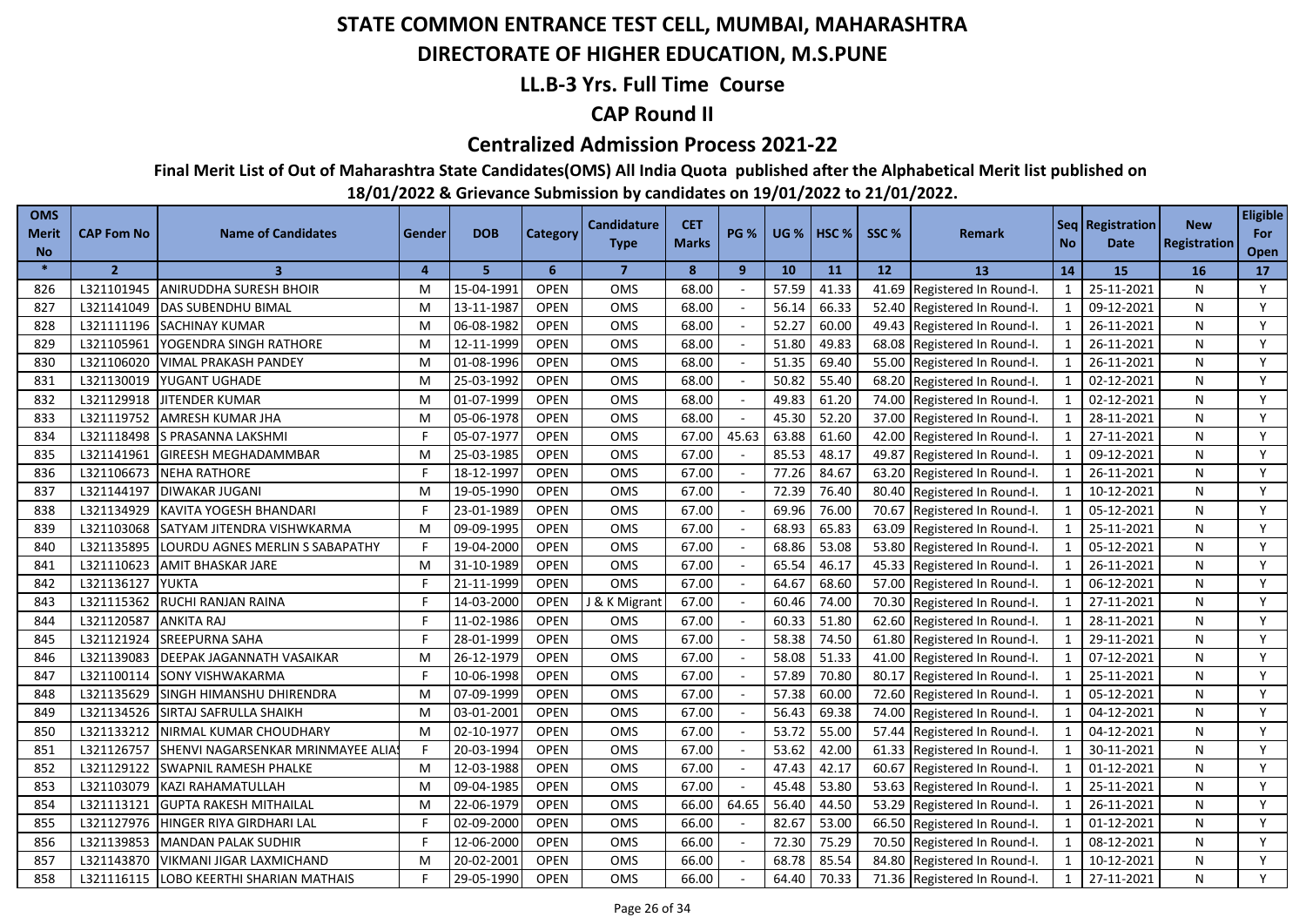# STATE COMMON ENTRANCE TEST CELL, MUMBAI, MAHARASHTRA

## DIRECTORATE OF HIGHER EDUCATION, M.S.PUNE

### LL.B-3 Yrs. Full Time Course

### CAP Round II

### Centralized Admission Process 2021-22

**Final Merit List of Out of Maharashtra State Candidates(OMS) All India Quota published after the Alphabetical Merit list published on 18/01/2022 & Grievance Submission by candidates on 19/01/2022 to 21/01/2022.**

| OMS Merit No | CAP Fom No | Name of Candidates | Gender | DOB | Category | Candidature Type | CET Marks | PG % | UG % | HSC % | SSC % | Remark | Seq No | Registration Date | New Registration | Eligible For Open |
|---|---|---|---|---|---|---|---|---|---|---|---|---|---|---|---|---|
| * | 2 | 3 | 4 | 5 | 6 | 7 | 8 | 9 | 10 | 11 | 12 | 13 | 14 | 15 | 16 | 17 |
| 826 | L321101945 | ANIRUDDHA SURESH BHOIR | M | 15-04-1991 | OPEN | OMS | 68.00 | - | 57.59 | 41.33 | 41.69 | Registered In Round-I. | 1 | 25-11-2021 | N | Y |
| 827 | L321141049 | DAS SUBENDHU BIMAL | M | 13-11-1987 | OPEN | OMS | 68.00 | - | 56.14 | 66.33 | 52.40 | Registered In Round-I. | 1 | 09-12-2021 | N | Y |
| 828 | L321111196 | SACHINAY KUMAR | M | 06-08-1982 | OPEN | OMS | 68.00 | - | 52.27 | 60.00 | 49.43 | Registered In Round-I. | 1 | 26-11-2021 | N | Y |
| 829 | L321105961 | YOGENDRA SINGH RATHORE | M | 12-11-1999 | OPEN | OMS | 68.00 | - | 51.80 | 49.83 | 68.08 | Registered In Round-I. | 1 | 26-11-2021 | N | Y |
| 830 | L321106020 | VIMAL PRAKASH PANDEY | M | 01-08-1996 | OPEN | OMS | 68.00 | - | 51.35 | 69.40 | 55.00 | Registered In Round-I. | 1 | 26-11-2021 | N | Y |
| 831 | L321130019 | YUGANT UGHADE | M | 25-03-1992 | OPEN | OMS | 68.00 | - | 50.82 | 55.40 | 68.20 | Registered In Round-I. | 1 | 02-12-2021 | N | Y |
| 832 | L321129918 | JITENDER KUMAR | M | 01-07-1999 | OPEN | OMS | 68.00 | - | 49.83 | 61.20 | 74.00 | Registered In Round-I. | 1 | 02-12-2021 | N | Y |
| 833 | L321119752 | AMRESH KUMAR JHA | M | 05-06-1978 | OPEN | OMS | 68.00 | - | 45.30 | 52.20 | 37.00 | Registered In Round-I. | 1 | 28-11-2021 | N | Y |
| 834 | L321118498 | S PRASANNA LAKSHMI | F | 05-07-1977 | OPEN | OMS | 67.00 | 45.63 | 63.88 | 61.60 | 42.00 | Registered In Round-I. | 1 | 27-11-2021 | N | Y |
| 835 | L321141961 | GIREESH MEGHADAMMBAR | M | 25-03-1985 | OPEN | OMS | 67.00 | - | 85.53 | 48.17 | 49.87 | Registered In Round-I. | 1 | 09-12-2021 | N | Y |
| 836 | L321106673 | NEHA RATHORE | F | 18-12-1997 | OPEN | OMS | 67.00 | - | 77.26 | 84.67 | 63.20 | Registered In Round-I. | 1 | 26-11-2021 | N | Y |
| 837 | L321144197 | DIWAKAR JUGANI | M | 19-05-1990 | OPEN | OMS | 67.00 | - | 72.39 | 76.40 | 80.40 | Registered In Round-I. | 1 | 10-12-2021 | N | Y |
| 838 | L321134929 | KAVITA YOGESH BHANDARI | F | 23-01-1989 | OPEN | OMS | 67.00 | - | 69.96 | 76.00 | 70.67 | Registered In Round-I. | 1 | 05-12-2021 | N | Y |
| 839 | L321103068 | SATYAM JITENDRA VISHWKARMA | M | 09-09-1995 | OPEN | OMS | 67.00 | - | 68.93 | 65.83 | 63.09 | Registered In Round-I. | 1 | 25-11-2021 | N | Y |
| 840 | L321135895 | LOURDU AGNES MERLIN S SABAPATHY | F | 19-04-2000 | OPEN | OMS | 67.00 | - | 68.86 | 53.08 | 53.80 | Registered In Round-I. | 1 | 05-12-2021 | N | Y |
| 841 | L321110623 | AMIT BHASKAR JARE | M | 31-10-1989 | OPEN | OMS | 67.00 | - | 65.54 | 46.17 | 45.33 | Registered In Round-I. | 1 | 26-11-2021 | N | Y |
| 842 | L321136127 | YUKTA | F | 21-11-1999 | OPEN | OMS | 67.00 | - | 64.67 | 68.60 | 57.00 | Registered In Round-I. | 1 | 06-12-2021 | N | Y |
| 843 | L321115362 | RUCHI RANJAN RAINA | F | 14-03-2000 | OPEN | J & K Migrant | 67.00 | - | 60.46 | 74.00 | 70.30 | Registered In Round-I. | 1 | 27-11-2021 | N | Y |
| 844 | L321120587 | ANKITA RAJ | F | 11-02-1986 | OPEN | OMS | 67.00 | - | 60.33 | 51.80 | 62.60 | Registered In Round-I. | 1 | 28-11-2021 | N | Y |
| 845 | L321121924 | SREEPURNA SAHA | F | 28-01-1999 | OPEN | OMS | 67.00 | - | 58.38 | 74.50 | 61.80 | Registered In Round-I. | 1 | 29-11-2021 | N | Y |
| 846 | L321139083 | DEEPAK JAGANNATH VASAIKAR | M | 26-12-1979 | OPEN | OMS | 67.00 | - | 58.08 | 51.33 | 41.00 | Registered In Round-I. | 1 | 07-12-2021 | N | Y |
| 847 | L321100114 | SONY VISHWAKARMA | F | 10-06-1998 | OPEN | OMS | 67.00 | - | 57.89 | 70.80 | 80.17 | Registered In Round-I. | 1 | 25-11-2021 | N | Y |
| 848 | L321135629 | SINGH HIMANSHU DHIRENDRA | M | 07-09-1999 | OPEN | OMS | 67.00 | - | 57.38 | 60.00 | 72.60 | Registered In Round-I. | 1 | 05-12-2021 | N | Y |
| 849 | L321134526 | SIRTAJ SAFRULLA SHAIKH | M | 03-01-2001 | OPEN | OMS | 67.00 | - | 56.43 | 69.38 | 74.00 | Registered In Round-I. | 1 | 04-12-2021 | N | Y |
| 850 | L321133212 | NIRMAL KUMAR CHOUDHARY | M | 02-10-1977 | OPEN | OMS | 67.00 | - | 53.72 | 55.00 | 57.44 | Registered In Round-I. | 1 | 04-12-2021 | N | Y |
| 851 | L321126757 | SHENVI NAGARSENKAR MRINMAYEE ALIAS | F | 20-03-1994 | OPEN | OMS | 67.00 | - | 53.62 | 42.00 | 61.33 | Registered In Round-I. | 1 | 30-11-2021 | N | Y |
| 852 | L321129122 | SWAPNIL RAMESH PHALKE | M | 12-03-1988 | OPEN | OMS | 67.00 | - | 47.43 | 42.17 | 60.67 | Registered In Round-I. | 1 | 01-12-2021 | N | Y |
| 853 | L321103079 | KAZI RAHAMATULLAH | M | 09-04-1985 | OPEN | OMS | 67.00 | - | 45.48 | 53.80 | 53.63 | Registered In Round-I. | 1 | 25-11-2021 | N | Y |
| 854 | L321113121 | GUPTA RAKESH MITHAILAL | M | 22-06-1979 | OPEN | OMS | 66.00 | 64.65 | 56.40 | 44.50 | 53.29 | Registered In Round-I. | 1 | 26-11-2021 | N | Y |
| 855 | L321127976 | HINGER RIYA GIRDHARI LAL | F | 02-09-2000 | OPEN | OMS | 66.00 | - | 82.67 | 53.00 | 66.50 | Registered In Round-I. | 1 | 01-12-2021 | N | Y |
| 856 | L321139853 | MANDAN PALAK SUDHIR | F | 12-06-2000 | OPEN | OMS | 66.00 | - | 72.30 | 75.29 | 70.50 | Registered In Round-I. | 1 | 08-12-2021 | N | Y |
| 857 | L321143870 | VIKMANI JIGAR LAXMICHAND | M | 20-02-2001 | OPEN | OMS | 66.00 | - | 68.78 | 85.54 | 84.80 | Registered In Round-I. | 1 | 10-12-2021 | N | Y |
| 858 | L321116115 | LOBO KEERTHI SHARIAN MATHAIS | F | 29-05-1990 | OPEN | OMS | 66.00 | - | 64.40 | 70.33 | 71.36 | Registered In Round-I. | 1 | 27-11-2021 | N | Y |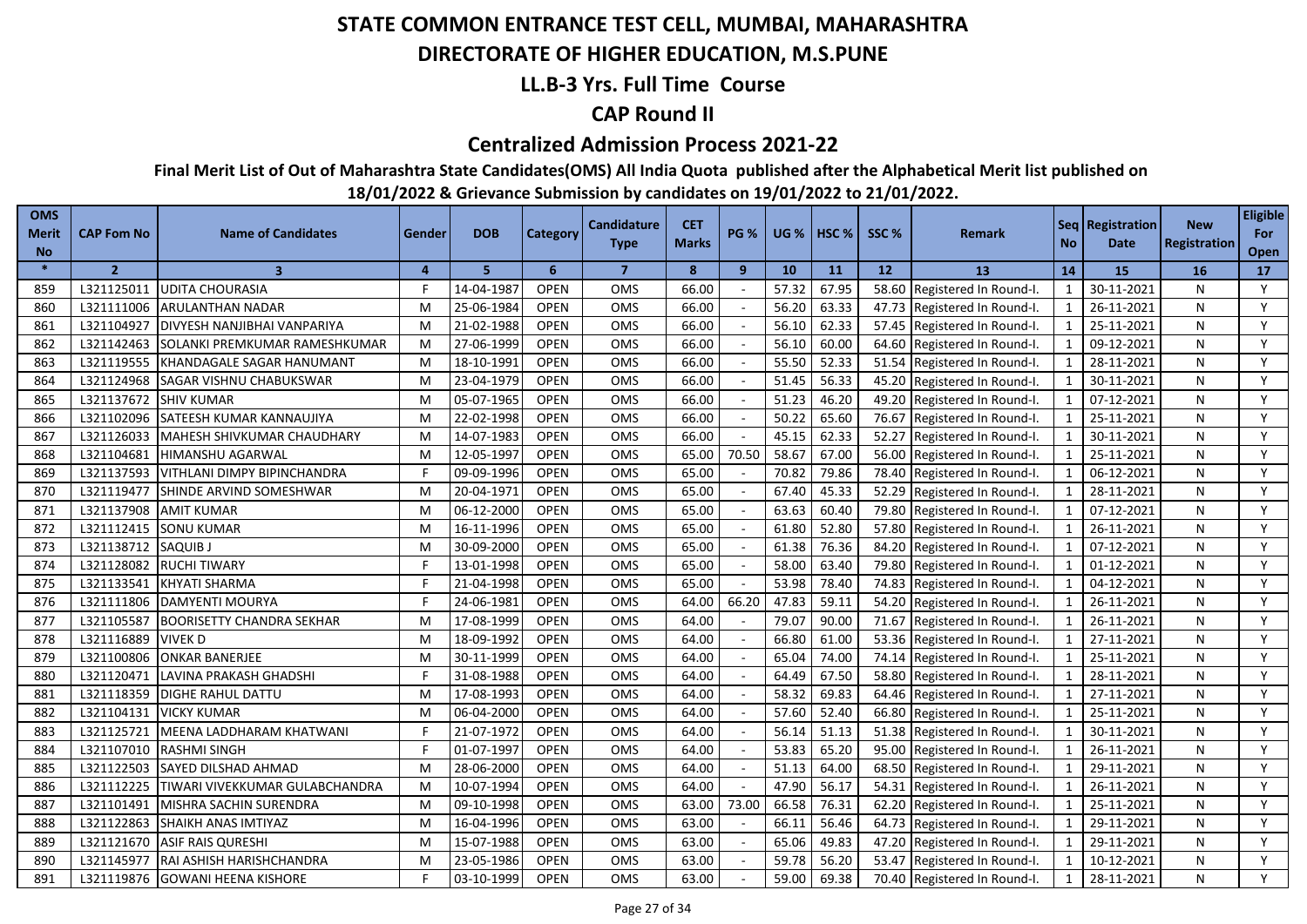# STATE COMMON ENTRANCE TEST CELL, MUMBAI, MAHARASHTRA

## DIRECTORATE OF HIGHER EDUCATION, M.S.PUNE

### LL.B-3 Yrs. Full Time Course

### CAP Round II

### Centralized Admission Process 2021-22

**Final Merit List of Out of Maharashtra State Candidates(OMS) All India Quota published after the Alphabetical Merit list published on 18/01/2022 & Grievance Submission by candidates on 19/01/2022 to 21/01/2022.**

| OMS Merit No | CAP Fom No | Name of Candidates | Gender | DOB | Category | Candidature Type | CET Marks | PG % | UG % | HSC % | SSC % | Remark | Seq No | Registration Date | New Registration | Eligible For Open |
|---|---|---|---|---|---|---|---|---|---|---|---|---|---|---|---|---|
| * | 2 | 3 | 4 | 5 | 6 | 7 | 8 | 9 | 10 | 11 | 12 | 13 | 14 | 15 | 16 | 17 |
| 859 | L321125011 | UDITA CHOURASIA | F | 14-04-1987 | OPEN | OMS | 66.00 | - | 57.32 | 67.95 | 58.60 | Registered In Round-I. | 1 | 30-11-2021 | N | Y |
| 860 | L321111006 | ARULANTHAN NADAR | M | 25-06-1984 | OPEN | OMS | 66.00 | - | 56.20 | 63.33 | 47.73 | Registered In Round-I. | 1 | 26-11-2021 | N | Y |
| 861 | L321104927 | DIVYESH NANJIBHAI VANPARIYA | M | 21-02-1988 | OPEN | OMS | 66.00 | - | 56.10 | 62.33 | 57.45 | Registered In Round-I. | 1 | 25-11-2021 | N | Y |
| 862 | L321142463 | SOLANKI PREMKUMAR RAMESHKUMAR | M | 27-06-1999 | OPEN | OMS | 66.00 | - | 56.10 | 60.00 | 64.60 | Registered In Round-I. | 1 | 09-12-2021 | N | Y |
| 863 | L321119555 | KHANDAGALE SAGAR HANUMANT | M | 18-10-1991 | OPEN | OMS | 66.00 | - | 55.50 | 52.33 | 51.54 | Registered In Round-I. | 1 | 28-11-2021 | N | Y |
| 864 | L321124968 | SAGAR VISHNU CHABUKSWAR | M | 23-04-1979 | OPEN | OMS | 66.00 | - | 51.45 | 56.33 | 45.20 | Registered In Round-I. | 1 | 30-11-2021 | N | Y |
| 865 | L321137672 | SHIV KUMAR | M | 05-07-1965 | OPEN | OMS | 66.00 | - | 51.23 | 46.20 | 49.20 | Registered In Round-I. | 1 | 07-12-2021 | N | Y |
| 866 | L321102096 | SATEESH KUMAR KANNAUJIYA | M | 22-02-1998 | OPEN | OMS | 66.00 | - | 50.22 | 65.60 | 76.67 | Registered In Round-I. | 1 | 25-11-2021 | N | Y |
| 867 | L321126033 | MAHESH SHIVKUMAR CHAUDHARY | M | 14-07-1983 | OPEN | OMS | 66.00 | - | 45.15 | 62.33 | 52.27 | Registered In Round-I. | 1 | 30-11-2021 | N | Y |
| 868 | L321104681 | HIMANSHU AGARWAL | M | 12-05-1997 | OPEN | OMS | 65.00 | 70.50 | 58.67 | 67.00 | 56.00 | Registered In Round-I. | 1 | 25-11-2021 | N | Y |
| 869 | L321137593 | VITHLANI DIMPY BIPINCHANDRA | F | 09-09-1996 | OPEN | OMS | 65.00 | - | 70.82 | 79.86 | 78.40 | Registered In Round-I. | 1 | 06-12-2021 | N | Y |
| 870 | L321119477 | SHINDE ARVIND SOMESHWAR | M | 20-04-1971 | OPEN | OMS | 65.00 | - | 67.40 | 45.33 | 52.29 | Registered In Round-I. | 1 | 28-11-2021 | N | Y |
| 871 | L321137908 | AMIT KUMAR | M | 06-12-2000 | OPEN | OMS | 65.00 | - | 63.63 | 60.40 | 79.80 | Registered In Round-I. | 1 | 07-12-2021 | N | Y |
| 872 | L321112415 | SONU KUMAR | M | 16-11-1996 | OPEN | OMS | 65.00 | - | 61.80 | 52.80 | 57.80 | Registered In Round-I. | 1 | 26-11-2021 | N | Y |
| 873 | L321138712 | SAQUIB J | M | 30-09-2000 | OPEN | OMS | 65.00 | - | 61.38 | 76.36 | 84.20 | Registered In Round-I. | 1 | 07-12-2021 | N | Y |
| 874 | L321128082 | RUCHI TIWARY | F | 13-01-1998 | OPEN | OMS | 65.00 | - | 58.00 | 63.40 | 79.80 | Registered In Round-I. | 1 | 01-12-2021 | N | Y |
| 875 | L321133541 | KHYATI SHARMA | F | 21-04-1998 | OPEN | OMS | 65.00 | - | 53.98 | 78.40 | 74.83 | Registered In Round-I. | 1 | 04-12-2021 | N | Y |
| 876 | L321111806 | DAMYENTI MOURYA | F | 24-06-1981 | OPEN | OMS | 64.00 | 66.20 | 47.83 | 59.11 | 54.20 | Registered In Round-I. | 1 | 26-11-2021 | N | Y |
| 877 | L321105587 | BOORISETTY CHANDRA SEKHAR | M | 17-08-1999 | OPEN | OMS | 64.00 | - | 79.07 | 90.00 | 71.67 | Registered In Round-I. | 1 | 26-11-2021 | N | Y |
| 878 | L321116889 | VIVEK D | M | 18-09-1992 | OPEN | OMS | 64.00 | - | 66.80 | 61.00 | 53.36 | Registered In Round-I. | 1 | 27-11-2021 | N | Y |
| 879 | L321100806 | ONKAR BANERJEE | M | 30-11-1999 | OPEN | OMS | 64.00 | - | 65.04 | 74.00 | 74.14 | Registered In Round-I. | 1 | 25-11-2021 | N | Y |
| 880 | L321120471 | LAVINA PRAKASH GHADSHI | F | 31-08-1988 | OPEN | OMS | 64.00 | - | 64.49 | 67.50 | 58.80 | Registered In Round-I. | 1 | 28-11-2021 | N | Y |
| 881 | L321118359 | DIGHE RAHUL DATTU | M | 17-08-1993 | OPEN | OMS | 64.00 | - | 58.32 | 69.83 | 64.46 | Registered In Round-I. | 1 | 27-11-2021 | N | Y |
| 882 | L321104131 | VICKY KUMAR | M | 06-04-2000 | OPEN | OMS | 64.00 | - | 57.60 | 52.40 | 66.80 | Registered In Round-I. | 1 | 25-11-2021 | N | Y |
| 883 | L321125721 | MEENA LADDHARAM KHATWANI | F | 21-07-1972 | OPEN | OMS | 64.00 | - | 56.14 | 51.13 | 51.38 | Registered In Round-I. | 1 | 30-11-2021 | N | Y |
| 884 | L321107010 | RASHMI SINGH | F | 01-07-1997 | OPEN | OMS | 64.00 | - | 53.83 | 65.20 | 95.00 | Registered In Round-I. | 1 | 26-11-2021 | N | Y |
| 885 | L321122503 | SAYED DILSHAD AHMAD | M | 28-06-2000 | OPEN | OMS | 64.00 | - | 51.13 | 64.00 | 68.50 | Registered In Round-I. | 1 | 29-11-2021 | N | Y |
| 886 | L321112225 | TIWARI VIVEKKUMAR GULABCHANDRA | M | 10-07-1994 | OPEN | OMS | 64.00 | - | 47.90 | 56.17 | 54.31 | Registered In Round-I. | 1 | 26-11-2021 | N | Y |
| 887 | L321101491 | MISHRA SACHIN SURENDRA | M | 09-10-1998 | OPEN | OMS | 63.00 | 73.00 | 66.58 | 76.31 | 62.20 | Registered In Round-I. | 1 | 25-11-2021 | N | Y |
| 888 | L321122863 | SHAIKH ANAS IMTIYAZ | M | 16-04-1996 | OPEN | OMS | 63.00 | - | 66.11 | 56.46 | 64.73 | Registered In Round-I. | 1 | 29-11-2021 | N | Y |
| 889 | L321121670 | ASIF RAIS QURESHI | M | 15-07-1988 | OPEN | OMS | 63.00 | - | 65.06 | 49.83 | 47.20 | Registered In Round-I. | 1 | 29-11-2021 | N | Y |
| 890 | L321145977 | RAI ASHISH HARISHCHANDRA | M | 23-05-1986 | OPEN | OMS | 63.00 | - | 59.78 | 56.20 | 53.47 | Registered In Round-I. | 1 | 10-12-2021 | N | Y |
| 891 | L321119876 | GOWANI HEENA KISHORE | F | 03-10-1999 | OPEN | OMS | 63.00 | - | 59.00 | 69.38 | 70.40 | Registered In Round-I. | 1 | 28-11-2021 | N | Y |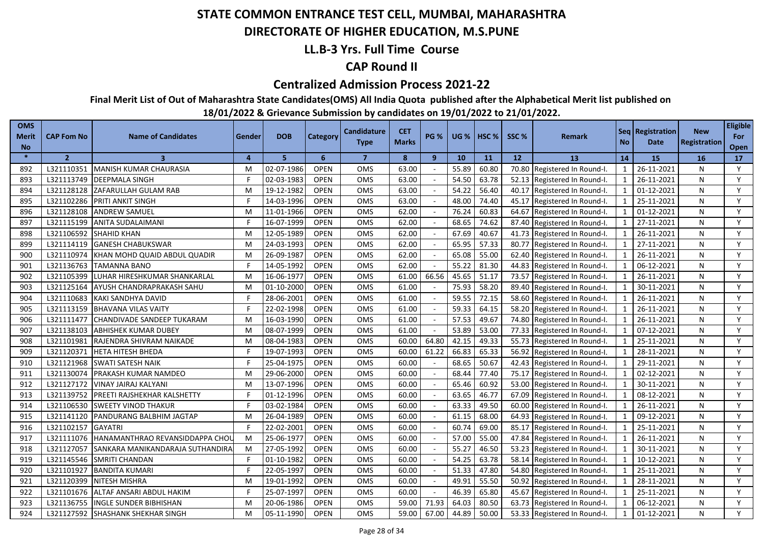# STATE COMMON ENTRANCE TEST CELL, MUMBAI, MAHARASHTRA

## DIRECTORATE OF HIGHER EDUCATION, M.S.PUNE

### LL.B-3 Yrs. Full Time Course

### CAP Round II

### Centralized Admission Process 2021-22

**Final Merit List of Out of Maharashtra State Candidates(OMS) All India Quota published after the Alphabetical Merit list published on 18/01/2022 & Grievance Submission by candidates on 19/01/2022 to 21/01/2022.**

| OMS Merit No | CAP Fom No | Name of Candidates | Gender | DOB | Category | Candidature Type | CET Marks | PG % | UG % | HSC % | SSC % | Remark | Seq No | Registration Date | New Registration | Eligible For Open |
|---|---|---|---|---|---|---|---|---|---|---|---|---|---|---|---|---|
| * | 2 | 3 | 4 | 5 | 6 | 7 | 8 | 9 | 10 | 11 | 12 | 13 | 14 | 15 | 16 | 17 |
| 892 | L321110351 | MANISH KUMAR CHAURASIA | M | 02-07-1986 | OPEN | OMS | 63.00 | - | 55.89 | 60.80 | 70.80 | Registered In Round-I. | 1 | 26-11-2021 | N | Y |
| 893 | L321113749 | DEEPMALA SINGH | F | 02-03-1983 | OPEN | OMS | 63.00 | - | 54.50 | 63.78 | 52.13 | Registered In Round-I. | 1 | 26-11-2021 | N | Y |
| 894 | L321128128 | ZAFARULLAH GULAM RAB | M | 19-12-1982 | OPEN | OMS | 63.00 | - | 54.22 | 56.40 | 40.17 | Registered In Round-I. | 1 | 01-12-2021 | N | Y |
| 895 | L321102286 | PRITI ANKIT SINGH | F | 14-03-1996 | OPEN | OMS | 63.00 | - | 48.00 | 74.40 | 45.17 | Registered In Round-I. | 1 | 25-11-2021 | N | Y |
| 896 | L321128108 | ANDREW SAMUEL | M | 11-01-1966 | OPEN | OMS | 62.00 | - | 76.24 | 60.83 | 64.67 | Registered In Round-I. | 1 | 01-12-2021 | N | Y |
| 897 | L321115199 | ANITA SUDALAIMANI | F | 16-07-1999 | OPEN | OMS | 62.00 | - | 68.65 | 74.62 | 87.40 | Registered In Round-I. | 1 | 27-11-2021 | N | Y |
| 898 | L321106592 | SHAHID KHAN | M | 12-05-1989 | OPEN | OMS | 62.00 | - | 67.69 | 40.67 | 41.73 | Registered In Round-I. | 1 | 26-11-2021 | N | Y |
| 899 | L321114119 | GANESH CHABUKSWAR | M | 24-03-1993 | OPEN | OMS | 62.00 | - | 65.95 | 57.33 | 80.77 | Registered In Round-I. | 1 | 27-11-2021 | N | Y |
| 900 | L321110974 | KHAN MOHD QUAID ABDUL QUADIR | M | 26-09-1987 | OPEN | OMS | 62.00 | - | 65.08 | 55.00 | 62.40 | Registered In Round-I. | 1 | 26-11-2021 | N | Y |
| 901 | L321136763 | TAMANNA BANO | F | 14-05-1992 | OPEN | OMS | 62.00 | - | 55.22 | 81.30 | 44.83 | Registered In Round-I. | 1 | 06-12-2021 | N | Y |
| 902 | L321105399 | LUHAR HIRESHKUMAR SHANKARLAL | M | 16-06-1977 | OPEN | OMS | 61.00 | 66.56 | 45.65 | 51.17 | 73.57 | Registered In Round-I. | 1 | 26-11-2021 | N | Y |
| 903 | L321125164 | AYUSH CHANDRAPRAKASH SAHU | M | 01-10-2000 | OPEN | OMS | 61.00 | - | 75.93 | 58.20 | 89.40 | Registered In Round-I. | 1 | 30-11-2021 | N | Y |
| 904 | L321110683 | KAKI SANDHYA DAVID | F | 28-06-2001 | OPEN | OMS | 61.00 | - | 59.55 | 72.15 | 58.60 | Registered In Round-I. | 1 | 26-11-2021 | N | Y |
| 905 | L321113159 | BHAVANA VILAS VAITY | F | 22-02-1998 | OPEN | OMS | 61.00 | - | 59.33 | 64.15 | 58.20 | Registered In Round-I. | 1 | 26-11-2021 | N | Y |
| 906 | L321111477 | CHANDIVADE SANDEEP TUKARAM | M | 16-03-1990 | OPEN | OMS | 61.00 | - | 57.53 | 49.67 | 74.80 | Registered In Round-I. | 1 | 26-11-2021 | N | Y |
| 907 | L321138103 | ABHISHEK KUMAR DUBEY | M | 08-07-1999 | OPEN | OMS | 61.00 | - | 53.89 | 53.00 | 77.33 | Registered In Round-I. | 1 | 07-12-2021 | N | Y |
| 908 | L321101981 | RAJENDRA SHIVRAM NAIKADE | M | 08-04-1983 | OPEN | OMS | 60.00 | 64.80 | 42.15 | 49.33 | 55.73 | Registered In Round-I. | 1 | 25-11-2021 | N | Y |
| 909 | L321120371 | HETA HITESH BHEDA | F | 19-07-1993 | OPEN | OMS | 60.00 | 61.22 | 66.83 | 65.33 | 56.92 | Registered In Round-I. | 1 | 28-11-2021 | N | Y |
| 910 | L321121968 | SWATI SATESH NAIK | F | 25-04-1975 | OPEN | OMS | 60.00 | - | 68.65 | 50.67 | 42.43 | Registered In Round-I. | 1 | 29-11-2021 | N | Y |
| 911 | L321130074 | PRAKASH KUMAR NAMDEO | M | 29-06-2000 | OPEN | OMS | 60.00 | - | 68.44 | 77.40 | 75.17 | Registered In Round-I. | 1 | 02-12-2021 | N | Y |
| 912 | L321127172 | VINAY JAIRAJ KALYANI | M | 13-07-1996 | OPEN | OMS | 60.00 | - | 65.46 | 60.92 | 53.00 | Registered In Round-I. | 1 | 30-11-2021 | N | Y |
| 913 | L321139752 | PREETI RAJSHEKHAR KALSHETTY | F | 01-12-1996 | OPEN | OMS | 60.00 | - | 63.65 | 46.77 | 67.09 | Registered In Round-I. | 1 | 08-12-2021 | N | Y |
| 914 | L321106530 | SWEETY VINOD THAKUR | F | 03-02-1984 | OPEN | OMS | 60.00 | - | 63.33 | 49.50 | 60.00 | Registered In Round-I. | 1 | 26-11-2021 | N | Y |
| 915 | L321141120 | PANDURANG BALBHIM JAGTAP | M | 26-04-1989 | OPEN | OMS | 60.00 | - | 61.15 | 68.00 | 64.93 | Registered In Round-I. | 1 | 09-12-2021 | N | Y |
| 916 | L321102157 | GAYATRI | F | 22-02-2001 | OPEN | OMS | 60.00 | - | 60.74 | 69.00 | 85.17 | Registered In Round-I. | 1 | 25-11-2021 | N | Y |
| 917 | L321111076 | HANAMANTHRAO REVANSIDDAPPA CHOU | M | 25-06-1977 | OPEN | OMS | 60.00 | - | 57.00 | 55.00 | 47.84 | Registered In Round-I. | 1 | 26-11-2021 | N | Y |
| 918 | L321127057 | SANKARA MANIKANDARAJA SUTHANDIRA | M | 27-05-1992 | OPEN | OMS | 60.00 | - | 55.27 | 46.50 | 53.23 | Registered In Round-I. | 1 | 30-11-2021 | N | Y |
| 919 | L321145546 | SMRITI CHANDAN | F | 01-10-1982 | OPEN | OMS | 60.00 | - | 54.25 | 63.78 | 58.14 | Registered In Round-I. | 1 | 10-12-2021 | N | Y |
| 920 | L321101927 | BANDITA KUMARI | F | 22-05-1997 | OPEN | OMS | 60.00 | - | 51.33 | 47.80 | 54.80 | Registered In Round-I. | 1 | 25-11-2021 | N | Y |
| 921 | L321120399 | NITESH MISHRA | M | 19-01-1992 | OPEN | OMS | 60.00 | - | 49.91 | 55.50 | 50.92 | Registered In Round-I. | 1 | 28-11-2021 | N | Y |
| 922 | L321101676 | ALTAF ANSARI ABDUL HAKIM | F | 25-07-1997 | OPEN | OMS | 60.00 | - | 46.39 | 65.80 | 45.67 | Registered In Round-I. | 1 | 25-11-2021 | N | Y |
| 923 | L321136755 | INGLE SUNDER BIBHISHAN | M | 20-06-1986 | OPEN | OMS | 59.00 | 71.93 | 64.03 | 80.50 | 63.73 | Registered In Round-I. | 1 | 06-12-2021 | N | Y |
| 924 | L321127592 | SHASHANK SHEKHAR SINGH | M | 05-11-1990 | OPEN | OMS | 59.00 | 67.00 | 44.89 | 50.00 | 53.33 | Registered In Round-I. | 1 | 01-12-2021 | N | Y |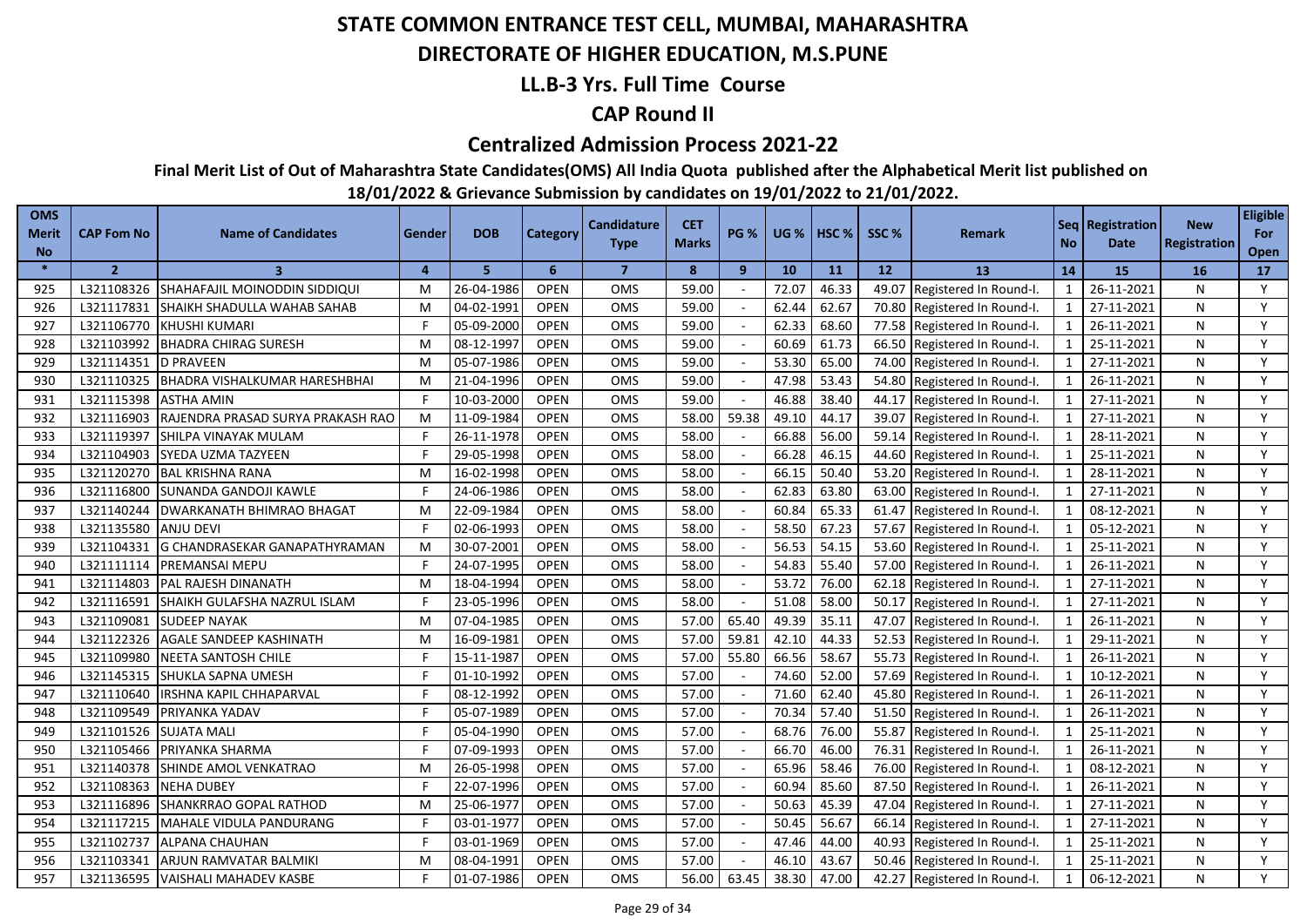# STATE COMMON ENTRANCE TEST CELL, MUMBAI, MAHARASHTRA

## DIRECTORATE OF HIGHER EDUCATION, M.S.PUNE

### LL.B-3 Yrs. Full Time Course

### CAP Round II

### Centralized Admission Process 2021-22

**Final Merit List of Out of Maharashtra State Candidates(OMS) All India Quota published after the Alphabetical Merit list published on 18/01/2022 & Grievance Submission by candidates on 19/01/2022 to 21/01/2022.**

| OMS Merit No | CAP Fom No | Name of Candidates | Gender | DOB | Category | Candidature Type | CET Marks | PG % | UG % | HSC % | SSC % | Remark | Seq No | Registration Date | New Registration | Eligible For Open |
|---|---|---|---|---|---|---|---|---|---|---|---|---|---|---|---|---|
| * | 2 | 3 | 4 | 5 | 6 | 7 | 8 | 9 | 10 | 11 | 12 | 13 | 14 | 15 | 16 | 17 |
| 925 | L321108326 | SHAHAFAJIL MOINODDIN SIDDIQUI | M | 26-04-1986 | OPEN | OMS | 59.00 | - | 72.07 | 46.33 | 49.07 | Registered In Round-I. | 1 | 26-11-2021 | N | Y |
| 926 | L321117831 | SHAIKH SHADULLA WAHAB SAHAB | M | 04-02-1991 | OPEN | OMS | 59.00 | - | 62.44 | 62.67 | 70.80 | Registered In Round-I. | 1 | 27-11-2021 | N | Y |
| 927 | L321106770 | KHUSHI KUMARI | F | 05-09-2000 | OPEN | OMS | 59.00 | - | 62.33 | 68.60 | 77.58 | Registered In Round-I. | 1 | 26-11-2021 | N | Y |
| 928 | L321103992 | BHADRA CHIRAG SURESH | M | 08-12-1997 | OPEN | OMS | 59.00 | - | 60.69 | 61.73 | 66.50 | Registered In Round-I. | 1 | 25-11-2021 | N | Y |
| 929 | L321114351 | D PRAVEEN | M | 05-07-1986 | OPEN | OMS | 59.00 | - | 53.30 | 65.00 | 74.00 | Registered In Round-I. | 1 | 27-11-2021 | N | Y |
| 930 | L321110325 | BHADRA VISHALKUMAR HARESHBHAI | M | 21-04-1996 | OPEN | OMS | 59.00 | - | 47.98 | 53.43 | 54.80 | Registered In Round-I. | 1 | 26-11-2021 | N | Y |
| 931 | L321115398 | ASTHA AMIN | F | 10-03-2000 | OPEN | OMS | 59.00 | - | 46.88 | 38.40 | 44.17 | Registered In Round-I. | 1 | 27-11-2021 | N | Y |
| 932 | L321116903 | RAJENDRA PRASAD SURYA PRAKASH RAO | M | 11-09-1984 | OPEN | OMS | 58.00 | 59.38 | 49.10 | 44.17 | 39.07 | Registered In Round-I. | 1 | 27-11-2021 | N | Y |
| 933 | L321119397 | SHILPA VINAYAK MULAM | F | 26-11-1978 | OPEN | OMS | 58.00 | - | 66.88 | 56.00 | 59.14 | Registered In Round-I. | 1 | 28-11-2021 | N | Y |
| 934 | L321104903 | SYEDA UZMA TAZYEEN | F | 29-05-1998 | OPEN | OMS | 58.00 | - | 66.28 | 46.15 | 44.60 | Registered In Round-I. | 1 | 25-11-2021 | N | Y |
| 935 | L321120270 | BAL KRISHNA RANA | M | 16-02-1998 | OPEN | OMS | 58.00 | - | 66.15 | 50.40 | 53.20 | Registered In Round-I. | 1 | 28-11-2021 | N | Y |
| 936 | L321116800 | SUNANDA GANDOJI KAWLE | F | 24-06-1986 | OPEN | OMS | 58.00 | - | 62.83 | 63.80 | 63.00 | Registered In Round-I. | 1 | 27-11-2021 | N | Y |
| 937 | L321140244 | DWARKANATH BHIMRAO BHAGAT | M | 22-09-1984 | OPEN | OMS | 58.00 | - | 60.84 | 65.33 | 61.47 | Registered In Round-I. | 1 | 08-12-2021 | N | Y |
| 938 | L321135580 | ANJU DEVI | F | 02-06-1993 | OPEN | OMS | 58.00 | - | 58.50 | 67.23 | 57.67 | Registered In Round-I. | 1 | 05-12-2021 | N | Y |
| 939 | L321104331 | G CHANDRASEKAR GANAPATHYRAMAN | M | 30-07-2001 | OPEN | OMS | 58.00 | - | 56.53 | 54.15 | 53.60 | Registered In Round-I. | 1 | 25-11-2021 | N | Y |
| 940 | L321111114 | PREMANSAI MEPU | F | 24-07-1995 | OPEN | OMS | 58.00 | - | 54.83 | 55.40 | 57.00 | Registered In Round-I. | 1 | 26-11-2021 | N | Y |
| 941 | L321114803 | PAL RAJESH DINANATH | M | 18-04-1994 | OPEN | OMS | 58.00 | - | 53.72 | 76.00 | 62.18 | Registered In Round-I. | 1 | 27-11-2021 | N | Y |
| 942 | L321116591 | SHAIKH GULAFSHA NAZRUL ISLAM | F | 23-05-1996 | OPEN | OMS | 58.00 | - | 51.08 | 58.00 | 50.17 | Registered In Round-I. | 1 | 27-11-2021 | N | Y |
| 943 | L321109081 | SUDEEP NAYAK | M | 07-04-1985 | OPEN | OMS | 57.00 | 65.40 | 49.39 | 35.11 | 47.07 | Registered In Round-I. | 1 | 26-11-2021 | N | Y |
| 944 | L321122326 | AGALE SANDEEP KASHINATH | M | 16-09-1981 | OPEN | OMS | 57.00 | 59.81 | 42.10 | 44.33 | 52.53 | Registered In Round-I. | 1 | 29-11-2021 | N | Y |
| 945 | L321109980 | NEETA SANTOSH CHILE | F | 15-11-1987 | OPEN | OMS | 57.00 | 55.80 | 66.56 | 58.67 | 55.73 | Registered In Round-I. | 1 | 26-11-2021 | N | Y |
| 946 | L321145315 | SHUKLA SAPNA UMESH | F | 01-10-1992 | OPEN | OMS | 57.00 | - | 74.60 | 52.00 | 57.69 | Registered In Round-I. | 1 | 10-12-2021 | N | Y |
| 947 | L321110640 | IRSHNA KAPIL CHHAPARVAL | F | 08-12-1992 | OPEN | OMS | 57.00 | - | 71.60 | 62.40 | 45.80 | Registered In Round-I. | 1 | 26-11-2021 | N | Y |
| 948 | L321109549 | PRIYANKA YADAV | F | 05-07-1989 | OPEN | OMS | 57.00 | - | 70.34 | 57.40 | 51.50 | Registered In Round-I. | 1 | 26-11-2021 | N | Y |
| 949 | L321101526 | SUJATA MALI | F | 05-04-1990 | OPEN | OMS | 57.00 | - | 68.76 | 76.00 | 55.87 | Registered In Round-I. | 1 | 25-11-2021 | N | Y |
| 950 | L321105466 | PRIYANKA SHARMA | F | 07-09-1993 | OPEN | OMS | 57.00 | - | 66.70 | 46.00 | 76.31 | Registered In Round-I. | 1 | 26-11-2021 | N | Y |
| 951 | L321140378 | SHINDE AMOL VENKATRAO | M | 26-05-1998 | OPEN | OMS | 57.00 | - | 65.96 | 58.46 | 76.00 | Registered In Round-I. | 1 | 08-12-2021 | N | Y |
| 952 | L321108363 | NEHA DUBEY | F | 22-07-1996 | OPEN | OMS | 57.00 | - | 60.94 | 85.60 | 87.50 | Registered In Round-I. | 1 | 26-11-2021 | N | Y |
| 953 | L321116896 | SHANKRRAO GOPAL RATHOD | M | 25-06-1977 | OPEN | OMS | 57.00 | - | 50.63 | 45.39 | 47.04 | Registered In Round-I. | 1 | 27-11-2021 | N | Y |
| 954 | L321117215 | MAHALE VIDULA PANDURANG | F | 03-01-1977 | OPEN | OMS | 57.00 | - | 50.45 | 56.67 | 66.14 | Registered In Round-I. | 1 | 27-11-2021 | N | Y |
| 955 | L321102737 | ALPANA CHAUHAN | F | 03-01-1969 | OPEN | OMS | 57.00 | - | 47.46 | 44.00 | 40.93 | Registered In Round-I. | 1 | 25-11-2021 | N | Y |
| 956 | L321103341 | ARJUN RAMVATAR BALMIKI | M | 08-04-1991 | OPEN | OMS | 57.00 | - | 46.10 | 43.67 | 50.46 | Registered In Round-I. | 1 | 25-11-2021 | N | Y |
| 957 | L321136595 | VAISHALI MAHADEV KASBE | F | 01-07-1986 | OPEN | OMS | 56.00 | 63.45 | 38.30 | 47.00 | 42.27 | Registered In Round-I. | 1 | 06-12-2021 | N | Y |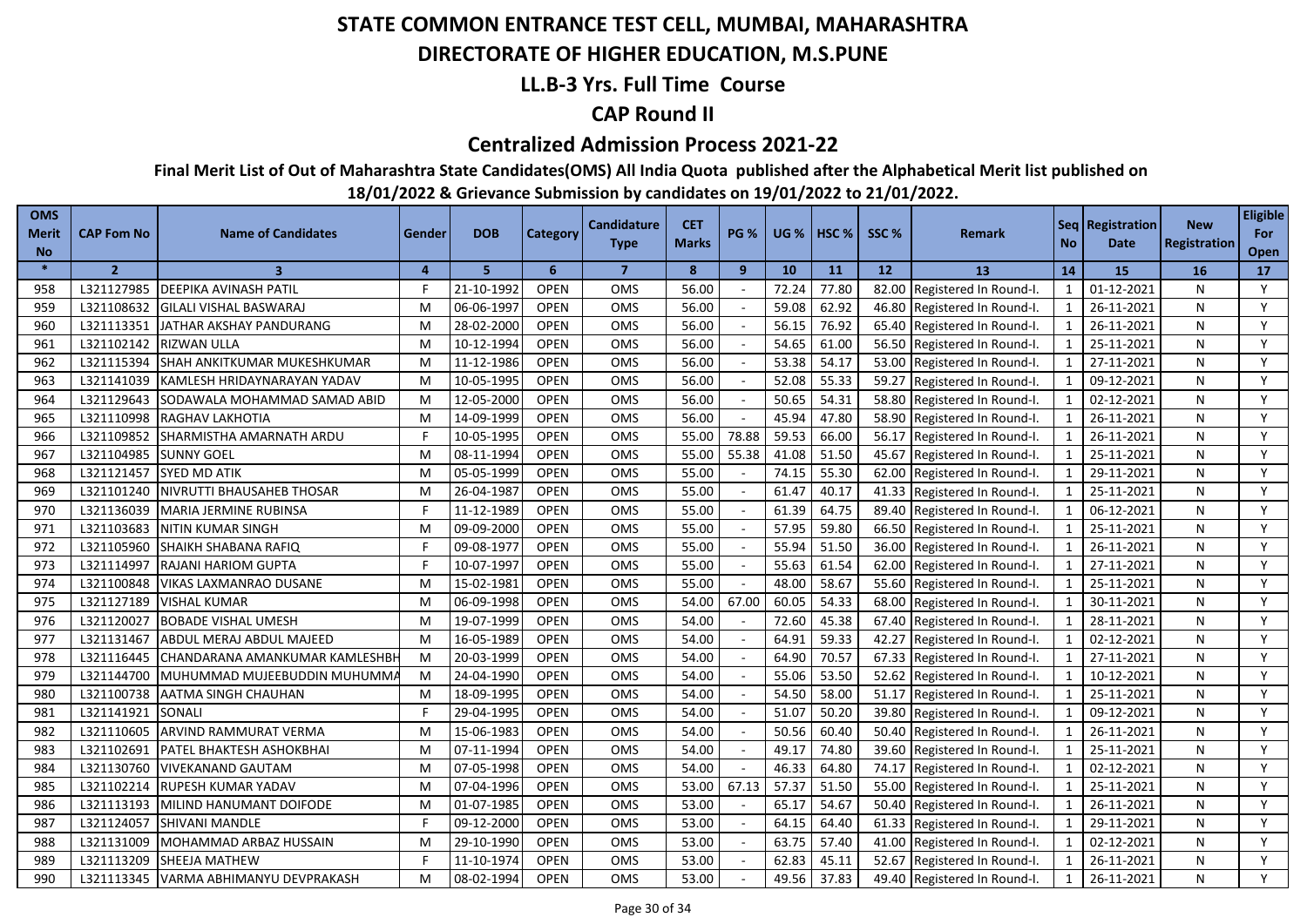# STATE COMMON ENTRANCE TEST CELL, MUMBAI, MAHARASHTRA

## DIRECTORATE OF HIGHER EDUCATION, M.S.PUNE

## LL.B-3 Yrs. Full Time Course

## CAP Round II

## Centralized Admission Process 2021-22

**Final Merit List of Out of Maharashtra State Candidates(OMS) All India Quota published after the Alphabetical Merit list published on 18/01/2022 & Grievance Submission by candidates on 19/01/2022 to 21/01/2022.**

| OMS Merit No | CAP Fom No | Name of Candidates | Gender | DOB | Category | Candidature Type | CET Marks | PG % | UG % | HSC % | SSC % | Remark | Seq No | Registration Date | New Registration | Eligible For Open |
|---|---|---|---|---|---|---|---|---|---|---|---|---|---|---|---|---|
| * | 2 | 3 | 4 | 5 | 6 | 7 | 8 | 9 | 10 | 11 | 12 | 13 | 14 | 15 | 16 | 17 |
| 958 | L321127985 | DEEPIKA AVINASH PATIL | F | 21-10-1992 | OPEN | OMS | 56.00 | - | 72.24 | 77.80 | 82.00 | Registered In Round-I. | 1 | 01-12-2021 | N | Y |
| 959 | L321108632 | GILALI VISHAL BASWARAJ | M | 06-06-1997 | OPEN | OMS | 56.00 | - | 59.08 | 62.92 | 46.80 | Registered In Round-I. | 1 | 26-11-2021 | N | Y |
| 960 | L321113351 | JATHAR AKSHAY PANDURANG | M | 28-02-2000 | OPEN | OMS | 56.00 | - | 56.15 | 76.92 | 65.40 | Registered In Round-I. | 1 | 26-11-2021 | N | Y |
| 961 | L321102142 | RIZWAN ULLA | M | 10-12-1994 | OPEN | OMS | 56.00 | - | 54.65 | 61.00 | 56.50 | Registered In Round-I. | 1 | 25-11-2021 | N | Y |
| 962 | L321115394 | SHAH ANKITKUMAR MUKESHKUMAR | M | 11-12-1986 | OPEN | OMS | 56.00 | - | 53.38 | 54.17 | 53.00 | Registered In Round-I. | 1 | 27-11-2021 | N | Y |
| 963 | L321141039 | KAMLESH HRIDAYNARAYAN YADAV | M | 10-05-1995 | OPEN | OMS | 56.00 | - | 52.08 | 55.33 | 59.27 | Registered In Round-I. | 1 | 09-12-2021 | N | Y |
| 964 | L321129643 | SODAWALA MOHAMMAD SAMAD ABID | M | 12-05-2000 | OPEN | OMS | 56.00 | - | 50.65 | 54.31 | 58.80 | Registered In Round-I. | 1 | 02-12-2021 | N | Y |
| 965 | L321110998 | RAGHAV LAKHOTIA | M | 14-09-1999 | OPEN | OMS | 56.00 | - | 45.94 | 47.80 | 58.90 | Registered In Round-I. | 1 | 26-11-2021 | N | Y |
| 966 | L321109852 | SHARMISTHA AMARNATH ARDU | F | 10-05-1995 | OPEN | OMS | 55.00 | 78.88 | 59.53 | 66.00 | 56.17 | Registered In Round-I. | 1 | 26-11-2021 | N | Y |
| 967 | L321104985 | SUNNY GOEL | M | 08-11-1994 | OPEN | OMS | 55.00 | 55.38 | 41.08 | 51.50 | 45.67 | Registered In Round-I. | 1 | 25-11-2021 | N | Y |
| 968 | L321121457 | SYED MD ATIK | M | 05-05-1999 | OPEN | OMS | 55.00 | - | 74.15 | 55.30 | 62.00 | Registered In Round-I. | 1 | 29-11-2021 | N | Y |
| 969 | L321101240 | NIVRUTTI BHAUSAHEB THOSAR | M | 26-04-1987 | OPEN | OMS | 55.00 | - | 61.47 | 40.17 | 41.33 | Registered In Round-I. | 1 | 25-11-2021 | N | Y |
| 970 | L321136039 | MARIA JERMINE RUBINSA | F | 11-12-1989 | OPEN | OMS | 55.00 | - | 61.39 | 64.75 | 89.40 | Registered In Round-I. | 1 | 06-12-2021 | N | Y |
| 971 | L321103683 | NITIN KUMAR SINGH | M | 09-09-2000 | OPEN | OMS | 55.00 | - | 57.95 | 59.80 | 66.50 | Registered In Round-I. | 1 | 25-11-2021 | N | Y |
| 972 | L321105960 | SHAIKH SHABANA RAFIQ | F | 09-08-1977 | OPEN | OMS | 55.00 | - | 55.94 | 51.50 | 36.00 | Registered In Round-I. | 1 | 26-11-2021 | N | Y |
| 973 | L321114997 | RAJANI HARIOM GUPTA | F | 10-07-1997 | OPEN | OMS | 55.00 | - | 55.63 | 61.54 | 62.00 | Registered In Round-I. | 1 | 27-11-2021 | N | Y |
| 974 | L321100848 | VIKAS LAXMANRAO DUSANE | M | 15-02-1981 | OPEN | OMS | 55.00 | - | 48.00 | 58.67 | 55.60 | Registered In Round-I. | 1 | 25-11-2021 | N | Y |
| 975 | L321127189 | VISHAL KUMAR | M | 06-09-1998 | OPEN | OMS | 54.00 | 67.00 | 60.05 | 54.33 | 68.00 | Registered In Round-I. | 1 | 30-11-2021 | N | Y |
| 976 | L321120027 | BOBADE VISHAL UMESH | M | 19-07-1999 | OPEN | OMS | 54.00 | - | 72.60 | 45.38 | 67.40 | Registered In Round-I. | 1 | 28-11-2021 | N | Y |
| 977 | L321131467 | ABDUL MERAJ ABDUL MAJEED | M | 16-05-1989 | OPEN | OMS | 54.00 | - | 64.91 | 59.33 | 42.27 | Registered In Round-I. | 1 | 02-12-2021 | N | Y |
| 978 | L321116445 | CHANDARANA AMANKUMAR KAMLESHBH | M | 20-03-1999 | OPEN | OMS | 54.00 | - | 64.90 | 70.57 | 67.33 | Registered In Round-I. | 1 | 27-11-2021 | N | Y |
| 979 | L321144700 | MUHUMMAD MUJEEBUDDIN MUHUMMA | M | 24-04-1990 | OPEN | OMS | 54.00 | - | 55.06 | 53.50 | 52.62 | Registered In Round-I. | 1 | 10-12-2021 | N | Y |
| 980 | L321100738 | AATMA SINGH CHAUHAN | M | 18-09-1995 | OPEN | OMS | 54.00 | - | 54.50 | 58.00 | 51.17 | Registered In Round-I. | 1 | 25-11-2021 | N | Y |
| 981 | L321141921 | SONALI | F | 29-04-1995 | OPEN | OMS | 54.00 | - | 51.07 | 50.20 | 39.80 | Registered In Round-I. | 1 | 09-12-2021 | N | Y |
| 982 | L321110605 | ARVIND RAMMURAT VERMA | M | 15-06-1983 | OPEN | OMS | 54.00 | - | 50.56 | 60.40 | 50.40 | Registered In Round-I. | 1 | 26-11-2021 | N | Y |
| 983 | L321102691 | PATEL BHAKTESH ASHOKBHAI | M | 07-11-1994 | OPEN | OMS | 54.00 | - | 49.17 | 74.80 | 39.60 | Registered In Round-I. | 1 | 25-11-2021 | N | Y |
| 984 | L321130760 | VIVEKANAND GAUTAM | M | 07-05-1998 | OPEN | OMS | 54.00 | - | 46.33 | 64.80 | 74.17 | Registered In Round-I. | 1 | 02-12-2021 | N | Y |
| 985 | L321102214 | RUPESH KUMAR YADAV | M | 07-04-1996 | OPEN | OMS | 53.00 | 67.13 | 57.37 | 51.50 | 55.00 | Registered In Round-I. | 1 | 25-11-2021 | N | Y |
| 986 | L321113193 | MILIND HANUMANT DOIFODE | M | 01-07-1985 | OPEN | OMS | 53.00 | - | 65.17 | 54.67 | 50.40 | Registered In Round-I. | 1 | 26-11-2021 | N | Y |
| 987 | L321124057 | SHIVANI MANDLE | F | 09-12-2000 | OPEN | OMS | 53.00 | - | 64.15 | 64.40 | 61.33 | Registered In Round-I. | 1 | 29-11-2021 | N | Y |
| 988 | L321131009 | MOHAMMAD ARBAZ HUSSAIN | M | 29-10-1990 | OPEN | OMS | 53.00 | - | 63.75 | 57.40 | 41.00 | Registered In Round-I. | 1 | 02-12-2021 | N | Y |
| 989 | L321113209 | SHEEJA MATHEW | F | 11-10-1974 | OPEN | OMS | 53.00 | - | 62.83 | 45.11 | 52.67 | Registered In Round-I. | 1 | 26-11-2021 | N | Y |
| 990 | L321113345 | VARMA ABHIMANYU DEVPRAKASH | M | 08-02-1994 | OPEN | OMS | 53.00 | - | 49.56 | 37.83 | 49.40 | Registered In Round-I. | 1 | 26-11-2021 | N | Y |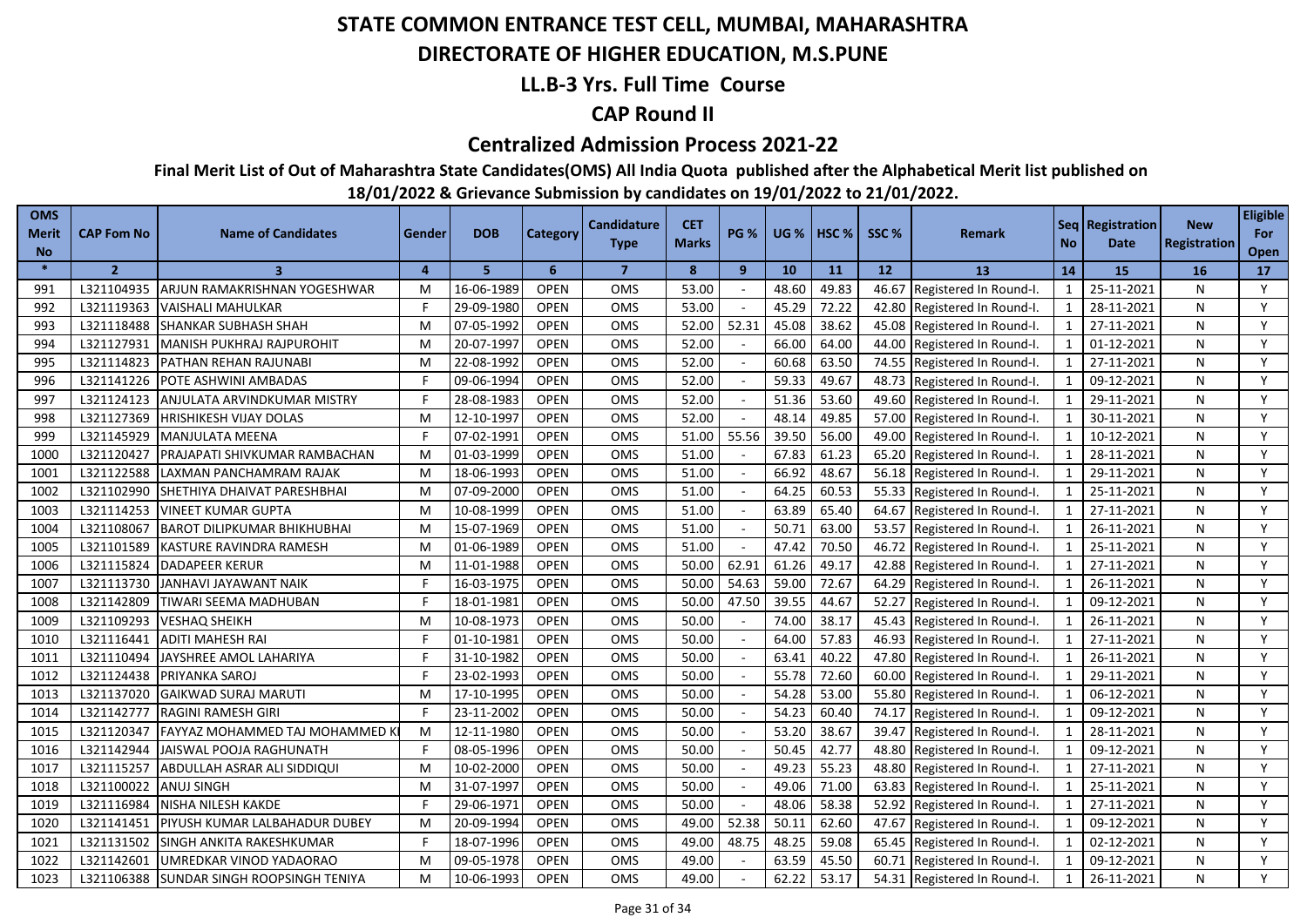# STATE COMMON ENTRANCE TEST CELL, MUMBAI, MAHARASHTRA

## DIRECTORATE OF HIGHER EDUCATION, M.S.PUNE

## LL.B-3 Yrs. Full Time Course

## CAP Round II

## Centralized Admission Process 2021-22

**Final Merit List of Out of Maharashtra State Candidates(OMS) All India Quota published after the Alphabetical Merit list published on 18/01/2022 & Grievance Submission by candidates on 19/01/2022 to 21/01/2022.**

| OMS Merit No | CAP Fom No | Name of Candidates | Gender | DOB | Category | Candidature Type | CET Marks | PG % | UG % | HSC % | SSC % | Remark | Seq No | Registration Date | New Registration | Eligible For Open |
|---|---|---|---|---|---|---|---|---|---|---|---|---|---|---|---|---|
| * | 2 | 3 | 4 | 5 | 6 | 7 | 8 | 9 | 10 | 11 | 12 | 13 | 14 | 15 | 16 | 17 |
| 991 | L321104935 | ARJUN RAMAKRISHNAN YOGESHWAR | M | 16-06-1989 | OPEN | OMS | 53.00 | - | 48.60 | 49.83 | 46.67 | Registered In Round-I. | 1 | 25-11-2021 | N | Y |
| 992 | L321119363 | VAISHALI MAHULKAR | F | 29-09-1980 | OPEN | OMS | 53.00 | - | 45.29 | 72.22 | 42.80 | Registered In Round-I. | 1 | 28-11-2021 | N | Y |
| 993 | L321118488 | SHANKAR SUBHASH SHAH | M | 07-05-1992 | OPEN | OMS | 52.00 | 52.31 | 45.08 | 38.62 | 45.08 | Registered In Round-I. | 1 | 27-11-2021 | N | Y |
| 994 | L321127931 | MANISH PUKHRAJ RAJPUROHIT | M | 20-07-1997 | OPEN | OMS | 52.00 | - | 66.00 | 64.00 | 44.00 | Registered In Round-I. | 1 | 01-12-2021 | N | Y |
| 995 | L321114823 | PATHAN REHAN RAJUNABI | M | 22-08-1992 | OPEN | OMS | 52.00 | - | 60.68 | 63.50 | 74.55 | Registered In Round-I. | 1 | 27-11-2021 | N | Y |
| 996 | L321141226 | POTE ASHWINI AMBADAS | F | 09-06-1994 | OPEN | OMS | 52.00 | - | 59.33 | 49.67 | 48.73 | Registered In Round-I. | 1 | 09-12-2021 | N | Y |
| 997 | L321124123 | ANJULATA ARVINDKUMAR MISTRY | F | 28-08-1983 | OPEN | OMS | 52.00 | - | 51.36 | 53.60 | 49.60 | Registered In Round-I. | 1 | 29-11-2021 | N | Y |
| 998 | L321127369 | HRISHIKESH VIJAY DOLAS | M | 12-10-1997 | OPEN | OMS | 52.00 | - | 48.14 | 49.85 | 57.00 | Registered In Round-I. | 1 | 30-11-2021 | N | Y |
| 999 | L321145929 | MANJULATA MEENA | F | 07-02-1991 | OPEN | OMS | 51.00 | 55.56 | 39.50 | 56.00 | 49.00 | Registered In Round-I. | 1 | 10-12-2021 | N | Y |
| 1000 | L321120427 | PRAJAPATI SHIVKUMAR RAMBACHAN | M | 01-03-1999 | OPEN | OMS | 51.00 | - | 67.83 | 61.23 | 65.20 | Registered In Round-I. | 1 | 28-11-2021 | N | Y |
| 1001 | L321122588 | LAXMAN PANCHAMRAM RAJAK | M | 18-06-1993 | OPEN | OMS | 51.00 | - | 66.92 | 48.67 | 56.18 | Registered In Round-I. | 1 | 29-11-2021 | N | Y |
| 1002 | L321102990 | SHETHIYA DHAIVAT PARESHBHAI | M | 07-09-2000 | OPEN | OMS | 51.00 | - | 64.25 | 60.53 | 55.33 | Registered In Round-I. | 1 | 25-11-2021 | N | Y |
| 1003 | L321114253 | VINEET KUMAR GUPTA | M | 10-08-1999 | OPEN | OMS | 51.00 | - | 63.89 | 65.40 | 64.67 | Registered In Round-I. | 1 | 27-11-2021 | N | Y |
| 1004 | L321108067 | BAROT DILIPKUMAR BHIKHUBHAI | M | 15-07-1969 | OPEN | OMS | 51.00 | - | 50.71 | 63.00 | 53.57 | Registered In Round-I. | 1 | 26-11-2021 | N | Y |
| 1005 | L321101589 | KASTURE RAVINDRA RAMESH | M | 01-06-1989 | OPEN | OMS | 51.00 | - | 47.42 | 70.50 | 46.72 | Registered In Round-I. | 1 | 25-11-2021 | N | Y |
| 1006 | L321115824 | DADAPEER KERUR | M | 11-01-1988 | OPEN | OMS | 50.00 | 62.91 | 61.26 | 49.17 | 42.88 | Registered In Round-I. | 1 | 27-11-2021 | N | Y |
| 1007 | L321113730 | JANHAVI JAYAWANT NAIK | F | 16-03-1975 | OPEN | OMS | 50.00 | 54.63 | 59.00 | 72.67 | 64.29 | Registered In Round-I. | 1 | 26-11-2021 | N | Y |
| 1008 | L321142809 | TIWARI SEEMA MADHUBAN | F | 18-01-1981 | OPEN | OMS | 50.00 | 47.50 | 39.55 | 44.67 | 52.27 | Registered In Round-I. | 1 | 09-12-2021 | N | Y |
| 1009 | L321109293 | VESHAQ SHEIKH | M | 10-08-1973 | OPEN | OMS | 50.00 | - | 74.00 | 38.17 | 45.43 | Registered In Round-I. | 1 | 26-11-2021 | N | Y |
| 1010 | L321116441 | ADITI MAHESH RAI | F | 01-10-1981 | OPEN | OMS | 50.00 | - | 64.00 | 57.83 | 46.93 | Registered In Round-I. | 1 | 27-11-2021 | N | Y |
| 1011 | L321110494 | JAYSHREE AMOL LAHARIYA | F | 31-10-1982 | OPEN | OMS | 50.00 | - | 63.41 | 40.22 | 47.80 | Registered In Round-I. | 1 | 26-11-2021 | N | Y |
| 1012 | L321124438 | PRIYANKA SAROJ | F | 23-02-1993 | OPEN | OMS | 50.00 | - | 55.78 | 72.60 | 60.00 | Registered In Round-I. | 1 | 29-11-2021 | N | Y |
| 1013 | L321137020 | GAIKWAD SURAJ MARUTI | M | 17-10-1995 | OPEN | OMS | 50.00 | - | 54.28 | 53.00 | 55.80 | Registered In Round-I. | 1 | 06-12-2021 | N | Y |
| 1014 | L321142777 | RAGINI RAMESH GIRI | F | 23-11-2002 | OPEN | OMS | 50.00 | - | 54.23 | 60.40 | 74.17 | Registered In Round-I. | 1 | 09-12-2021 | N | Y |
| 1015 | L321120347 | FAYYAZ MOHAMMED TAJ MOHAMMED K | M | 12-11-1980 | OPEN | OMS | 50.00 | - | 53.20 | 38.67 | 39.47 | Registered In Round-I. | 1 | 28-11-2021 | N | Y |
| 1016 | L321142944 | JAISWAL POOJA RAGHUNATH | F | 08-05-1996 | OPEN | OMS | 50.00 | - | 50.45 | 42.77 | 48.80 | Registered In Round-I. | 1 | 09-12-2021 | N | Y |
| 1017 | L321115257 | ABDULLAH ASRAR ALI SIDDIQUI | M | 10-02-2000 | OPEN | OMS | 50.00 | - | 49.23 | 55.23 | 48.80 | Registered In Round-I. | 1 | 27-11-2021 | N | Y |
| 1018 | L321100022 | ANUJ SINGH | M | 31-07-1997 | OPEN | OMS | 50.00 | - | 49.06 | 71.00 | 63.83 | Registered In Round-I. | 1 | 25-11-2021 | N | Y |
| 1019 | L321116984 | NISHA NILESH KAKDE | F | 29-06-1971 | OPEN | OMS | 50.00 | - | 48.06 | 58.38 | 52.92 | Registered In Round-I. | 1 | 27-11-2021 | N | Y |
| 1020 | L321141451 | PIYUSH KUMAR LALBAHADUR DUBEY | M | 20-09-1994 | OPEN | OMS | 49.00 | 52.38 | 50.11 | 62.60 | 47.67 | Registered In Round-I. | 1 | 09-12-2021 | N | Y |
| 1021 | L321131502 | SINGH ANKITA RAKESHKUMAR | F | 18-07-1996 | OPEN | OMS | 49.00 | 48.75 | 48.25 | 59.08 | 65.45 | Registered In Round-I. | 1 | 02-12-2021 | N | Y |
| 1022 | L321142601 | UMREDKAR VINOD YADAORAO | M | 09-05-1978 | OPEN | OMS | 49.00 | - | 63.59 | 45.50 | 60.71 | Registered In Round-I. | 1 | 09-12-2021 | N | Y |
| 1023 | L321106388 | SUNDAR SINGH ROOPSINGH TENIYA | M | 10-06-1993 | OPEN | OMS | 49.00 | - | 62.22 | 53.17 | 54.31 | Registered In Round-I. | 1 | 26-11-2021 | N | Y |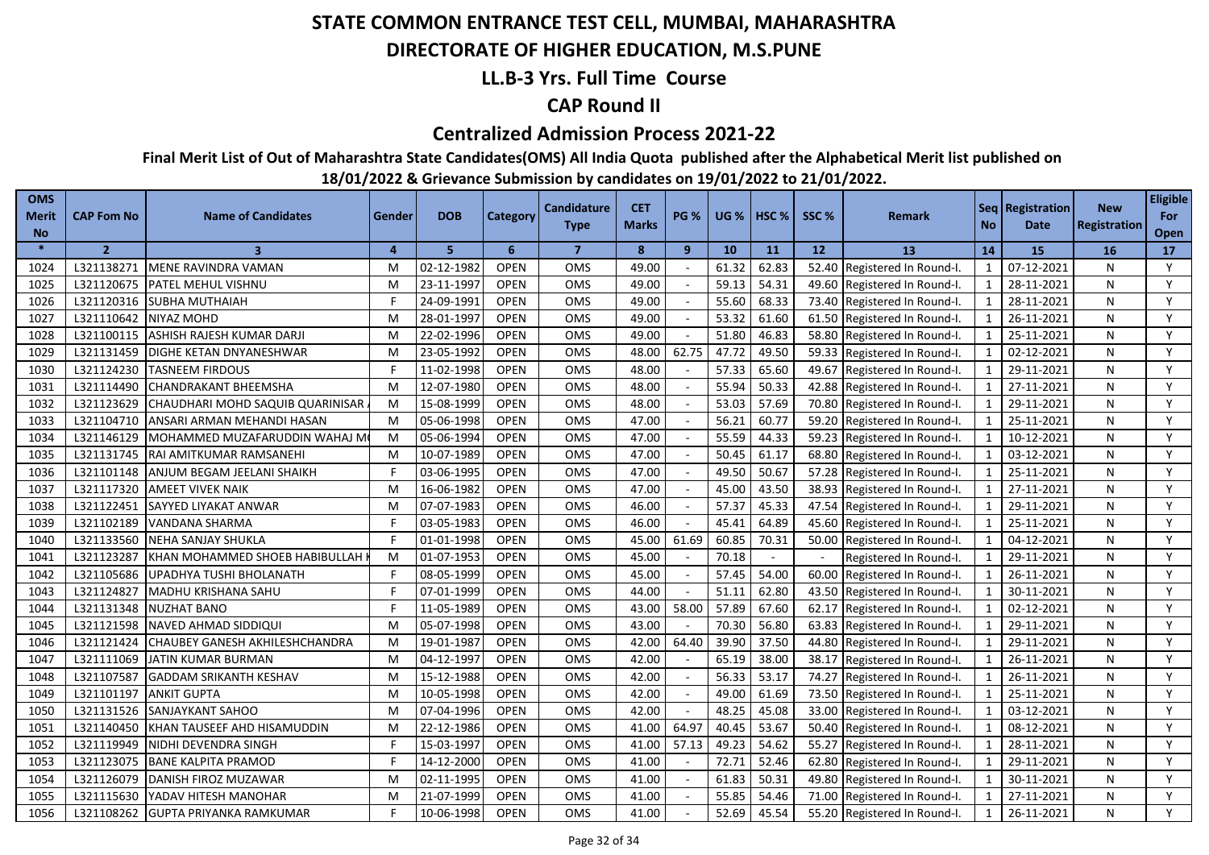# STATE COMMON ENTRANCE TEST CELL, MUMBAI, MAHARASHTRA

## DIRECTORATE OF HIGHER EDUCATION, M.S.PUNE

### LL.B-3 Yrs. Full Time Course

### CAP Round II

### Centralized Admission Process 2021-22

**Final Merit List of Out of Maharashtra State Candidates(OMS) All India Quota published after the Alphabetical Merit list published on 18/01/2022 & Grievance Submission by candidates on 19/01/2022 to 21/01/2022.**

| OMS Merit No | CAP Fom No | Name of Candidates | Gender | DOB | Category | Candidature Type | CET Marks | PG % | UG % | HSC % | SSC % | Remark | Seq No | Registration Date | New Registration | Eligible For Open |
|---|---|---|---|---|---|---|---|---|---|---|---|---|---|---|---|---|
| * | 2 | 3 | 4 | 5 | 6 | 7 | 8 | 9 | 10 | 11 | 12 | 13 | 14 | 15 | 16 | 17 |
| 1024 | L321138271 | MENE RAVINDRA VAMAN | M | 02-12-1982 | OPEN | OMS | 49.00 | - | 61.32 | 62.83 | 52.40 | Registered In Round-I. | 1 | 07-12-2021 | N | Y |
| 1025 | L321120675 | PATEL MEHUL VISHNU | M | 23-11-1997 | OPEN | OMS | 49.00 | - | 59.13 | 54.31 | 49.60 | Registered In Round-I. | 1 | 28-11-2021 | N | Y |
| 1026 | L321120316 | SUBHA MUTHAIAH | F | 24-09-1991 | OPEN | OMS | 49.00 | - | 55.60 | 68.33 | 73.40 | Registered In Round-I. | 1 | 28-11-2021 | N | Y |
| 1027 | L321110642 | NIYAZ MOHD | M | 28-01-1997 | OPEN | OMS | 49.00 | - | 53.32 | 61.60 | 61.50 | Registered In Round-I. | 1 | 26-11-2021 | N | Y |
| 1028 | L321100115 | ASHISH RAJESH KUMAR DARJI | M | 22-02-1996 | OPEN | OMS | 49.00 | - | 51.80 | 46.83 | 58.80 | Registered In Round-I. | 1 | 25-11-2021 | N | Y |
| 1029 | L321131459 | DIGHE KETAN DNYANESHWAR | M | 23-05-1992 | OPEN | OMS | 48.00 | 62.75 | 47.72 | 49.50 | 59.33 | Registered In Round-I. | 1 | 02-12-2021 | N | Y |
| 1030 | L321124230 | TASNEEM FIRDOUS | F | 11-02-1998 | OPEN | OMS | 48.00 | - | 57.33 | 65.60 | 49.67 | Registered In Round-I. | 1 | 29-11-2021 | N | Y |
| 1031 | L321114490 | CHANDRAKANT BHEEMSHA | M | 12-07-1980 | OPEN | OMS | 48.00 | - | 55.94 | 50.33 | 42.88 | Registered In Round-I. | 1 | 27-11-2021 | N | Y |
| 1032 | L321123629 | CHAUDHARI MOHD SAQUIB QUARINISAR | M | 15-08-1999 | OPEN | OMS | 48.00 | - | 53.03 | 57.69 | 70.80 | Registered In Round-I. | 1 | 29-11-2021 | N | Y |
| 1033 | L321104710 | ANSARI ARMAN MEHANDI HASAN | M | 05-06-1998 | OPEN | OMS | 47.00 | - | 56.21 | 60.77 | 59.20 | Registered In Round-I. | 1 | 25-11-2021 | N | Y |
| 1034 | L321146129 | MOHAMMED MUZAFARUDDIN WAHAJ M | M | 05-06-1994 | OPEN | OMS | 47.00 | - | 55.59 | 44.33 | 59.23 | Registered In Round-I. | 1 | 10-12-2021 | N | Y |
| 1035 | L321131745 | RAI AMITKUMAR RAMSANEHI | M | 10-07-1989 | OPEN | OMS | 47.00 | - | 50.45 | 61.17 | 68.80 | Registered In Round-I. | 1 | 03-12-2021 | N | Y |
| 1036 | L321101148 | ANJUM BEGAM JEELANI SHAIKH | F | 03-06-1995 | OPEN | OMS | 47.00 | - | 49.50 | 50.67 | 57.28 | Registered In Round-I. | 1 | 25-11-2021 | N | Y |
| 1037 | L321117320 | AMEET VIVEK NAIK | M | 16-06-1982 | OPEN | OMS | 47.00 | - | 45.00 | 43.50 | 38.93 | Registered In Round-I. | 1 | 27-11-2021 | N | Y |
| 1038 | L321122451 | SAYYED LIYAKAT ANWAR | M | 07-07-1983 | OPEN | OMS | 46.00 | - | 57.37 | 45.33 | 47.54 | Registered In Round-I. | 1 | 29-11-2021 | N | Y |
| 1039 | L321102189 | VANDANA SHARMA | F | 03-05-1983 | OPEN | OMS | 46.00 | - | 45.41 | 64.89 | 45.60 | Registered In Round-I. | 1 | 25-11-2021 | N | Y |
| 1040 | L321133560 | NEHA SANJAY SHUKLA | F | 01-01-1998 | OPEN | OMS | 45.00 | 61.69 | 60.85 | 70.31 | 50.00 | Registered In Round-I. | 1 | 04-12-2021 | N | Y |
| 1041 | L321123287 | KHAN MOHAMMED SHOEB HABIBULLAH | M | 01-07-1953 | OPEN | OMS | 45.00 | - | 70.18 | - | - | Registered In Round-I. | 1 | 29-11-2021 | N | Y |
| 1042 | L321105686 | UPADHYA TUSHI BHOLANATH | F | 08-05-1999 | OPEN | OMS | 45.00 | - | 57.45 | 54.00 | 60.00 | Registered In Round-I. | 1 | 26-11-2021 | N | Y |
| 1043 | L321124827 | MADHU KRISHANA SAHU | F | 07-01-1999 | OPEN | OMS | 44.00 | - | 51.11 | 62.80 | 43.50 | Registered In Round-I. | 1 | 30-11-2021 | N | Y |
| 1044 | L321131348 | NUZHAT BANO | F | 11-05-1989 | OPEN | OMS | 43.00 | 58.00 | 57.89 | 67.60 | 62.17 | Registered In Round-I. | 1 | 02-12-2021 | N | Y |
| 1045 | L321121598 | NAVED AHMAD SIDDIQUI | M | 05-07-1998 | OPEN | OMS | 43.00 | - | 70.30 | 56.80 | 63.83 | Registered In Round-I. | 1 | 29-11-2021 | N | Y |
| 1046 | L321121424 | CHAUBEY GANESH AKHILESHCHANDRA | M | 19-01-1987 | OPEN | OMS | 42.00 | 64.40 | 39.90 | 37.50 | 44.80 | Registered In Round-I. | 1 | 29-11-2021 | N | Y |
| 1047 | L321111069 | JATIN KUMAR BURMAN | M | 04-12-1997 | OPEN | OMS | 42.00 | - | 65.19 | 38.00 | 38.17 | Registered In Round-I. | 1 | 26-11-2021 | N | Y |
| 1048 | L321107587 | GADDAM SRIKANTH KESHAV | M | 15-12-1988 | OPEN | OMS | 42.00 | - | 56.33 | 53.17 | 74.27 | Registered In Round-I. | 1 | 26-11-2021 | N | Y |
| 1049 | L321101197 | ANKIT GUPTA | M | 10-05-1998 | OPEN | OMS | 42.00 | - | 49.00 | 61.69 | 73.50 | Registered In Round-I. | 1 | 25-11-2021 | N | Y |
| 1050 | L321131526 | SANJAYKANT SAHOO | M | 07-04-1996 | OPEN | OMS | 42.00 | - | 48.25 | 45.08 | 33.00 | Registered In Round-I. | 1 | 03-12-2021 | N | Y |
| 1051 | L321140450 | KHAN TAUSEEF AHD HISAMUDDIN | M | 22-12-1986 | OPEN | OMS | 41.00 | 64.97 | 40.45 | 53.67 | 50.40 | Registered In Round-I. | 1 | 08-12-2021 | N | Y |
| 1052 | L321119949 | NIDHI DEVENDRA SINGH | F | 15-03-1997 | OPEN | OMS | 41.00 | 57.13 | 49.23 | 54.62 | 55.27 | Registered In Round-I. | 1 | 28-11-2021 | N | Y |
| 1053 | L321123075 | BANE KALPITA PRAMOD | F | 14-12-2000 | OPEN | OMS | 41.00 | - | 72.71 | 52.46 | 62.80 | Registered In Round-I. | 1 | 29-11-2021 | N | Y |
| 1054 | L321126079 | DANISH FIROZ MUZAWAR | M | 02-11-1995 | OPEN | OMS | 41.00 | - | 61.83 | 50.31 | 49.80 | Registered In Round-I. | 1 | 30-11-2021 | N | Y |
| 1055 | L321115630 | YADAV HITESH MANOHAR | M | 21-07-1999 | OPEN | OMS | 41.00 | - | 55.85 | 54.46 | 71.00 | Registered In Round-I. | 1 | 27-11-2021 | N | Y |
| 1056 | L321108262 | GUPTA PRIYANKA RAMKUMAR | F | 10-06-1998 | OPEN | OMS | 41.00 | - | 52.69 | 45.54 | 55.20 | Registered In Round-I. | 1 | 26-11-2021 | N | Y |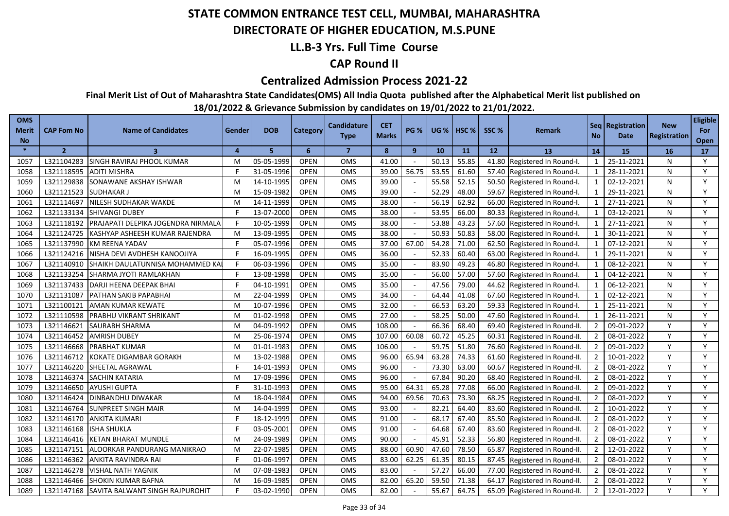# STATE COMMON ENTRANCE TEST CELL, MUMBAI, MAHARASHTRA

## DIRECTORATE OF HIGHER EDUCATION, M.S.PUNE

## LL.B-3 Yrs. Full Time Course

## CAP Round II

## Centralized Admission Process 2021-22

**Final Merit List of Out of Maharashtra State Candidates(OMS) All India Quota published after the Alphabetical Merit list published on 18/01/2022 & Grievance Submission by candidates on 19/01/2022 to 21/01/2022.**

| OMS Merit No | CAP Fom No | Name of Candidates | Gender | DOB | Category | Candidature Type | CET Marks | PG % | UG % | HSC % | SSC % | Remark | Seq No | Registration Date | New Registration | Eligible For Open |
|---|---|---|---|---|---|---|---|---|---|---|---|---|---|---|---|---|
| * | 2 | 3 | 4 | 5 | 6 | 7 | 8 | 9 | 10 | 11 | 12 | 13 | 14 | 15 | 16 | 17 |
| 1057 | L321104283 | SINGH RAVIRAJ PHOOL KUMAR | M | 05-05-1999 | OPEN | OMS | 41.00 | - | 50.13 | 55.85 | 41.80 | Registered In Round-I. | 1 | 25-11-2021 | N | Y |
| 1058 | L321118595 | ADITI MISHRA | F | 31-05-1996 | OPEN | OMS | 39.00 | 56.75 | 53.55 | 61.60 | 57.40 | Registered In Round-I. | 1 | 28-11-2021 | N | Y |
| 1059 | L321129838 | SONAWANE AKSHAY ISHWAR | M | 14-10-1995 | OPEN | OMS | 39.00 | - | 55.58 | 52.15 | 50.50 | Registered In Round-I. | 1 | 02-12-2021 | N | Y |
| 1060 | L321121523 | SUDHAKAR J | M | 15-09-1982 | OPEN | OMS | 39.00 | - | 52.29 | 48.00 | 59.67 | Registered In Round-I. | 1 | 29-11-2021 | N | Y |
| 1061 | L321114697 | NILESH SUDHAKAR WAKDE | M | 14-11-1999 | OPEN | OMS | 38.00 | - | 56.19 | 62.92 | 66.00 | Registered In Round-I. | 1 | 27-11-2021 | N | Y |
| 1062 | L321133134 | SHIVANGI DUBEY | F | 13-07-2000 | OPEN | OMS | 38.00 | - | 53.95 | 66.00 | 80.33 | Registered In Round-I. | 1 | 03-12-2021 | N | Y |
| 1063 | L321118192 | PRAJAPATI DEEPIKA JOGENDRA NIRMALA | F | 10-05-1999 | OPEN | OMS | 38.00 | - | 53.88 | 43.23 | 57.60 | Registered In Round-I. | 1 | 27-11-2021 | N | Y |
| 1064 | L321124725 | KASHYAP ASHEESH KUMAR RAJENDRA | M | 13-09-1995 | OPEN | OMS | 38.00 | - | 50.93 | 50.83 | 58.00 | Registered In Round-I. | 1 | 30-11-2021 | N | Y |
| 1065 | L321137990 | KM REENA YADAV | F | 05-07-1996 | OPEN | OMS | 37.00 | 67.00 | 54.28 | 71.00 | 62.50 | Registered In Round-I. | 1 | 07-12-2021 | N | Y |
| 1066 | L321124216 | NISHA DEVI AVDHESH KANOOJIYA | F | 16-09-1995 | OPEN | OMS | 36.00 | - | 52.33 | 60.40 | 63.00 | Registered In Round-I. | 1 | 29-11-2021 | N | Y |
| 1067 | L321140910 | SHAIKH DAULATUNNISA MOHAMMED KAI | F | 06-03-1996 | OPEN | OMS | 35.00 | - | 83.90 | 49.23 | 46.80 | Registered In Round-I. | 1 | 08-12-2021 | N | Y |
| 1068 | L321133254 | SHARMA JYOTI RAMLAKHAN | F | 13-08-1998 | OPEN | OMS | 35.00 | - | 56.00 | 57.00 | 57.60 | Registered In Round-I. | 1 | 04-12-2021 | N | Y |
| 1069 | L321137433 | DARJI HEENA DEEPAK BHAI | F | 04-10-1991 | OPEN | OMS | 35.00 | - | 47.56 | 79.00 | 44.62 | Registered In Round-I. | 1 | 06-12-2021 | N | Y |
| 1070 | L321131087 | PATHAN SAKIB PAPABHAI | M | 22-04-1999 | OPEN | OMS | 34.00 | - | 64.44 | 41.08 | 67.60 | Registered In Round-I. | 1 | 02-12-2021 | N | Y |
| 1071 | L321100121 | AMAN KUMAR KEWATE | M | 10-07-1996 | OPEN | OMS | 32.00 | - | 66.53 | 63.20 | 59.33 | Registered In Round-I. | 1 | 25-11-2021 | N | Y |
| 1072 | L321110598 | PRABHU VIKRANT SHRIKANT | M | 01-02-1998 | OPEN | OMS | 27.00 | - | 58.25 | 50.00 | 47.60 | Registered In Round-I. | 1 | 26-11-2021 | N | Y |
| 1073 | L321146621 | SAURABH SHARMA | M | 04-09-1992 | OPEN | OMS | 108.00 | - | 66.36 | 68.40 | 69.40 | Registered In Round-II. | 2 | 09-01-2022 | Y | Y |
| 1074 | L321146452 | AMRISH DUBEY | M | 25-06-1974 | OPEN | OMS | 107.00 | 60.08 | 60.72 | 45.25 | 60.31 | Registered In Round-II. | 2 | 08-01-2022 | Y | Y |
| 1075 | L321146668 | PRABHAT KUMAR | M | 01-01-1983 | OPEN | OMS | 106.00 | - | 59.75 | 51.80 | 76.60 | Registered In Round-II. | 2 | 09-01-2022 | Y | Y |
| 1076 | L321146712 | KOKATE DIGAMBAR GORAKH | M | 13-02-1988 | OPEN | OMS | 96.00 | 65.94 | 63.28 | 74.33 | 61.60 | Registered In Round-II. | 2 | 10-01-2022 | Y | Y |
| 1077 | L321146220 | SHEETAL AGRAWAL | F | 14-01-1993 | OPEN | OMS | 96.00 | - | 73.30 | 63.00 | 60.67 | Registered In Round-II. | 2 | 08-01-2022 | Y | Y |
| 1078 | L321146374 | SACHIN KATARIA | M | 17-09-1996 | OPEN | OMS | 96.00 | - | 67.84 | 90.20 | 68.40 | Registered In Round-II. | 2 | 08-01-2022 | Y | Y |
| 1079 | L321146650 | AYUSHI GUPTA | F | 31-10-1993 | OPEN | OMS | 95.00 | 64.31 | 65.28 | 77.08 | 66.00 | Registered In Round-II. | 2 | 09-01-2022 | Y | Y |
| 1080 | L321146424 | DINBANDHU DIWAKAR | M | 18-04-1984 | OPEN | OMS | 94.00 | 69.56 | 70.63 | 73.30 | 68.25 | Registered In Round-II. | 2 | 08-01-2022 | Y | Y |
| 1081 | L321146764 | SUNPREET SINGH MAIR | M | 14-04-1999 | OPEN | OMS | 93.00 | - | 82.21 | 64.40 | 83.60 | Registered In Round-II. | 2 | 10-01-2022 | Y | Y |
| 1082 | L321146170 | ANKITA KUMARI | F | 18-12-1999 | OPEN | OMS | 91.00 | - | 68.17 | 67.40 | 85.50 | Registered In Round-II. | 2 | 08-01-2022 | Y | Y |
| 1083 | L321146168 | ISHA SHUKLA | F | 03-05-2001 | OPEN | OMS | 91.00 | - | 64.68 | 67.40 | 83.60 | Registered In Round-II. | 2 | 08-01-2022 | Y | Y |
| 1084 | L321146416 | KETAN BHARAT MUNDLE | M | 24-09-1989 | OPEN | OMS | 90.00 | - | 45.91 | 52.33 | 56.80 | Registered In Round-II. | 2 | 08-01-2022 | Y | Y |
| 1085 | L321147151 | ALOORKAR PANDURANG MANIKRAO | M | 22-07-1985 | OPEN | OMS | 88.00 | 60.90 | 47.60 | 78.50 | 65.87 | Registered In Round-II. | 2 | 12-01-2022 | Y | Y |
| 1086 | L321146362 | ANKITA RAVINDRA RAI | F | 01-06-1997 | OPEN | OMS | 83.00 | 62.25 | 61.35 | 80.15 | 87.45 | Registered In Round-II. | 2 | 08-01-2022 | Y | Y |
| 1087 | L321146278 | VISHAL NATH YAGNIK | M | 07-08-1983 | OPEN | OMS | 83.00 | - | 57.27 | 66.00 | 77.00 | Registered In Round-II. | 2 | 08-01-2022 | Y | Y |
| 1088 | L321146466 | SHOKIN KUMAR BAFNA | M | 16-09-1985 | OPEN | OMS | 82.00 | 65.20 | 59.50 | 71.38 | 64.17 | Registered In Round-II. | 2 | 08-01-2022 | Y | Y |
| 1089 | L321147168 | SAVITA BALWANT SINGH RAJPUROHIT | F | 03-02-1990 | OPEN | OMS | 82.00 | - | 55.67 | 64.75 | 65.09 | Registered In Round-II. | 2 | 12-01-2022 | Y | Y |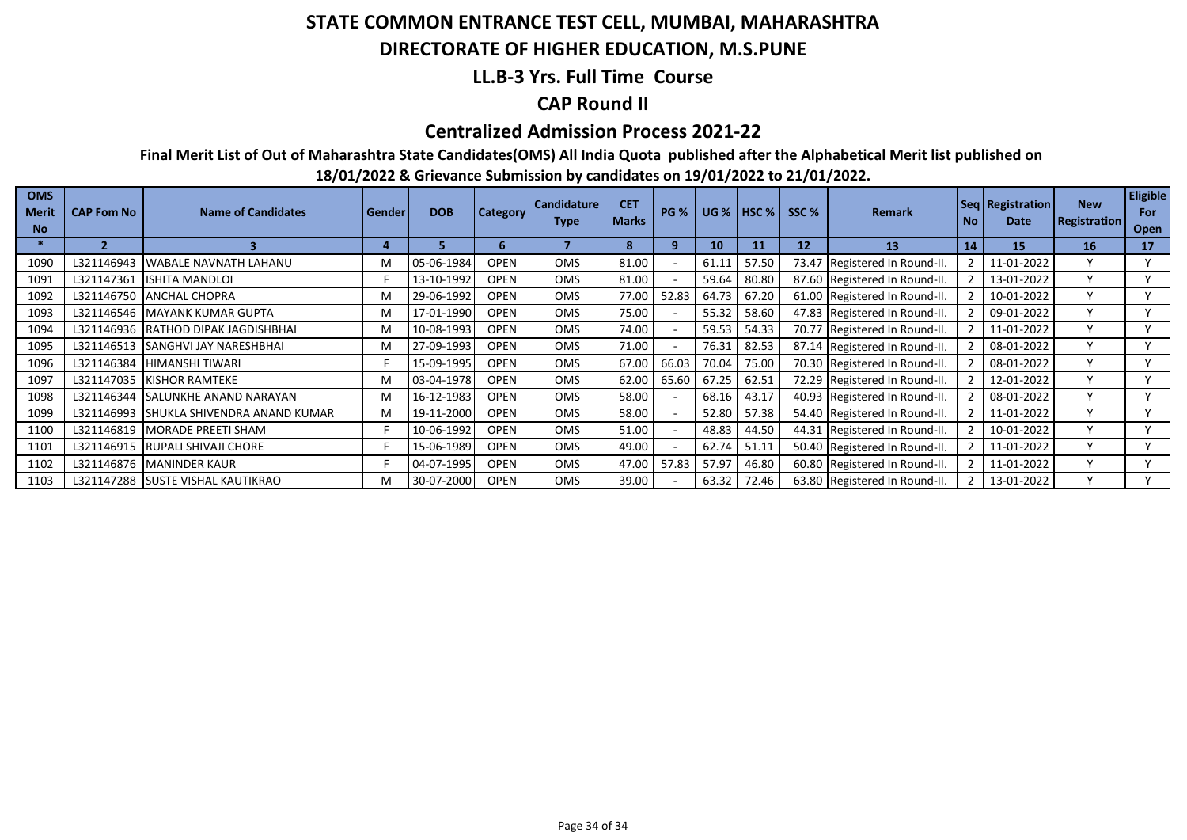# STATE COMMON ENTRANCE TEST CELL, MUMBAI, MAHARASHTRA

## DIRECTORATE OF HIGHER EDUCATION, M.S.PUNE

### LL.B-3 Yrs. Full Time Course

### CAP Round II

### Centralized Admission Process 2021-22

**Final Merit List of Out of Maharashtra State Candidates(OMS) All India Quota published after the Alphabetical Merit list published on 18/01/2022 & Grievance Submission by candidates on 19/01/2022 to 21/01/2022.**

| OMS Merit No | CAP Fom No | Name of Candidates | Gender | DOB | Category | Candidature Type | CET Marks | PG % | UG % | HSC % | SSC % | Remark | Seq No | Registration Date | New Registration | Eligible For Open |
|---|---|---|---|---|---|---|---|---|---|---|---|---|---|---|---|---|
| * | 2 | 3 | 4 | 5 | 6 | 7 | 8 | 9 | 10 | 11 | 12 | 13 | 14 | 15 | 16 | 17 |
| 1090 | L321146943 | WABALE NAVNATH LAHANU | M | 05-06-1984 | OPEN | OMS | 81.00 | - | 61.11 | 57.50 | 73.47 | Registered In Round-II. | 2 | 11-01-2022 | Y | Y |
| 1091 | L321147361 | ISHITA MANDLOI | F | 13-10-1992 | OPEN | OMS | 81.00 | - | 59.64 | 80.80 | 87.60 | Registered In Round-II. | 2 | 13-01-2022 | Y | Y |
| 1092 | L321146750 | ANCHAL CHOPRA | M | 29-06-1992 | OPEN | OMS | 77.00 | 52.83 | 64.73 | 67.20 | 61.00 | Registered In Round-II. | 2 | 10-01-2022 | Y | Y |
| 1093 | L321146546 | MAYANK KUMAR GUPTA | M | 17-01-1990 | OPEN | OMS | 75.00 | - | 55.32 | 58.60 | 47.83 | Registered In Round-II. | 2 | 09-01-2022 | Y | Y |
| 1094 | L321146936 | RATHOD DIPAK JAGDISHBHAI | M | 10-08-1993 | OPEN | OMS | 74.00 | - | 59.53 | 54.33 | 70.77 | Registered In Round-II. | 2 | 11-01-2022 | Y | Y |
| 1095 | L321146513 | SANGHVI JAY NARESHBHAI | M | 27-09-1993 | OPEN | OMS | 71.00 | - | 76.31 | 82.53 | 87.14 | Registered In Round-II. | 2 | 08-01-2022 | Y | Y |
| 1096 | L321146384 | HIMANSHI TIWARI | F | 15-09-1995 | OPEN | OMS | 67.00 | 66.03 | 70.04 | 75.00 | 70.30 | Registered In Round-II. | 2 | 08-01-2022 | Y | Y |
| 1097 | L321147035 | KISHOR RAMTEKE | M | 03-04-1978 | OPEN | OMS | 62.00 | 65.60 | 67.25 | 62.51 | 72.29 | Registered In Round-II. | 2 | 12-01-2022 | Y | Y |
| 1098 | L321146344 | SALUNKHE ANAND NARAYAN | M | 16-12-1983 | OPEN | OMS | 58.00 | - | 68.16 | 43.17 | 40.93 | Registered In Round-II. | 2 | 08-01-2022 | Y | Y |
| 1099 | L321146993 | SHUKLA SHIVENDRA ANAND KUMAR | M | 19-11-2000 | OPEN | OMS | 58.00 | - | 52.80 | 57.38 | 54.40 | Registered In Round-II. | 2 | 11-01-2022 | Y | Y |
| 1100 | L321146819 | MORADE PREETI SHAM | F | 10-06-1992 | OPEN | OMS | 51.00 | - | 48.83 | 44.50 | 44.31 | Registered In Round-II. | 2 | 10-01-2022 | Y | Y |
| 1101 | L321146915 | RUPALI SHIVAJI CHORE | F | 15-06-1989 | OPEN | OMS | 49.00 | - | 62.74 | 51.11 | 50.40 | Registered In Round-II. | 2 | 11-01-2022 | Y | Y |
| 1102 | L321146876 | MANINDER KAUR | F | 04-07-1995 | OPEN | OMS | 47.00 | 57.83 | 57.97 | 46.80 | 60.80 | Registered In Round-II. | 2 | 11-01-2022 | Y | Y |
| 1103 | L321147288 | SUSTE VISHAL KAUTIKRAO | M | 30-07-2000 | OPEN | OMS | 39.00 | - | 63.32 | 72.46 | 63.80 | Registered In Round-II. | 2 | 13-01-2022 | Y | Y |